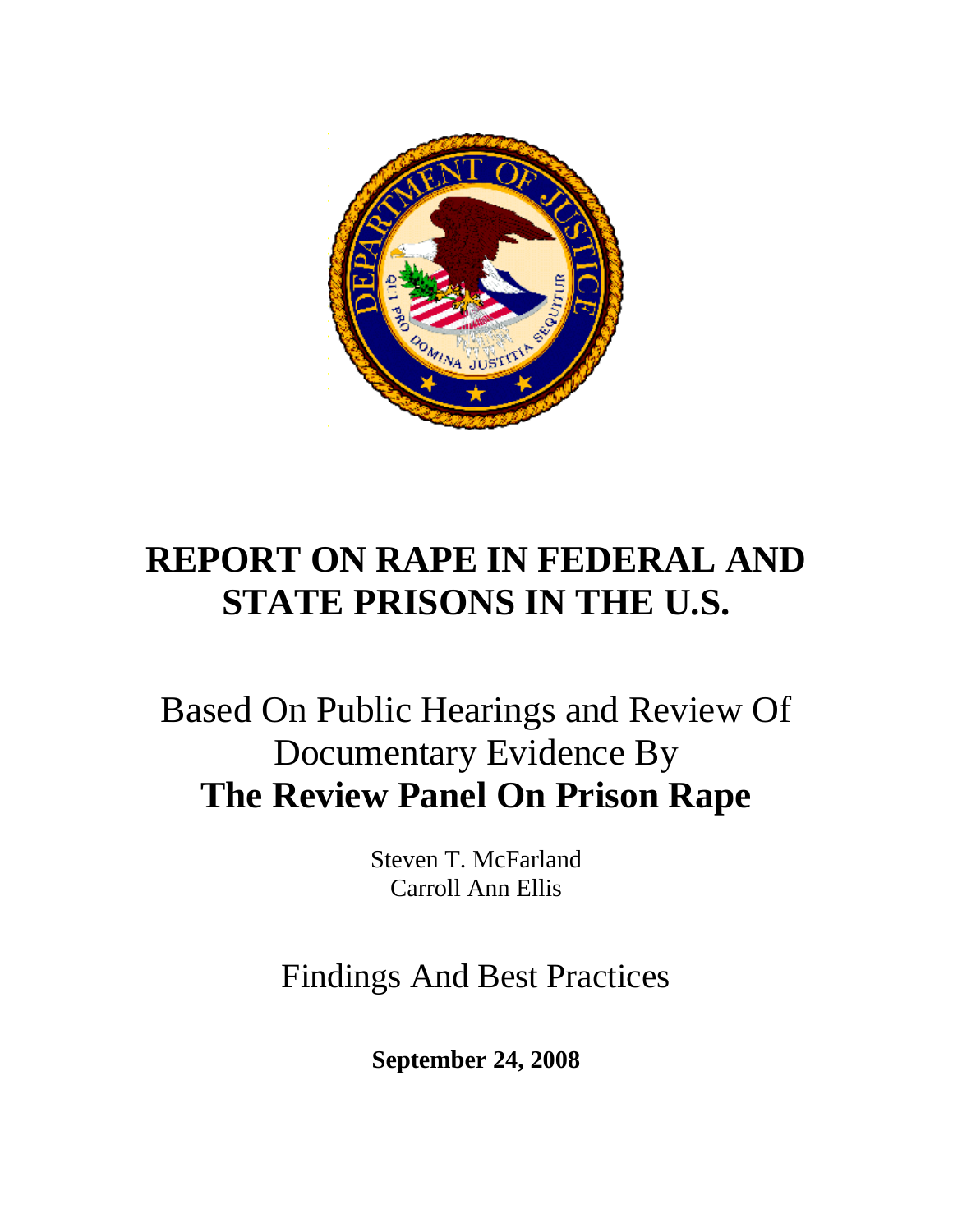# REPORT ON RAPE IN FEDERAL AND STATE PRISONS IN THE U.S.

Based On Public Hearings and Review Of Documentary Evidence By

**The Review Panel On Prison Rape**

Steven T. McFarland

Carroll Ann Ellis

Findings And Best Practices

**September 24, 2008**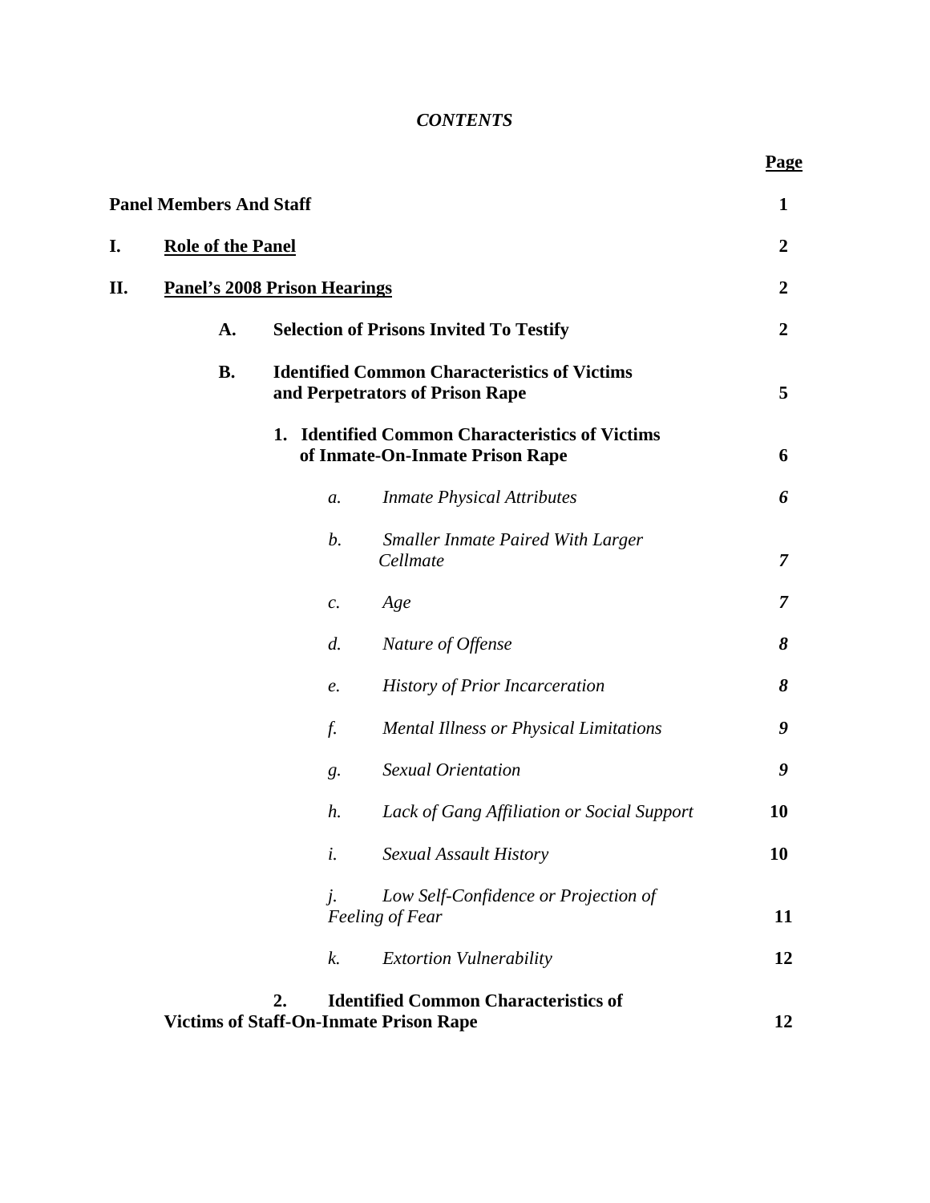*CONTENTS*

| | Page |
|---|---|
| **Panel Members And Staff** | **1** |
| **I. Role of the Panel** | **2** |
| **II. Panel's 2008 Prison Hearings** | **2** |
| **A. Selection of Prisons Invited To Testify** | **2** |
| **B. Identified Common Characteristics of Victims and Perpetrators of Prison Rape** | **5** |
| **1. Identified Common Characteristics of Victims of Inmate-On-Inmate Prison Rape** | **6** |
| *a. Inmate Physical Attributes* | ***6*** |
| *b. Smaller Inmate Paired With Larger Cellmate* | ***7*** |
| *c. Age* | ***7*** |
| *d. Nature of Offense* | ***8*** |
| *e. History of Prior Incarceration* | ***8*** |
| *f. Mental Illness or Physical Limitations* | ***9*** |
| *g. Sexual Orientation* | ***9*** |
| *h. Lack of Gang Affiliation or Social Support* | **10** |
| *i. Sexual Assault History* | **10** |
| *j. Low Self-Confidence or Projection of Feeling of Fear* | **11** |
| *k. Extortion Vulnerability* | **12** |
| **2. Identified Common Characteristics of Victims of Staff-On-Inmate Prison Rape** | **12** |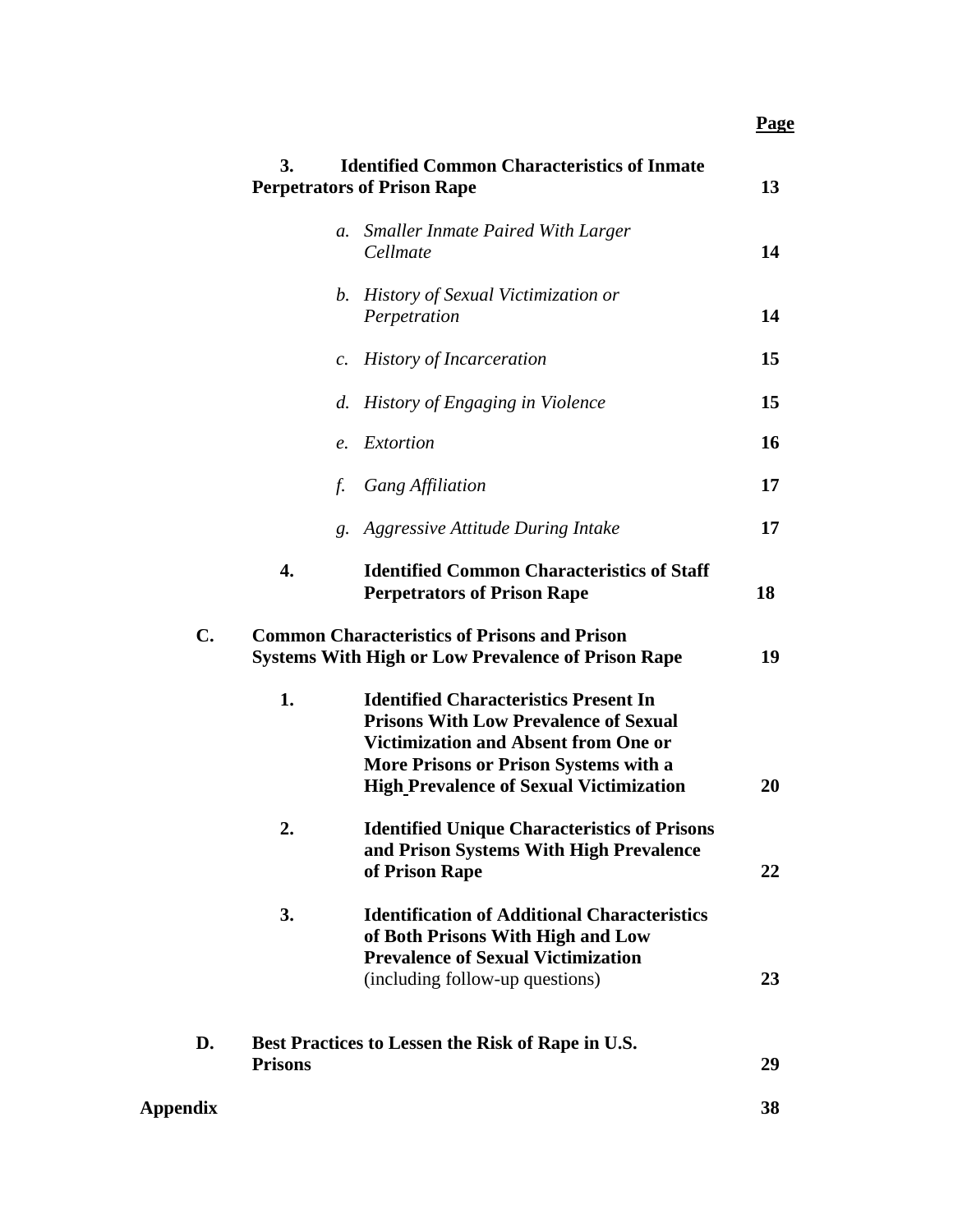| | Page |
|---|---|
| **3. Identified Common Characteristics of Inmate Perpetrators of Prison Rape** | **13** |
| *a. Smaller Inmate Paired With Larger Cellmate* | **14** |
| *b. History of Sexual Victimization or Perpetration* | **14** |
| *c. History of Incarceration* | **15** |
| *d. History of Engaging in Violence* | **15** |
| *e. Extortion* | **16** |
| *f. Gang Affiliation* | **17** |
| *g. Aggressive Attitude During Intake* | **17** |
| **4. Identified Common Characteristics of Staff Perpetrators of Prison Rape** | **18** |
| **C. Common Characteristics of Prisons and Prison Systems With High or Low Prevalence of Prison Rape** | **19** |
| **1. Identified Characteristics Present In Prisons With Low Prevalence of Sexual Victimization and Absent from One or More Prisons or Prison Systems with a High Prevalence of Sexual Victimization** | **20** |
| **2. Identified Unique Characteristics of Prisons and Prison Systems With High Prevalence of Prison Rape** | **22** |
| **3. Identification of Additional Characteristics of Both Prisons With High and Low Prevalence of Sexual Victimization** (including follow-up questions) | **23** |
| **D. Best Practices to Lessen the Risk of Rape in U.S. Prisons** | **29** |
| **Appendix** | **38** |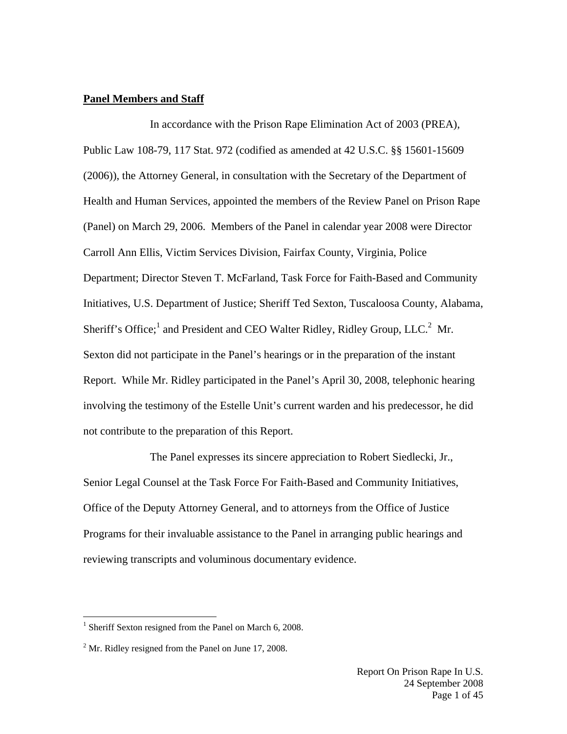**Panel Members and Staff**

In accordance with the Prison Rape Elimination Act of 2003 (PREA), Public Law 108-79, 117 Stat. 972 (codified as amended at 42 U.S.C. §§ 15601-15609 (2006)), the Attorney General, in consultation with the Secretary of the Department of Health and Human Services, appointed the members of the Review Panel on Prison Rape (Panel) on March 29, 2006. Members of the Panel in calendar year 2008 were Director Carroll Ann Ellis, Victim Services Division, Fairfax County, Virginia, Police Department; Director Steven T. McFarland, Task Force for Faith-Based and Community Initiatives, U.S. Department of Justice; Sheriff Ted Sexton, Tuscaloosa County, Alabama, Sheriff's Office;[1] and President and CEO Walter Ridley, Ridley Group, LLC.[2] Mr. Sexton did not participate in the Panel's hearings or in the preparation of the instant Report. While Mr. Ridley participated in the Panel's April 30, 2008, telephonic hearing involving the testimony of the Estelle Unit's current warden and his predecessor, he did not contribute to the preparation of this Report.

The Panel expresses its sincere appreciation to Robert Siedlecki, Jr., Senior Legal Counsel at the Task Force For Faith-Based and Community Initiatives, Office of the Deputy Attorney General, and to attorneys from the Office of Justice Programs for their invaluable assistance to the Panel in arranging public hearings and reviewing transcripts and voluminous documentary evidence.

---

[1] Sheriff Sexton resigned from the Panel on March 6, 2008.

[2] Mr. Ridley resigned from the Panel on June 17, 2008.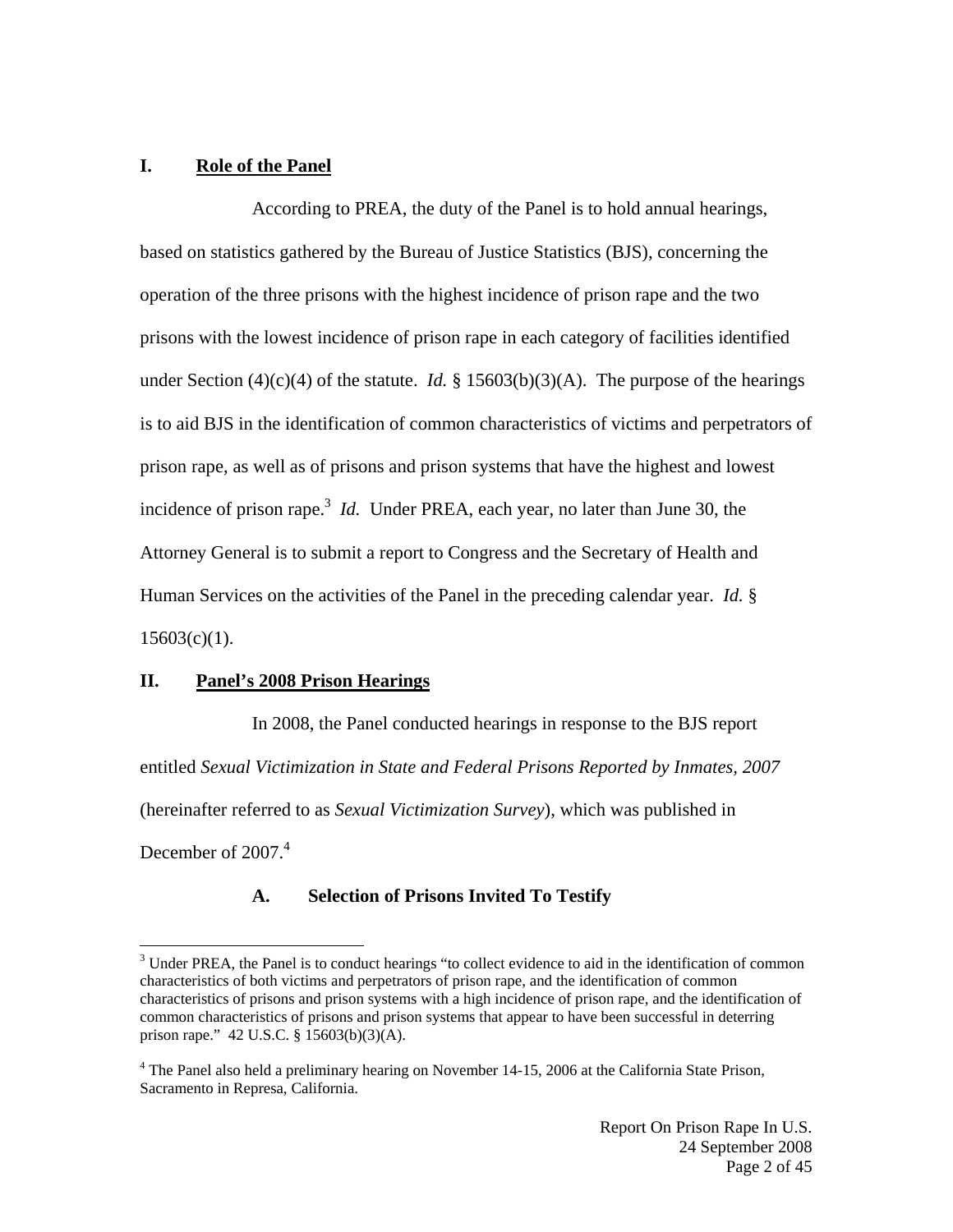## I. Role of the Panel

According to PREA, the duty of the Panel is to hold annual hearings, based on statistics gathered by the Bureau of Justice Statistics (BJS), concerning the operation of the three prisons with the highest incidence of prison rape and the two prisons with the lowest incidence of prison rape in each category of facilities identified under Section (4)(c)(4) of the statute. *Id.* § 15603(b)(3)(A). The purpose of the hearings is to aid BJS in the identification of common characteristics of victims and perpetrators of prison rape, as well as of prisons and prison systems that have the highest and lowest incidence of prison rape.[3] *Id.* Under PREA, each year, no later than June 30, the Attorney General is to submit a report to Congress and the Secretary of Health and Human Services on the activities of the Panel in the preceding calendar year. *Id.* § 15603(c)(1).

## II. Panel's 2008 Prison Hearings

In 2008, the Panel conducted hearings in response to the BJS report entitled *Sexual Victimization in State and Federal Prisons Reported by Inmates, 2007* (hereinafter referred to as *Sexual Victimization Survey*), which was published in December of 2007.[4]

### A. Selection of Prisons Invited To Testify

---

[3] Under PREA, the Panel is to conduct hearings "to collect evidence to aid in the identification of common characteristics of both victims and perpetrators of prison rape, and the identification of common characteristics of prisons and prison systems with a high incidence of prison rape, and the identification of common characteristics of prisons and prison systems that appear to have been successful in deterring prison rape." 42 U.S.C. § 15603(b)(3)(A).

[4] The Panel also held a preliminary hearing on November 14-15, 2006 at the California State Prison, Sacramento in Represa, California.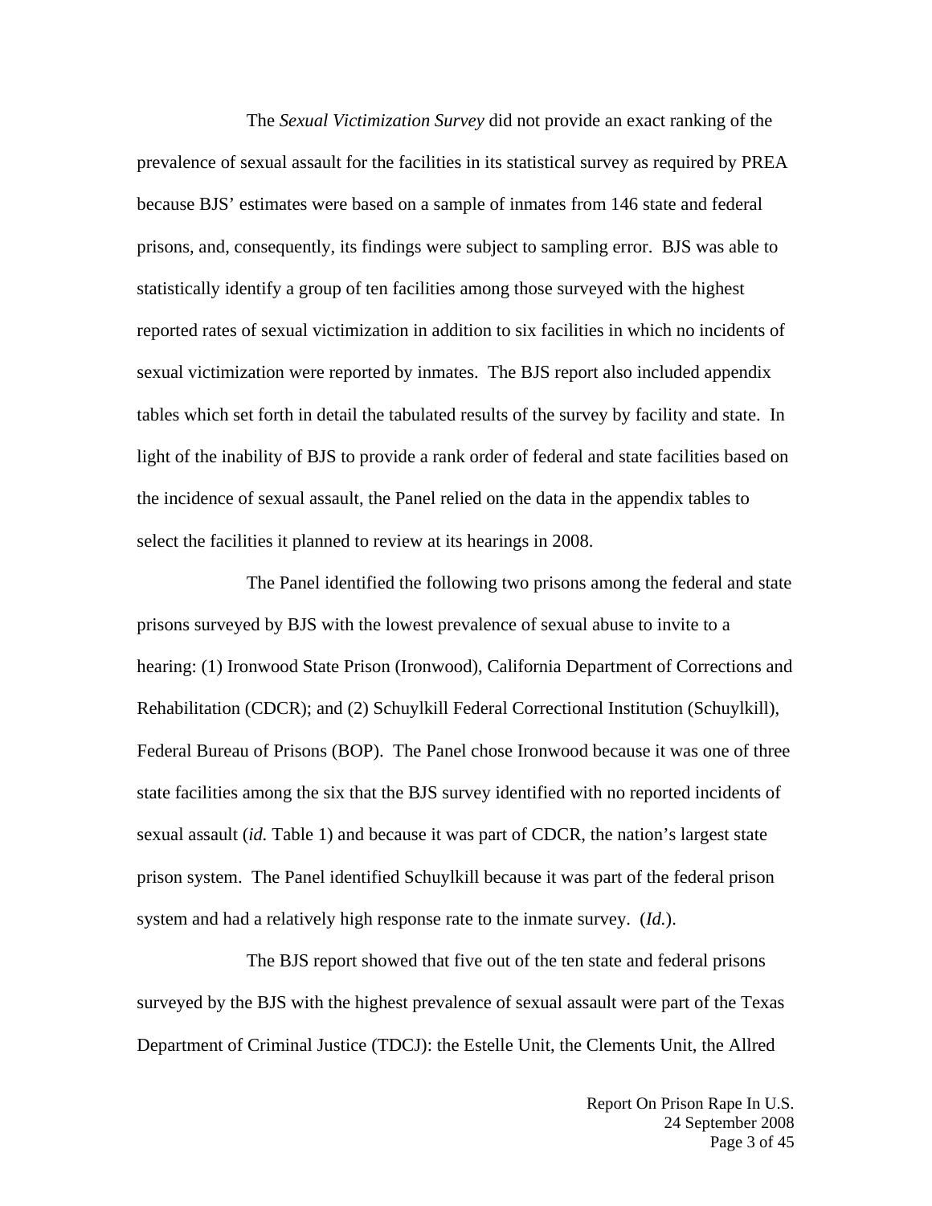The *Sexual Victimization Survey* did not provide an exact ranking of the prevalence of sexual assault for the facilities in its statistical survey as required by PREA because BJS' estimates were based on a sample of inmates from 146 state and federal prisons, and, consequently, its findings were subject to sampling error. BJS was able to statistically identify a group of ten facilities among those surveyed with the highest reported rates of sexual victimization in addition to six facilities in which no incidents of sexual victimization were reported by inmates. The BJS report also included appendix tables which set forth in detail the tabulated results of the survey by facility and state. In light of the inability of BJS to provide a rank order of federal and state facilities based on the incidence of sexual assault, the Panel relied on the data in the appendix tables to select the facilities it planned to review at its hearings in 2008.

The Panel identified the following two prisons among the federal and state prisons surveyed by BJS with the lowest prevalence of sexual abuse to invite to a hearing: (1) Ironwood State Prison (Ironwood), California Department of Corrections and Rehabilitation (CDCR); and (2) Schuylkill Federal Correctional Institution (Schuylkill), Federal Bureau of Prisons (BOP). The Panel chose Ironwood because it was one of three state facilities among the six that the BJS survey identified with no reported incidents of sexual assault (*id.* Table 1) and because it was part of CDCR, the nation's largest state prison system. The Panel identified Schuylkill because it was part of the federal prison system and had a relatively high response rate to the inmate survey. (*Id.*).

The BJS report showed that five out of the ten state and federal prisons surveyed by the BJS with the highest prevalence of sexual assault were part of the Texas Department of Criminal Justice (TDCJ): the Estelle Unit, the Clements Unit, the Allred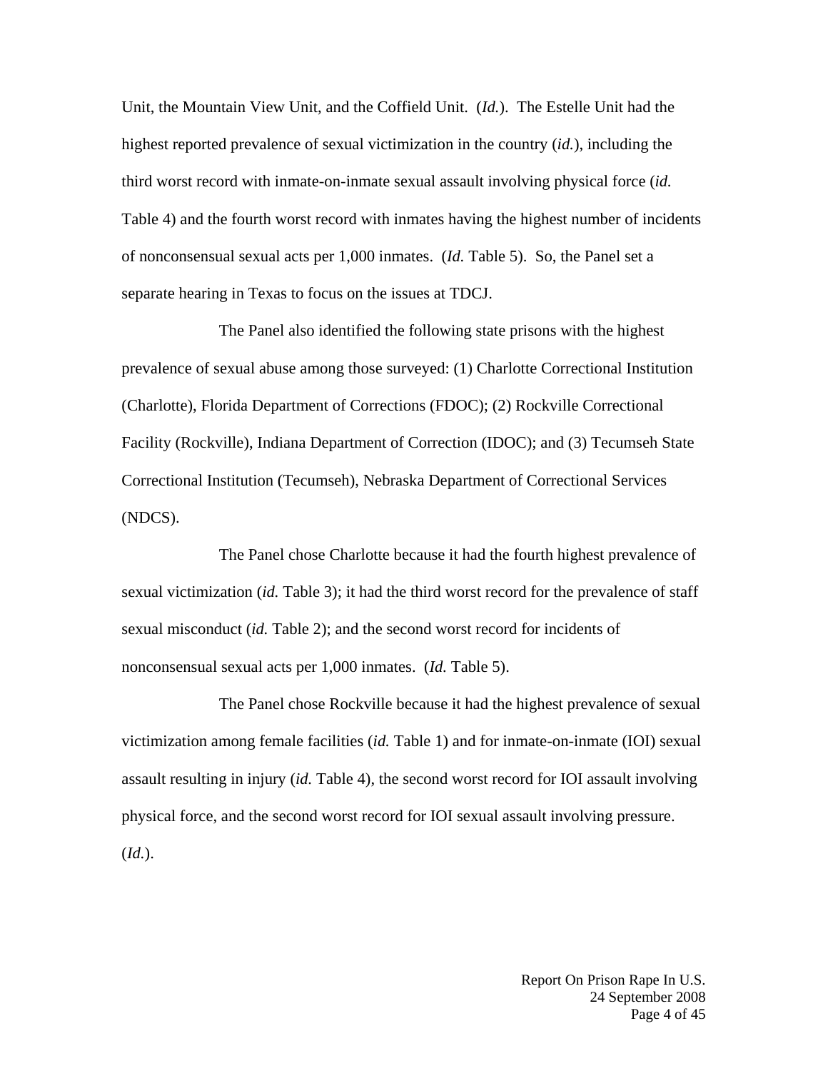Unit, the Mountain View Unit, and the Coffield Unit. (*Id.*). The Estelle Unit had the highest reported prevalence of sexual victimization in the country (*id.*), including the third worst record with inmate-on-inmate sexual assault involving physical force (*id.* Table 4) and the fourth worst record with inmates having the highest number of incidents of nonconsensual sexual acts per 1,000 inmates. (*Id.* Table 5). So, the Panel set a separate hearing in Texas to focus on the issues at TDCJ.

The Panel also identified the following state prisons with the highest prevalence of sexual abuse among those surveyed: (1) Charlotte Correctional Institution (Charlotte), Florida Department of Corrections (FDOC); (2) Rockville Correctional Facility (Rockville), Indiana Department of Correction (IDOC); and (3) Tecumseh State Correctional Institution (Tecumseh), Nebraska Department of Correctional Services (NDCS).

The Panel chose Charlotte because it had the fourth highest prevalence of sexual victimization (*id.* Table 3); it had the third worst record for the prevalence of staff sexual misconduct (*id.* Table 2); and the second worst record for incidents of nonconsensual sexual acts per 1,000 inmates. (*Id.* Table 5).

The Panel chose Rockville because it had the highest prevalence of sexual victimization among female facilities (*id.* Table 1) and for inmate-on-inmate (IOI) sexual assault resulting in injury (*id.* Table 4), the second worst record for IOI assault involving physical force, and the second worst record for IOI sexual assault involving pressure. (*Id.*).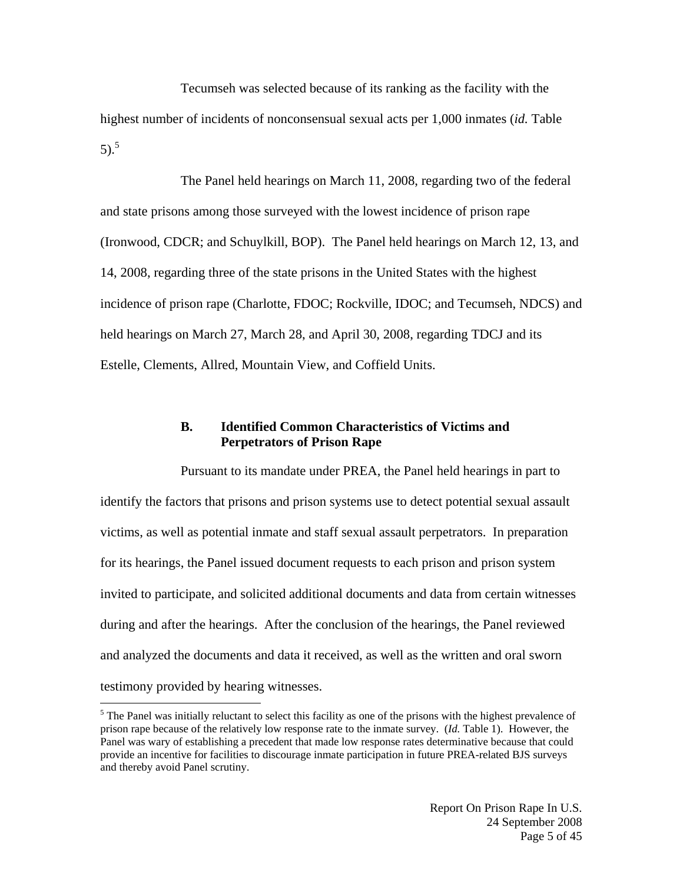Tecumseh was selected because of its ranking as the facility with the highest number of incidents of nonconsensual sexual acts per 1,000 inmates (*id.* Table 5).[5]

The Panel held hearings on March 11, 2008, regarding two of the federal and state prisons among those surveyed with the lowest incidence of prison rape (Ironwood, CDCR; and Schuylkill, BOP). The Panel held hearings on March 12, 13, and 14, 2008, regarding three of the state prisons in the United States with the highest incidence of prison rape (Charlotte, FDOC; Rockville, IDOC; and Tecumseh, NDCS) and held hearings on March 27, March 28, and April 30, 2008, regarding TDCJ and its Estelle, Clements, Allred, Mountain View, and Coffield Units.

### B. Identified Common Characteristics of Victims and Perpetrators of Prison Rape

Pursuant to its mandate under PREA, the Panel held hearings in part to identify the factors that prisons and prison systems use to detect potential sexual assault victims, as well as potential inmate and staff sexual assault perpetrators. In preparation for its hearings, the Panel issued document requests to each prison and prison system invited to participate, and solicited additional documents and data from certain witnesses during and after the hearings. After the conclusion of the hearings, the Panel reviewed and analyzed the documents and data it received, as well as the written and oral sworn testimony provided by hearing witnesses.

---

[5] The Panel was initially reluctant to select this facility as one of the prisons with the highest prevalence of prison rape because of the relatively low response rate to the inmate survey. (*Id.* Table 1). However, the Panel was wary of establishing a precedent that made low response rates determinative because that could provide an incentive for facilities to discourage inmate participation in future PREA-related BJS surveys and thereby avoid Panel scrutiny.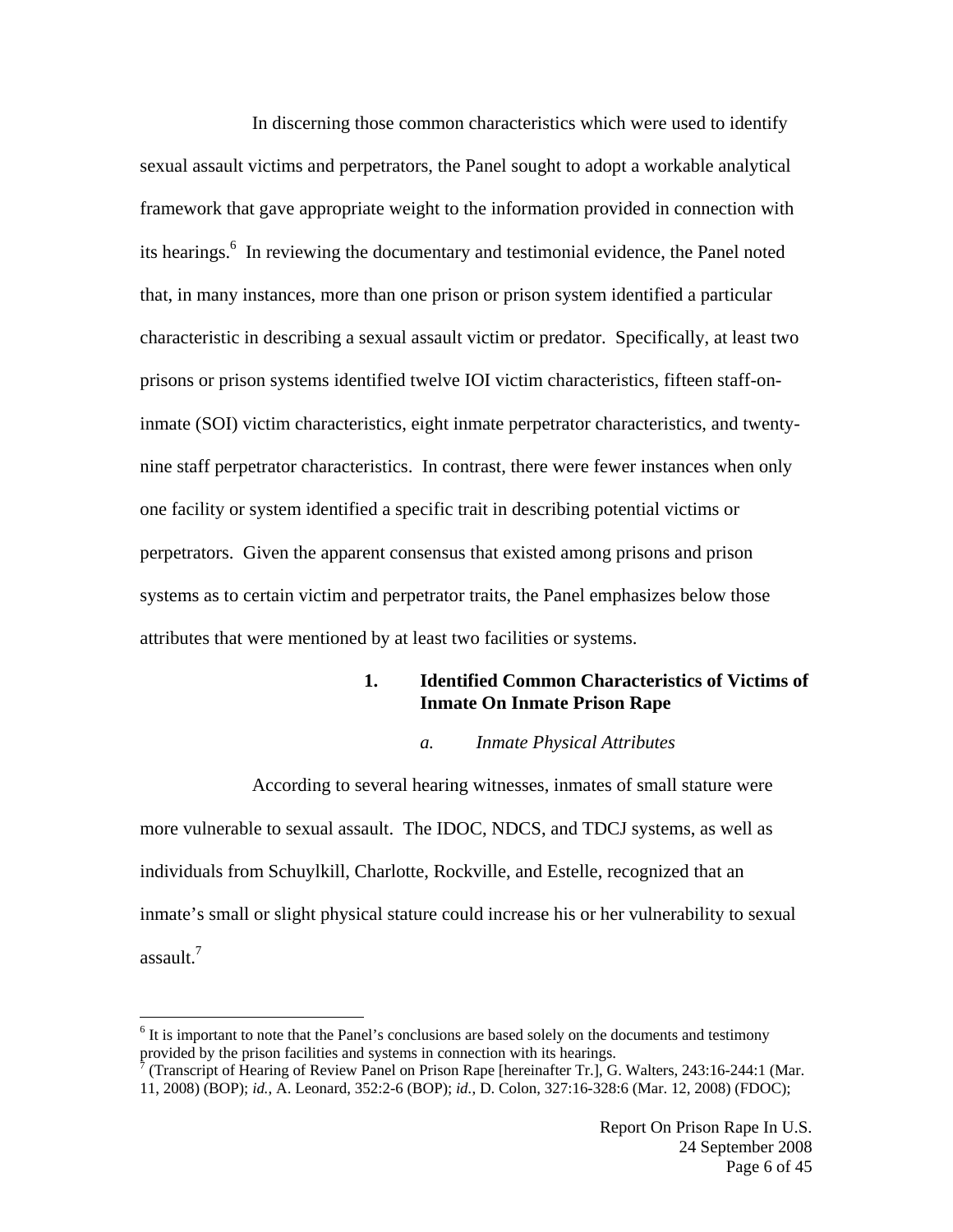In discerning those common characteristics which were used to identify sexual assault victims and perpetrators, the Panel sought to adopt a workable analytical framework that gave appropriate weight to the information provided in connection with its hearings.[6] In reviewing the documentary and testimonial evidence, the Panel noted that, in many instances, more than one prison or prison system identified a particular characteristic in describing a sexual assault victim or predator. Specifically, at least two prisons or prison systems identified twelve IOI victim characteristics, fifteen staff-on-inmate (SOI) victim characteristics, eight inmate perpetrator characteristics, and twenty-nine staff perpetrator characteristics. In contrast, there were fewer instances when only one facility or system identified a specific trait in describing potential victims or perpetrators. Given the apparent consensus that existed among prisons and prison systems as to certain victim and perpetrator traits, the Panel emphasizes below those attributes that were mentioned by at least two facilities or systems.

### 1. Identified Common Characteristics of Victims of Inmate On Inmate Prison Rape

#### *a. Inmate Physical Attributes*

According to several hearing witnesses, inmates of small stature were more vulnerable to sexual assault. The IDOC, NDCS, and TDCJ systems, as well as individuals from Schuylkill, Charlotte, Rockville, and Estelle, recognized that an inmate's small or slight physical stature could increase his or her vulnerability to sexual assault.[7]

---

[6] It is important to note that the Panel's conclusions are based solely on the documents and testimony provided by the prison facilities and systems in connection with its hearings.

[7] (Transcript of Hearing of Review Panel on Prison Rape [hereinafter Tr.], G. Walters, 243:16-244:1 (Mar. 11, 2008) (BOP); *id.*, A. Leonard, 352:2-6 (BOP); *id.*, D. Colon, 327:16-328:6 (Mar. 12, 2008) (FDOC);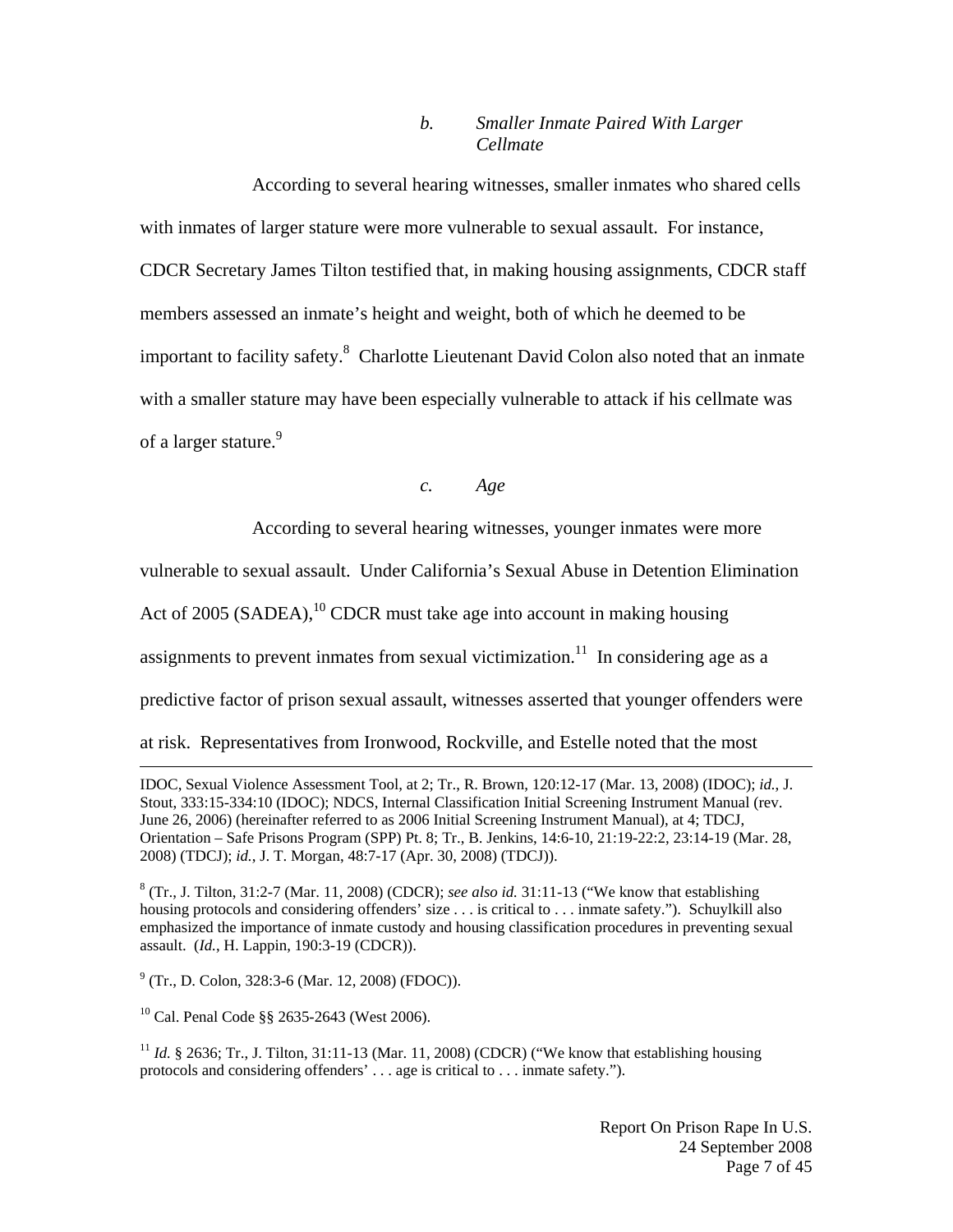*b. Smaller Inmate Paired With Larger Cellmate*

According to several hearing witnesses, smaller inmates who shared cells with inmates of larger stature were more vulnerable to sexual assault. For instance, CDCR Secretary James Tilton testified that, in making housing assignments, CDCR staff members assessed an inmate's height and weight, both of which he deemed to be important to facility safety.[8] Charlotte Lieutenant David Colon also noted that an inmate with a smaller stature may have been especially vulnerable to attack if his cellmate was of a larger stature.[9]

*c. Age*

According to several hearing witnesses, younger inmates were more vulnerable to sexual assault. Under California's Sexual Abuse in Detention Elimination Act of 2005 (SADEA),[10] CDCR must take age into account in making housing assignments to prevent inmates from sexual victimization.[11] In considering age as a predictive factor of prison sexual assault, witnesses asserted that younger offenders were at risk. Representatives from Ironwood, Rockville, and Estelle noted that the most

---

IDOC, Sexual Violence Assessment Tool, at 2; Tr., R. Brown, 120:12-17 (Mar. 13, 2008) (IDOC); *id.*, J. Stout, 333:15-334:10 (IDOC); NDCS, Internal Classification Initial Screening Instrument Manual (rev. June 26, 2006) (hereinafter referred to as 2006 Initial Screening Instrument Manual), at 4; TDCJ, Orientation – Safe Prisons Program (SPP) Pt. 8; Tr., B. Jenkins, 14:6-10, 21:19-22:2, 23:14-19 (Mar. 28, 2008) (TDCJ); *id.*, J. T. Morgan, 48:7-17 (Apr. 30, 2008) (TDCJ)).

[8] (Tr., J. Tilton, 31:2-7 (Mar. 11, 2008) (CDCR); *see also id.* 31:11-13 ("We know that establishing housing protocols and considering offenders' size . . . is critical to . . . inmate safety."). Schuylkill also emphasized the importance of inmate custody and housing classification procedures in preventing sexual assault. (*Id.*, H. Lappin, 190:3-19 (CDCR)).

[9] (Tr., D. Colon, 328:3-6 (Mar. 12, 2008) (FDOC)).

[10] Cal. Penal Code §§ 2635-2643 (West 2006).

[11] *Id.* § 2636; Tr., J. Tilton, 31:11-13 (Mar. 11, 2008) (CDCR) ("We know that establishing housing protocols and considering offenders' . . . age is critical to . . . inmate safety.").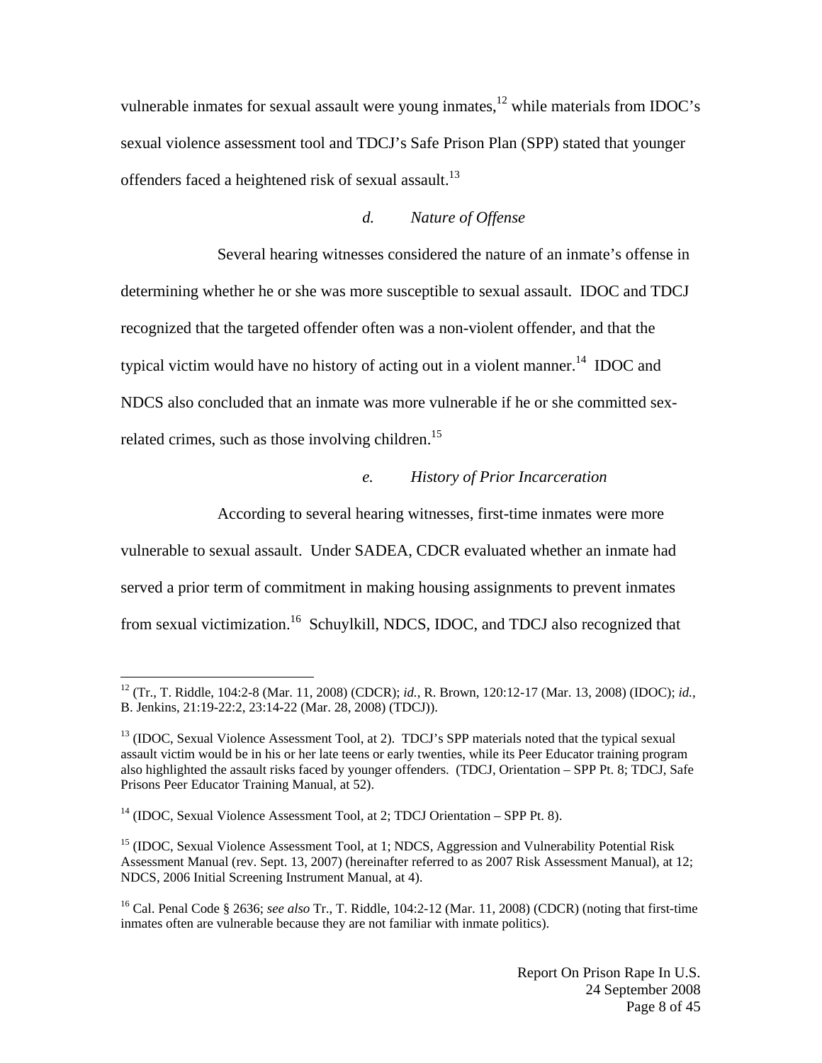vulnerable inmates for sexual assault were young inmates,[12] while materials from IDOC's sexual violence assessment tool and TDCJ's Safe Prison Plan (SPP) stated that younger offenders faced a heightened risk of sexual assault.[13]

*d. Nature of Offense*

Several hearing witnesses considered the nature of an inmate's offense in determining whether he or she was more susceptible to sexual assault. IDOC and TDCJ recognized that the targeted offender often was a non-violent offender, and that the typical victim would have no history of acting out in a violent manner.[14] IDOC and NDCS also concluded that an inmate was more vulnerable if he or she committed sex-related crimes, such as those involving children.[15]

*e. History of Prior Incarceration*

According to several hearing witnesses, first-time inmates were more vulnerable to sexual assault. Under SADEA, CDCR evaluated whether an inmate had served a prior term of commitment in making housing assignments to prevent inmates from sexual victimization.[16] Schuylkill, NDCS, IDOC, and TDCJ also recognized that

---

[12] (Tr., T. Riddle, 104:2-8 (Mar. 11, 2008) (CDCR); *id.*, R. Brown, 120:12-17 (Mar. 13, 2008) (IDOC); *id.*, B. Jenkins, 21:19-22:2, 23:14-22 (Mar. 28, 2008) (TDCJ)).

[13] (IDOC, Sexual Violence Assessment Tool, at 2). TDCJ's SPP materials noted that the typical sexual assault victim would be in his or her late teens or early twenties, while its Peer Educator training program also highlighted the assault risks faced by younger offenders. (TDCJ, Orientation – SPP Pt. 8; TDCJ, Safe Prisons Peer Educator Training Manual, at 52).

[14] (IDOC, Sexual Violence Assessment Tool, at 2; TDCJ Orientation – SPP Pt. 8).

[15] (IDOC, Sexual Violence Assessment Tool, at 1; NDCS, Aggression and Vulnerability Potential Risk Assessment Manual (rev. Sept. 13, 2007) (hereinafter referred to as 2007 Risk Assessment Manual), at 12; NDCS, 2006 Initial Screening Instrument Manual, at 4).

[16] Cal. Penal Code § 2636; *see also* Tr., T. Riddle, 104:2-12 (Mar. 11, 2008) (CDCR) (noting that first-time inmates often are vulnerable because they are not familiar with inmate politics).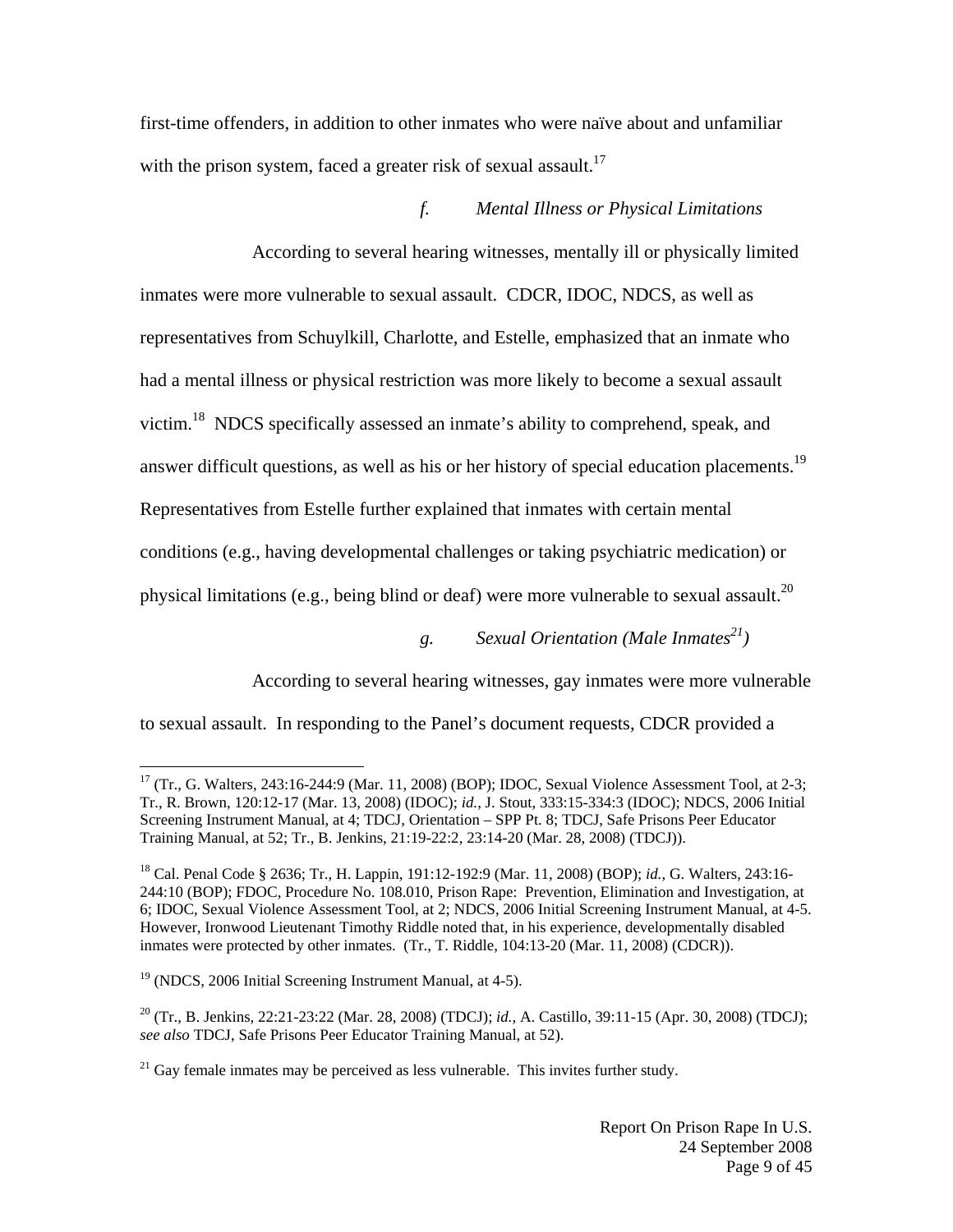first-time offenders, in addition to other inmates who were naïve about and unfamiliar with the prison system, faced a greater risk of sexual assault.[17]

#### *f. Mental Illness or Physical Limitations*

According to several hearing witnesses, mentally ill or physically limited inmates were more vulnerable to sexual assault. CDCR, IDOC, NDCS, as well as representatives from Schuylkill, Charlotte, and Estelle, emphasized that an inmate who had a mental illness or physical restriction was more likely to become a sexual assault victim.[18] NDCS specifically assessed an inmate's ability to comprehend, speak, and answer difficult questions, as well as his or her history of special education placements.[19] Representatives from Estelle further explained that inmates with certain mental conditions (e.g., having developmental challenges or taking psychiatric medication) or physical limitations (e.g., being blind or deaf) were more vulnerable to sexual assault.[20]

#### *g. Sexual Orientation (Male Inmates[21])*

According to several hearing witnesses, gay inmates were more vulnerable to sexual assault. In responding to the Panel's document requests, CDCR provided a

---

[17] (Tr., G. Walters, 243:16-244:9 (Mar. 11, 2008) (BOP); IDOC, Sexual Violence Assessment Tool, at 2-3; Tr., R. Brown, 120:12-17 (Mar. 13, 2008) (IDOC); *id.*, J. Stout, 333:15-334:3 (IDOC); NDCS, 2006 Initial Screening Instrument Manual, at 4; TDCJ, Orientation – SPP Pt. 8; TDCJ, Safe Prisons Peer Educator Training Manual, at 52; Tr., B. Jenkins, 21:19-22:2, 23:14-20 (Mar. 28, 2008) (TDCJ)).

[18] Cal. Penal Code § 2636; Tr., H. Lappin, 191:12-192:9 (Mar. 11, 2008) (BOP); *id.*, G. Walters, 243:16-244:10 (BOP); FDOC, Procedure No. 108.010, Prison Rape: Prevention, Elimination and Investigation, at 6; IDOC, Sexual Violence Assessment Tool, at 2; NDCS, 2006 Initial Screening Instrument Manual, at 4-5. However, Ironwood Lieutenant Timothy Riddle noted that, in his experience, developmentally disabled inmates were protected by other inmates. (Tr., T. Riddle, 104:13-20 (Mar. 11, 2008) (CDCR)).

[19] (NDCS, 2006 Initial Screening Instrument Manual, at 4-5).

[20] (Tr., B. Jenkins, 22:21-23:22 (Mar. 28, 2008) (TDCJ); *id.*, A. Castillo, 39:11-15 (Apr. 30, 2008) (TDCJ); *see also* TDCJ, Safe Prisons Peer Educator Training Manual, at 52).

[21] Gay female inmates may be perceived as less vulnerable. This invites further study.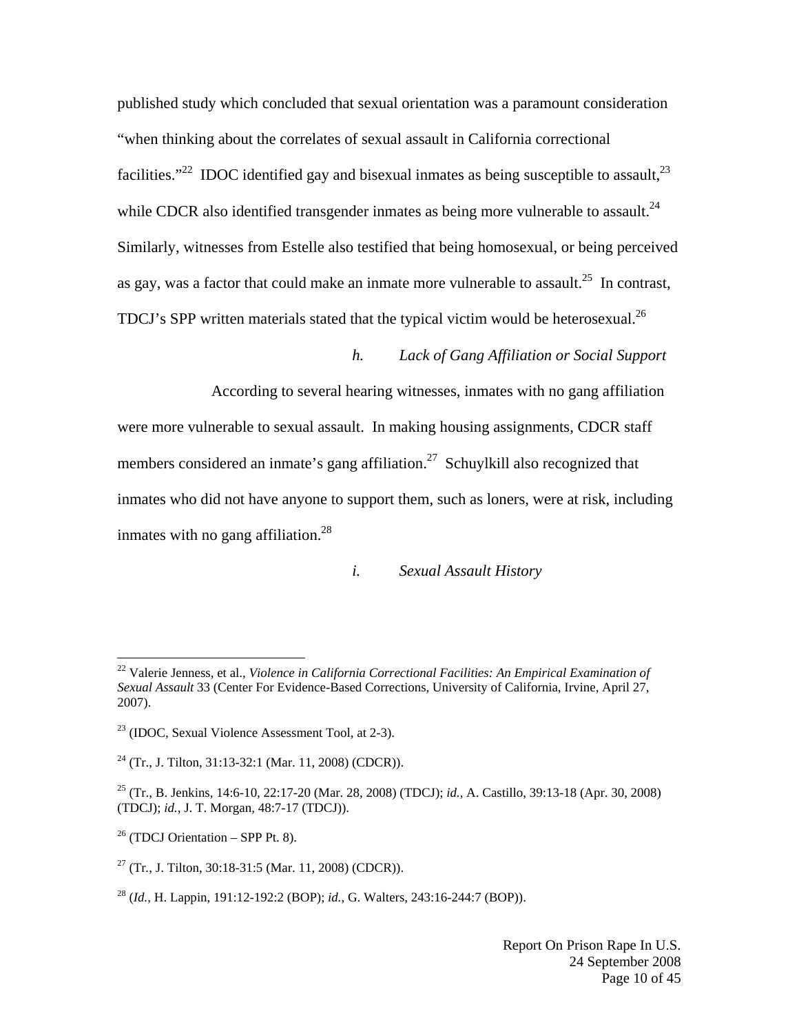published study which concluded that sexual orientation was a paramount consideration "when thinking about the correlates of sexual assault in California correctional facilities."[22] IDOC identified gay and bisexual inmates as being susceptible to assault,[23] while CDCR also identified transgender inmates as being more vulnerable to assault.[24] Similarly, witnesses from Estelle also testified that being homosexual, or being perceived as gay, was a factor that could make an inmate more vulnerable to assault.[25] In contrast, TDCJ's SPP written materials stated that the typical victim would be heterosexual.[26]

#### *h. Lack of Gang Affiliation or Social Support*

According to several hearing witnesses, inmates with no gang affiliation were more vulnerable to sexual assault. In making housing assignments, CDCR staff members considered an inmate's gang affiliation.[27] Schuylkill also recognized that inmates who did not have anyone to support them, such as loners, were at risk, including inmates with no gang affiliation.[28]

#### *i. Sexual Assault History*

---

[22] Valerie Jenness, et al., *Violence in California Correctional Facilities: An Empirical Examination of Sexual Assault* 33 (Center For Evidence-Based Corrections, University of California, Irvine, April 27, 2007).

[23] (IDOC, Sexual Violence Assessment Tool, at 2-3).

[24] (Tr., J. Tilton, 31:13-32:1 (Mar. 11, 2008) (CDCR)).

[25] (Tr., B. Jenkins, 14:6-10, 22:17-20 (Mar. 28, 2008) (TDCJ); *id.*, A. Castillo, 39:13-18 (Apr. 30, 2008) (TDCJ); *id.*, J. T. Morgan, 48:7-17 (TDCJ)).

[26] (TDCJ Orientation – SPP Pt. 8).

[27] (Tr., J. Tilton, 30:18-31:5 (Mar. 11, 2008) (CDCR)).

[28] (*Id.*, H. Lappin, 191:12-192:2 (BOP); *id.*, G. Walters, 243:16-244:7 (BOP)).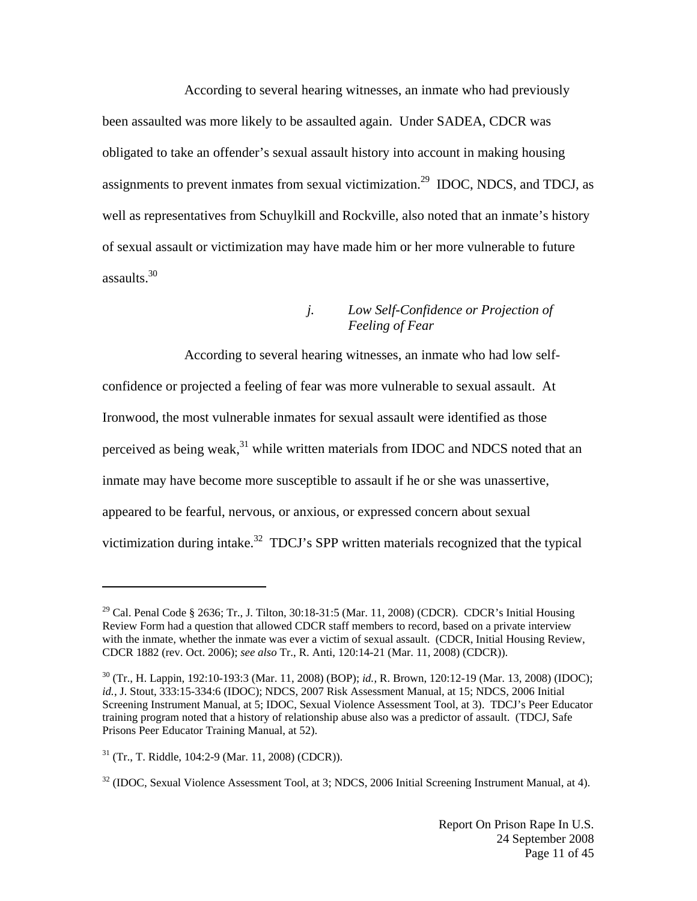According to several hearing witnesses, an inmate who had previously been assaulted was more likely to be assaulted again. Under SADEA, CDCR was obligated to take an offender's sexual assault history into account in making housing assignments to prevent inmates from sexual victimization.[29] IDOC, NDCS, and TDCJ, as well as representatives from Schuylkill and Rockville, also noted that an inmate's history of sexual assault or victimization may have made him or her more vulnerable to future assaults.[30]

#### *j. Low Self-Confidence or Projection of Feeling of Fear*

According to several hearing witnesses, an inmate who had low self-confidence or projected a feeling of fear was more vulnerable to sexual assault. At Ironwood, the most vulnerable inmates for sexual assault were identified as those perceived as being weak,[31] while written materials from IDOC and NDCS noted that an inmate may have become more susceptible to assault if he or she was unassertive, appeared to be fearful, nervous, or anxious, or expressed concern about sexual victimization during intake.[32] TDCJ's SPP written materials recognized that the typical

---

[29] Cal. Penal Code § 2636; Tr., J. Tilton, 30:18-31:5 (Mar. 11, 2008) (CDCR). CDCR's Initial Housing Review Form had a question that allowed CDCR staff members to record, based on a private interview with the inmate, whether the inmate was ever a victim of sexual assault. (CDCR, Initial Housing Review, CDCR 1882 (rev. Oct. 2006); *see also* Tr., R. Anti, 120:14-21 (Mar. 11, 2008) (CDCR)).

[30] (Tr., H. Lappin, 192:10-193:3 (Mar. 11, 2008) (BOP); *id.*, R. Brown, 120:12-19 (Mar. 13, 2008) (IDOC); *id.*, J. Stout, 333:15-334:6 (IDOC); NDCS, 2007 Risk Assessment Manual, at 15; NDCS, 2006 Initial Screening Instrument Manual, at 5; IDOC, Sexual Violence Assessment Tool, at 3). TDCJ's Peer Educator training program noted that a history of relationship abuse also was a predictor of assault. (TDCJ, Safe Prisons Peer Educator Training Manual, at 52).

[31] (Tr., T. Riddle, 104:2-9 (Mar. 11, 2008) (CDCR)).

[32] (IDOC, Sexual Violence Assessment Tool, at 3; NDCS, 2006 Initial Screening Instrument Manual, at 4).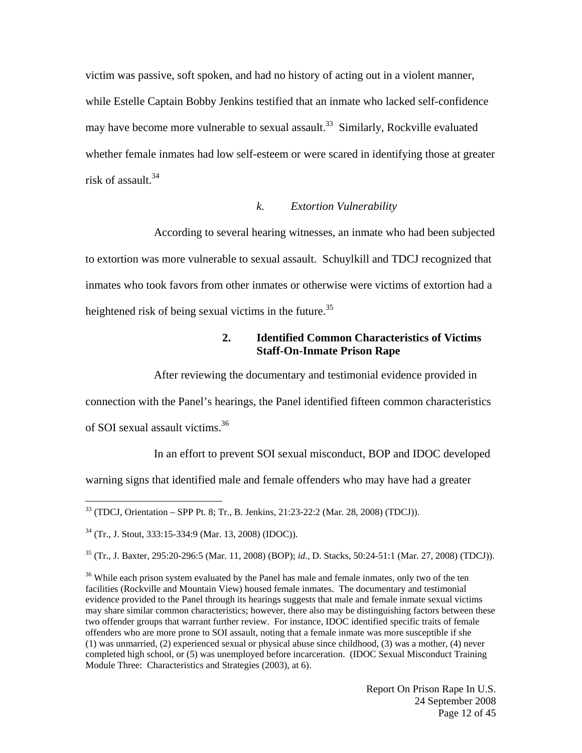victim was passive, soft spoken, and had no history of acting out in a violent manner, while Estelle Captain Bobby Jenkins testified that an inmate who lacked self-confidence may have become more vulnerable to sexual assault.[33] Similarly, Rockville evaluated whether female inmates had low self-esteem or were scared in identifying those at greater risk of assault.[34]

#### *k. Extortion Vulnerability*

According to several hearing witnesses, an inmate who had been subjected to extortion was more vulnerable to sexual assault. Schuylkill and TDCJ recognized that inmates who took favors from other inmates or otherwise were victims of extortion had a heightened risk of being sexual victims in the future.[35]

### 2. Identified Common Characteristics of Victims Staff-On-Inmate Prison Rape

After reviewing the documentary and testimonial evidence provided in connection with the Panel's hearings, the Panel identified fifteen common characteristics of SOI sexual assault victims.[36]

In an effort to prevent SOI sexual misconduct, BOP and IDOC developed warning signs that identified male and female offenders who may have had a greater

---

[33] (TDCJ, Orientation – SPP Pt. 8; Tr., B. Jenkins, 21:23-22:2 (Mar. 28, 2008) (TDCJ)).

[34] (Tr., J. Stout, 333:15-334:9 (Mar. 13, 2008) (IDOC)).

[35] (Tr., J. Baxter, 295:20-296:5 (Mar. 11, 2008) (BOP); *id.*, D. Stacks, 50:24-51:1 (Mar. 27, 2008) (TDCJ)).

[36] While each prison system evaluated by the Panel has male and female inmates, only two of the ten facilities (Rockville and Mountain View) housed female inmates. The documentary and testimonial evidence provided to the Panel through its hearings suggests that male and female inmate sexual victims may share similar common characteristics; however, there also may be distinguishing factors between these two offender groups that warrant further review. For instance, IDOC identified specific traits of female offenders who are more prone to SOI assault, noting that a female inmate was more susceptible if she (1) was unmarried, (2) experienced sexual or physical abuse since childhood, (3) was a mother, (4) never completed high school, or (5) was unemployed before incarceration. (IDOC Sexual Misconduct Training Module Three: Characteristics and Strategies (2003), at 6).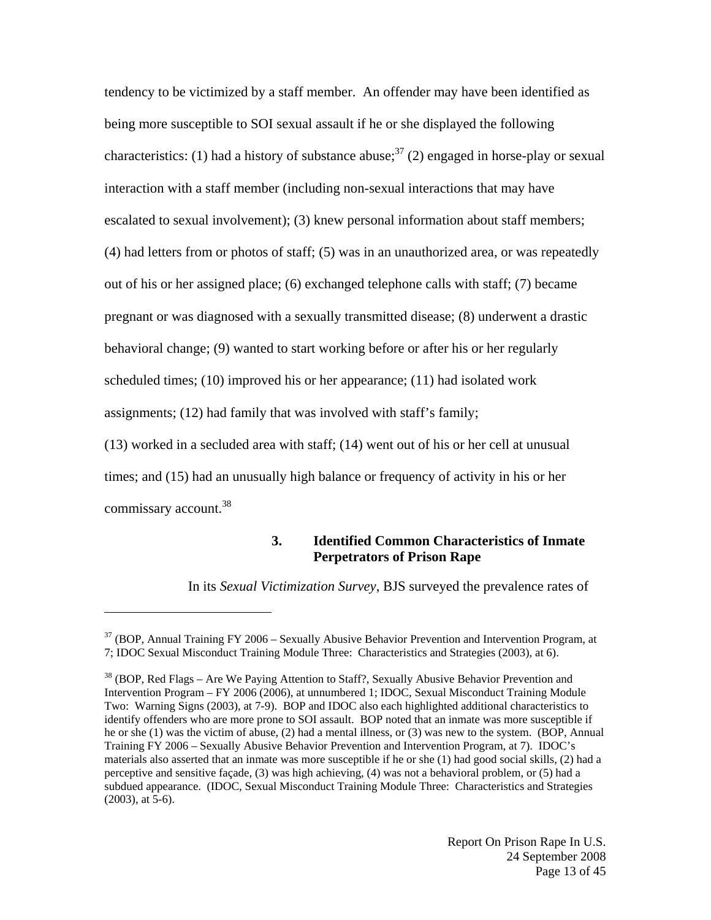tendency to be victimized by a staff member. An offender may have been identified as being more susceptible to SOI sexual assault if he or she displayed the following characteristics: (1) had a history of substance abuse;[37] (2) engaged in horse-play or sexual interaction with a staff member (including non-sexual interactions that may have escalated to sexual involvement); (3) knew personal information about staff members; (4) had letters from or photos of staff; (5) was in an unauthorized area, or was repeatedly out of his or her assigned place; (6) exchanged telephone calls with staff; (7) became pregnant or was diagnosed with a sexually transmitted disease; (8) underwent a drastic behavioral change; (9) wanted to start working before or after his or her regularly scheduled times; (10) improved his or her appearance; (11) had isolated work assignments; (12) had family that was involved with staff's family; (13) worked in a secluded area with staff; (14) went out of his or her cell at unusual times; and (15) had an unusually high balance or frequency of activity in his or her commissary account.[38]

### 3. Identified Common Characteristics of Inmate Perpetrators of Prison Rape

In its *Sexual Victimization Survey*, BJS surveyed the prevalence rates of

---

[37] (BOP, Annual Training FY 2006 – Sexually Abusive Behavior Prevention and Intervention Program, at 7; IDOC Sexual Misconduct Training Module Three: Characteristics and Strategies (2003), at 6).

[38] (BOP, Red Flags – Are We Paying Attention to Staff?, Sexually Abusive Behavior Prevention and Intervention Program – FY 2006 (2006), at unnumbered 1; IDOC, Sexual Misconduct Training Module Two: Warning Signs (2003), at 7-9). BOP and IDOC also each highlighted additional characteristics to identify offenders who are more prone to SOI assault. BOP noted that an inmate was more susceptible if he or she (1) was the victim of abuse, (2) had a mental illness, or (3) was new to the system. (BOP, Annual Training FY 2006 – Sexually Abusive Behavior Prevention and Intervention Program, at 7). IDOC's materials also asserted that an inmate was more susceptible if he or she (1) had good social skills, (2) had a perceptive and sensitive façade, (3) was high achieving, (4) was not a behavioral problem, or (5) had a subdued appearance. (IDOC, Sexual Misconduct Training Module Three: Characteristics and Strategies (2003), at 5-6).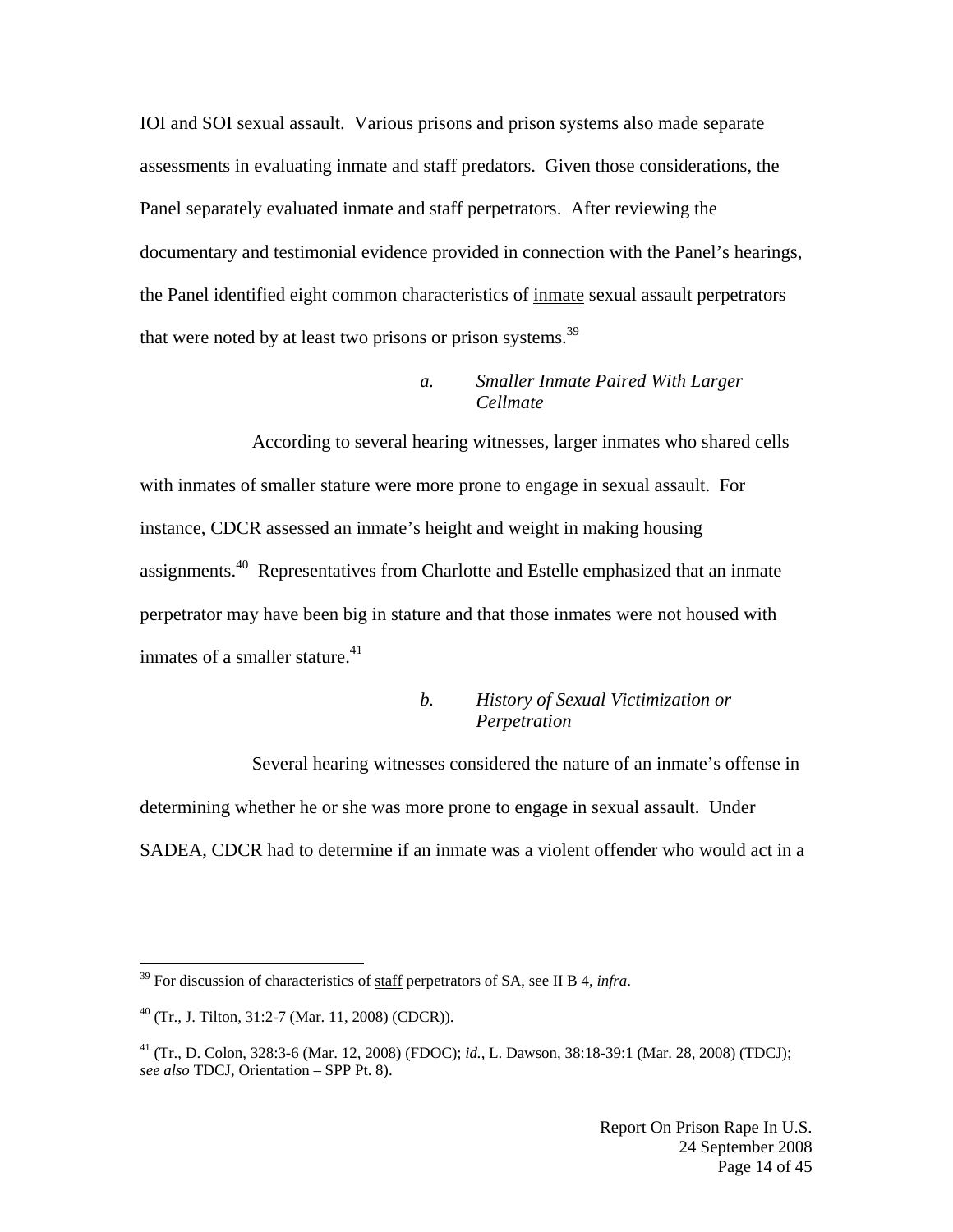IOI and SOI sexual assault. Various prisons and prison systems also made separate assessments in evaluating inmate and staff predators. Given those considerations, the Panel separately evaluated inmate and staff perpetrators. After reviewing the documentary and testimonial evidence provided in connection with the Panel's hearings, the Panel identified eight common characteristics of <u>inmate</u> sexual assault perpetrators that were noted by at least two prisons or prison systems.[39]

#### *a. Smaller Inmate Paired With Larger Cellmate*

According to several hearing witnesses, larger inmates who shared cells with inmates of smaller stature were more prone to engage in sexual assault. For instance, CDCR assessed an inmate's height and weight in making housing assignments.[40] Representatives from Charlotte and Estelle emphasized that an inmate perpetrator may have been big in stature and that those inmates were not housed with inmates of a smaller stature.[41]

#### *b. History of Sexual Victimization or Perpetration*

Several hearing witnesses considered the nature of an inmate's offense in determining whether he or she was more prone to engage in sexual assault. Under SADEA, CDCR had to determine if an inmate was a violent offender who would act in a

---

[39] For discussion of characteristics of <u>staff</u> perpetrators of SA, see II B 4, *infra*.

[40] (Tr., J. Tilton, 31:2-7 (Mar. 11, 2008) (CDCR)).

[41] (Tr., D. Colon, 328:3-6 (Mar. 12, 2008) (FDOC); *id.*, L. Dawson, 38:18-39:1 (Mar. 28, 2008) (TDCJ); *see also* TDCJ, Orientation – SPP Pt. 8).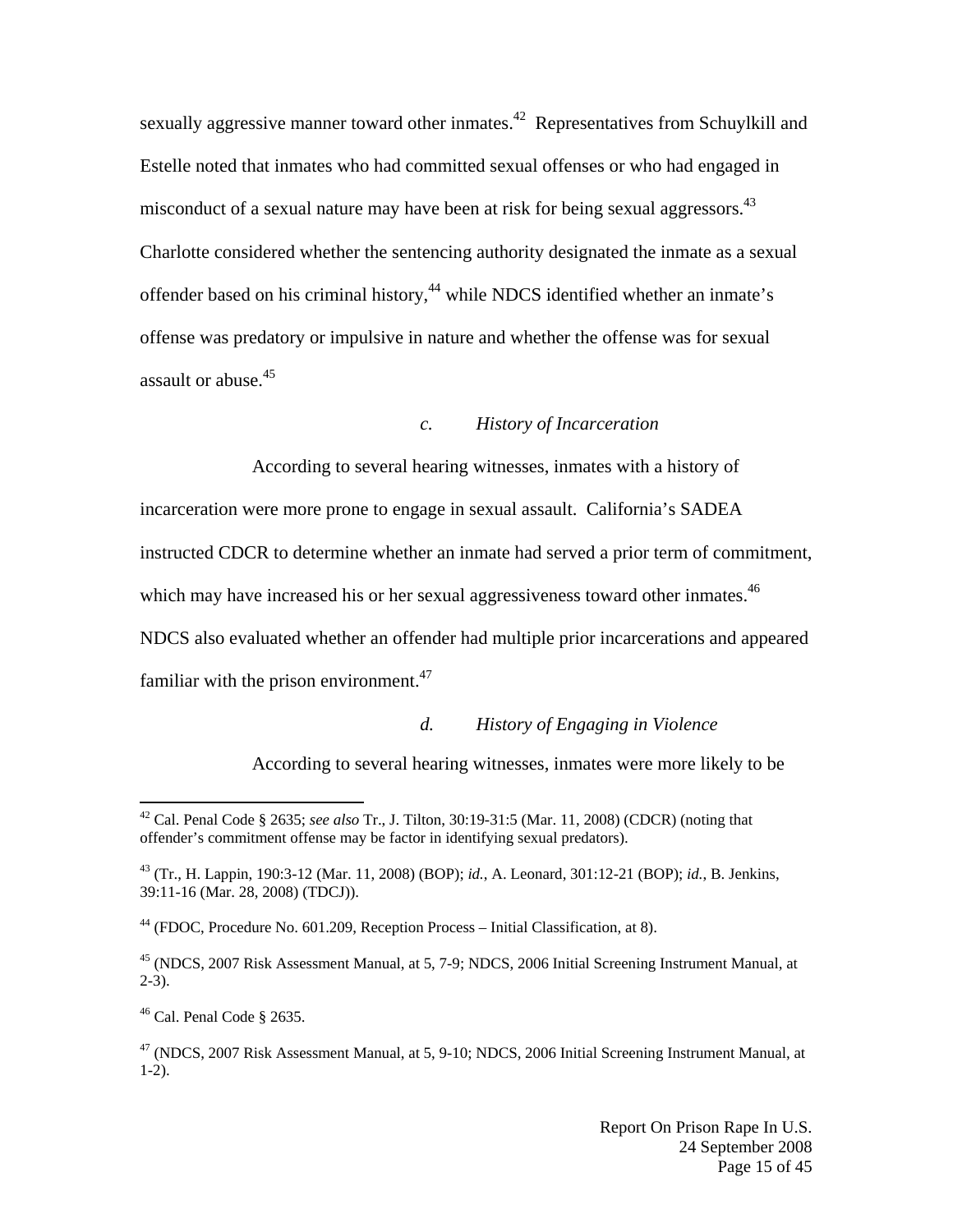sexually aggressive manner toward other inmates.[42] Representatives from Schuylkill and Estelle noted that inmates who had committed sexual offenses or who had engaged in misconduct of a sexual nature may have been at risk for being sexual aggressors.[43] Charlotte considered whether the sentencing authority designated the inmate as a sexual offender based on his criminal history,[44] while NDCS identified whether an inmate's offense was predatory or impulsive in nature and whether the offense was for sexual assault or abuse.[45]

*c. History of Incarceration*

According to several hearing witnesses, inmates with a history of incarceration were more prone to engage in sexual assault. California's SADEA instructed CDCR to determine whether an inmate had served a prior term of commitment, which may have increased his or her sexual aggressiveness toward other inmates.[46] NDCS also evaluated whether an offender had multiple prior incarcerations and appeared familiar with the prison environment.[47]

*d. History of Engaging in Violence*

According to several hearing witnesses, inmates were more likely to be

---

[42] Cal. Penal Code § 2635; *see also* Tr., J. Tilton, 30:19-31:5 (Mar. 11, 2008) (CDCR) (noting that offender's commitment offense may be factor in identifying sexual predators).

[43] (Tr., H. Lappin, 190:3-12 (Mar. 11, 2008) (BOP); *id.*, A. Leonard, 301:12-21 (BOP); *id.*, B. Jenkins, 39:11-16 (Mar. 28, 2008) (TDCJ)).

[44] (FDOC, Procedure No. 601.209, Reception Process – Initial Classification, at 8).

[45] (NDCS, 2007 Risk Assessment Manual, at 5, 7-9; NDCS, 2006 Initial Screening Instrument Manual, at 2-3).

[46] Cal. Penal Code § 2635.

[47] (NDCS, 2007 Risk Assessment Manual, at 5, 9-10; NDCS, 2006 Initial Screening Instrument Manual, at 1-2).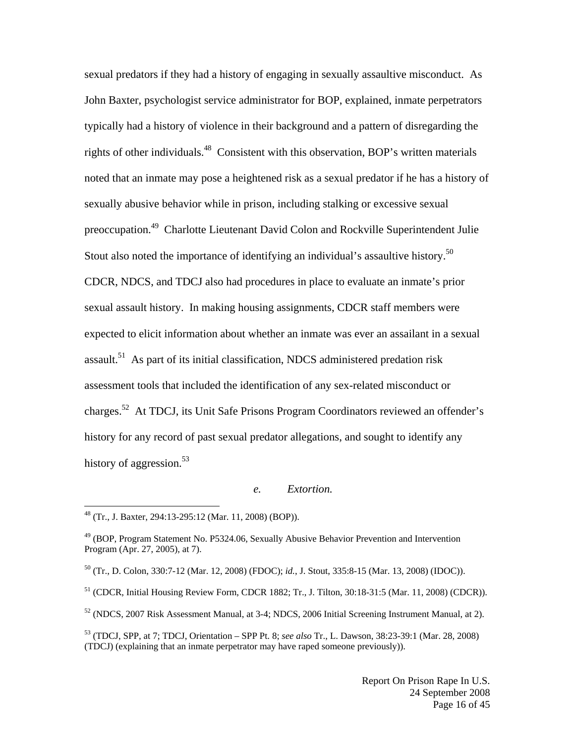sexual predators if they had a history of engaging in sexually assaultive misconduct. As John Baxter, psychologist service administrator for BOP, explained, inmate perpetrators typically had a history of violence in their background and a pattern of disregarding the rights of other individuals.[48] Consistent with this observation, BOP's written materials noted that an inmate may pose a heightened risk as a sexual predator if he has a history of sexually abusive behavior while in prison, including stalking or excessive sexual preoccupation.[49] Charlotte Lieutenant David Colon and Rockville Superintendent Julie Stout also noted the importance of identifying an individual's assaultive history.[50] CDCR, NDCS, and TDCJ also had procedures in place to evaluate an inmate's prior sexual assault history. In making housing assignments, CDCR staff members were expected to elicit information about whether an inmate was ever an assailant in a sexual assault.[51] As part of its initial classification, NDCS administered predation risk assessment tools that included the identification of any sex-related misconduct or charges.[52] At TDCJ, its Unit Safe Prisons Program Coordinators reviewed an offender's history for any record of past sexual predator allegations, and sought to identify any history of aggression.[53]

*e. Extortion.*

---

[48] (Tr., J. Baxter, 294:13-295:12 (Mar. 11, 2008) (BOP)).

[49] (BOP, Program Statement No. P5324.06, Sexually Abusive Behavior Prevention and Intervention Program (Apr. 27, 2005), at 7).

[50] (Tr., D. Colon, 330:7-12 (Mar. 12, 2008) (FDOC); *id.*, J. Stout, 335:8-15 (Mar. 13, 2008) (IDOC)).

[51] (CDCR, Initial Housing Review Form, CDCR 1882; Tr., J. Tilton, 30:18-31:5 (Mar. 11, 2008) (CDCR)).

[52] (NDCS, 2007 Risk Assessment Manual, at 3-4; NDCS, 2006 Initial Screening Instrument Manual, at 2).

[53] (TDCJ, SPP, at 7; TDCJ, Orientation – SPP Pt. 8; *see also* Tr., L. Dawson, 38:23-39:1 (Mar. 28, 2008) (TDCJ) (explaining that an inmate perpetrator may have raped someone previously)).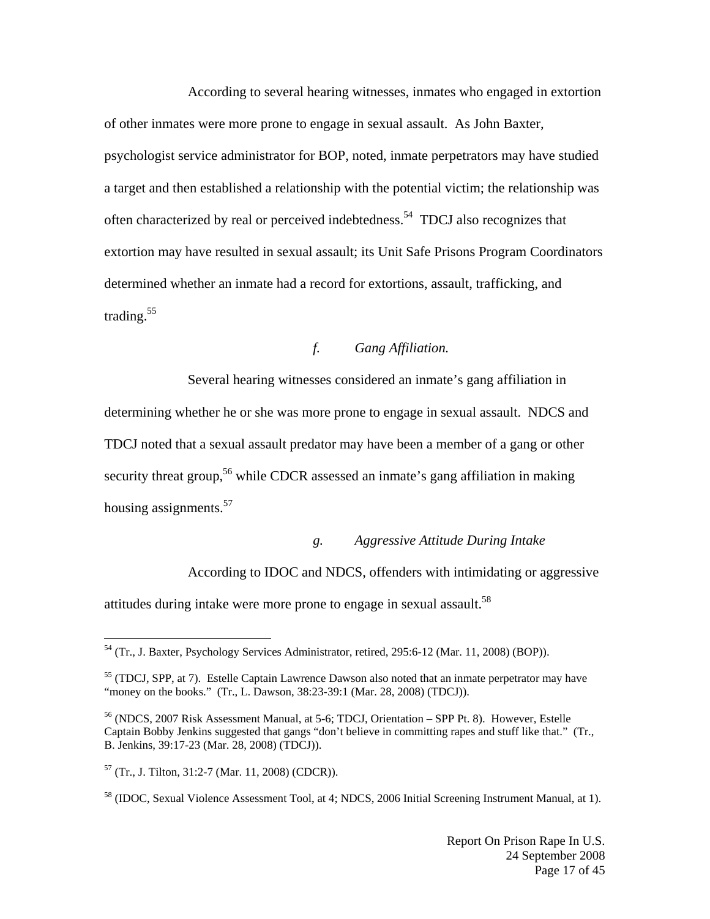According to several hearing witnesses, inmates who engaged in extortion of other inmates were more prone to engage in sexual assault. As John Baxter, psychologist service administrator for BOP, noted, inmate perpetrators may have studied a target and then established a relationship with the potential victim; the relationship was often characterized by real or perceived indebtedness.[54] TDCJ also recognizes that extortion may have resulted in sexual assault; its Unit Safe Prisons Program Coordinators determined whether an inmate had a record for extortions, assault, trafficking, and trading.[55]

*f. Gang Affiliation.*

Several hearing witnesses considered an inmate's gang affiliation in determining whether he or she was more prone to engage in sexual assault. NDCS and TDCJ noted that a sexual assault predator may have been a member of a gang or other security threat group,[56] while CDCR assessed an inmate's gang affiliation in making housing assignments.[57]

*g. Aggressive Attitude During Intake*

According to IDOC and NDCS, offenders with intimidating or aggressive attitudes during intake were more prone to engage in sexual assault.[58]

---

[54] (Tr., J. Baxter, Psychology Services Administrator, retired, 295:6-12 (Mar. 11, 2008) (BOP)).

[55] (TDCJ, SPP, at 7). Estelle Captain Lawrence Dawson also noted that an inmate perpetrator may have "money on the books." (Tr., L. Dawson, 38:23-39:1 (Mar. 28, 2008) (TDCJ)).

[56] (NDCS, 2007 Risk Assessment Manual, at 5-6; TDCJ, Orientation – SPP Pt. 8). However, Estelle Captain Bobby Jenkins suggested that gangs "don't believe in committing rapes and stuff like that." (Tr., B. Jenkins, 39:17-23 (Mar. 28, 2008) (TDCJ)).

[57] (Tr., J. Tilton, 31:2-7 (Mar. 11, 2008) (CDCR)).

[58] (IDOC, Sexual Violence Assessment Tool, at 4; NDCS, 2006 Initial Screening Instrument Manual, at 1).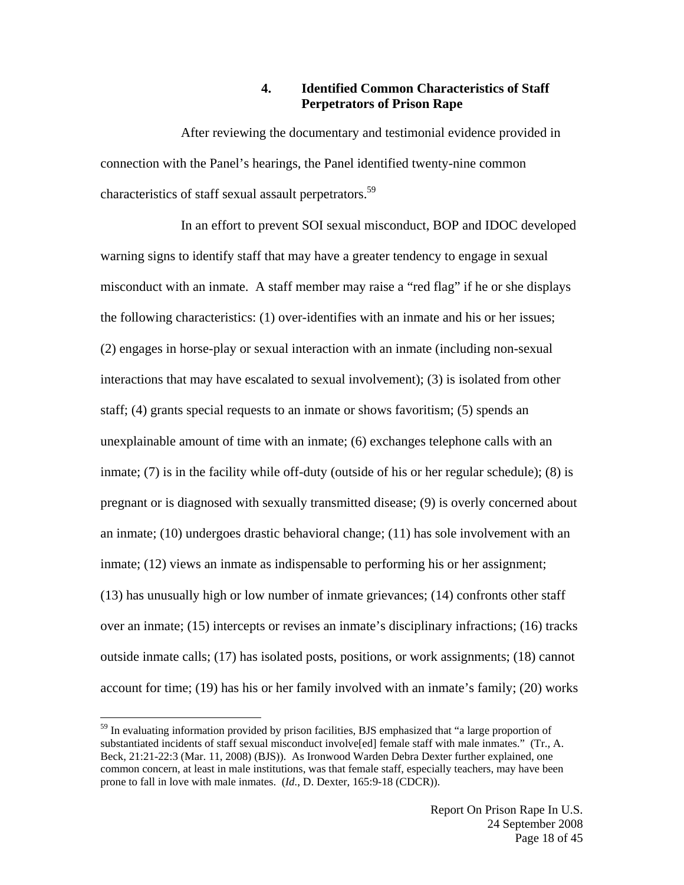### 4. Identified Common Characteristics of Staff Perpetrators of Prison Rape

After reviewing the documentary and testimonial evidence provided in connection with the Panel's hearings, the Panel identified twenty-nine common characteristics of staff sexual assault perpetrators.[59]

In an effort to prevent SOI sexual misconduct, BOP and IDOC developed warning signs to identify staff that may have a greater tendency to engage in sexual misconduct with an inmate. A staff member may raise a "red flag" if he or she displays the following characteristics: (1) over-identifies with an inmate and his or her issues; (2) engages in horse-play or sexual interaction with an inmate (including non-sexual interactions that may have escalated to sexual involvement); (3) is isolated from other staff; (4) grants special requests to an inmate or shows favoritism; (5) spends an unexplainable amount of time with an inmate; (6) exchanges telephone calls with an inmate; (7) is in the facility while off-duty (outside of his or her regular schedule); (8) is pregnant or is diagnosed with sexually transmitted disease; (9) is overly concerned about an inmate; (10) undergoes drastic behavioral change; (11) has sole involvement with an inmate; (12) views an inmate as indispensable to performing his or her assignment; (13) has unusually high or low number of inmate grievances; (14) confronts other staff over an inmate; (15) intercepts or revises an inmate's disciplinary infractions; (16) tracks outside inmate calls; (17) has isolated posts, positions, or work assignments; (18) cannot account for time; (19) has his or her family involved with an inmate's family; (20) works

[59] In evaluating information provided by prison facilities, BJS emphasized that "a large proportion of substantiated incidents of staff sexual misconduct involve[ed] female staff with male inmates." (Tr., A. Beck, 21:21-22:3 (Mar. 11, 2008) (BJS)). As Ironwood Warden Debra Dexter further explained, one common concern, at least in male institutions, was that female staff, especially teachers, may have been prone to fall in love with male inmates. (*Id.*, D. Dexter, 165:9-18 (CDCR)).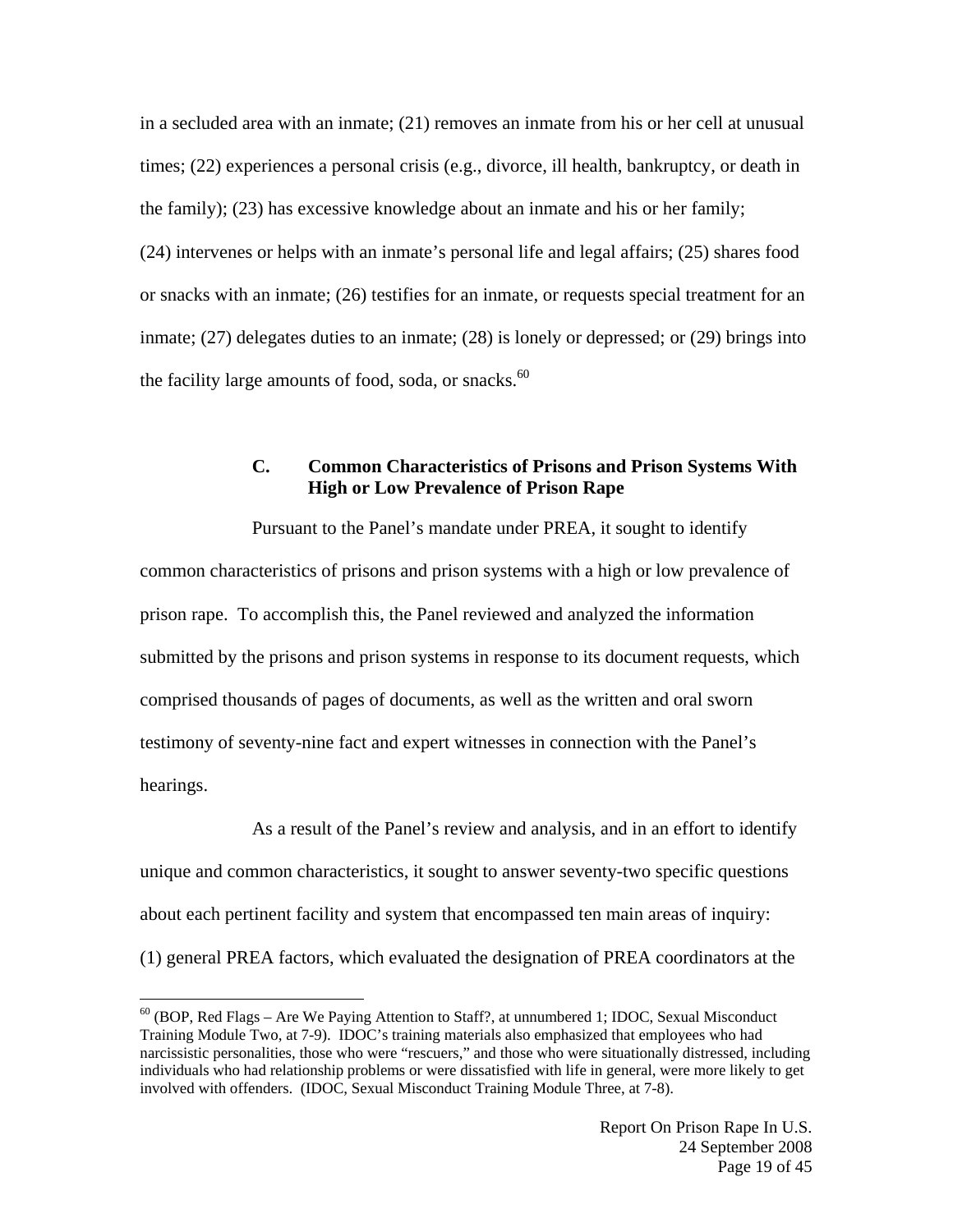in a secluded area with an inmate; (21) removes an inmate from his or her cell at unusual times; (22) experiences a personal crisis (e.g., divorce, ill health, bankruptcy, or death in the family); (23) has excessive knowledge about an inmate and his or her family; (24) intervenes or helps with an inmate's personal life and legal affairs; (25) shares food or snacks with an inmate; (26) testifies for an inmate, or requests special treatment for an inmate; (27) delegates duties to an inmate; (28) is lonely or depressed; or (29) brings into the facility large amounts of food, soda, or snacks.[60]

### C. Common Characteristics of Prisons and Prison Systems With High or Low Prevalence of Prison Rape

Pursuant to the Panel's mandate under PREA, it sought to identify common characteristics of prisons and prison systems with a high or low prevalence of prison rape. To accomplish this, the Panel reviewed and analyzed the information submitted by the prisons and prison systems in response to its document requests, which comprised thousands of pages of documents, as well as the written and oral sworn testimony of seventy-nine fact and expert witnesses in connection with the Panel's hearings.

As a result of the Panel's review and analysis, and in an effort to identify unique and common characteristics, it sought to answer seventy-two specific questions about each pertinent facility and system that encompassed ten main areas of inquiry: (1) general PREA factors, which evaluated the designation of PREA coordinators at the

---

[60] (BOP, Red Flags – Are We Paying Attention to Staff?, at unnumbered 1; IDOC, Sexual Misconduct Training Module Two, at 7-9). IDOC's training materials also emphasized that employees who had narcissistic personalities, those who were "rescuers," and those who were situationally distressed, including individuals who had relationship problems or were dissatisfied with life in general, were more likely to get involved with offenders. (IDOC, Sexual Misconduct Training Module Three, at 7-8).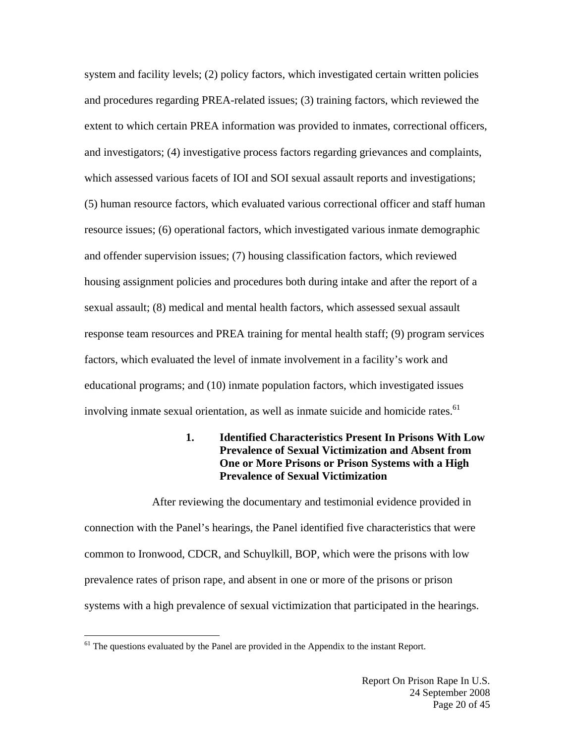system and facility levels; (2) policy factors, which investigated certain written policies and procedures regarding PREA-related issues; (3) training factors, which reviewed the extent to which certain PREA information was provided to inmates, correctional officers, and investigators; (4) investigative process factors regarding grievances and complaints, which assessed various facets of IOI and SOI sexual assault reports and investigations; (5) human resource factors, which evaluated various correctional officer and staff human resource issues; (6) operational factors, which investigated various inmate demographic and offender supervision issues; (7) housing classification factors, which reviewed housing assignment policies and procedures both during intake and after the report of a sexual assault; (8) medical and mental health factors, which assessed sexual assault response team resources and PREA training for mental health staff; (9) program services factors, which evaluated the level of inmate involvement in a facility's work and educational programs; and (10) inmate population factors, which investigated issues involving inmate sexual orientation, as well as inmate suicide and homicide rates.[61]

### 1. Identified Characteristics Present In Prisons With Low Prevalence of Sexual Victimization and Absent from One or More Prisons or Prison Systems with a High Prevalence of Sexual Victimization

After reviewing the documentary and testimonial evidence provided in connection with the Panel's hearings, the Panel identified five characteristics that were common to Ironwood, CDCR, and Schuylkill, BOP, which were the prisons with low prevalence rates of prison rape, and absent in one or more of the prisons or prison systems with a high prevalence of sexual victimization that participated in the hearings.

[61] The questions evaluated by the Panel are provided in the Appendix to the instant Report.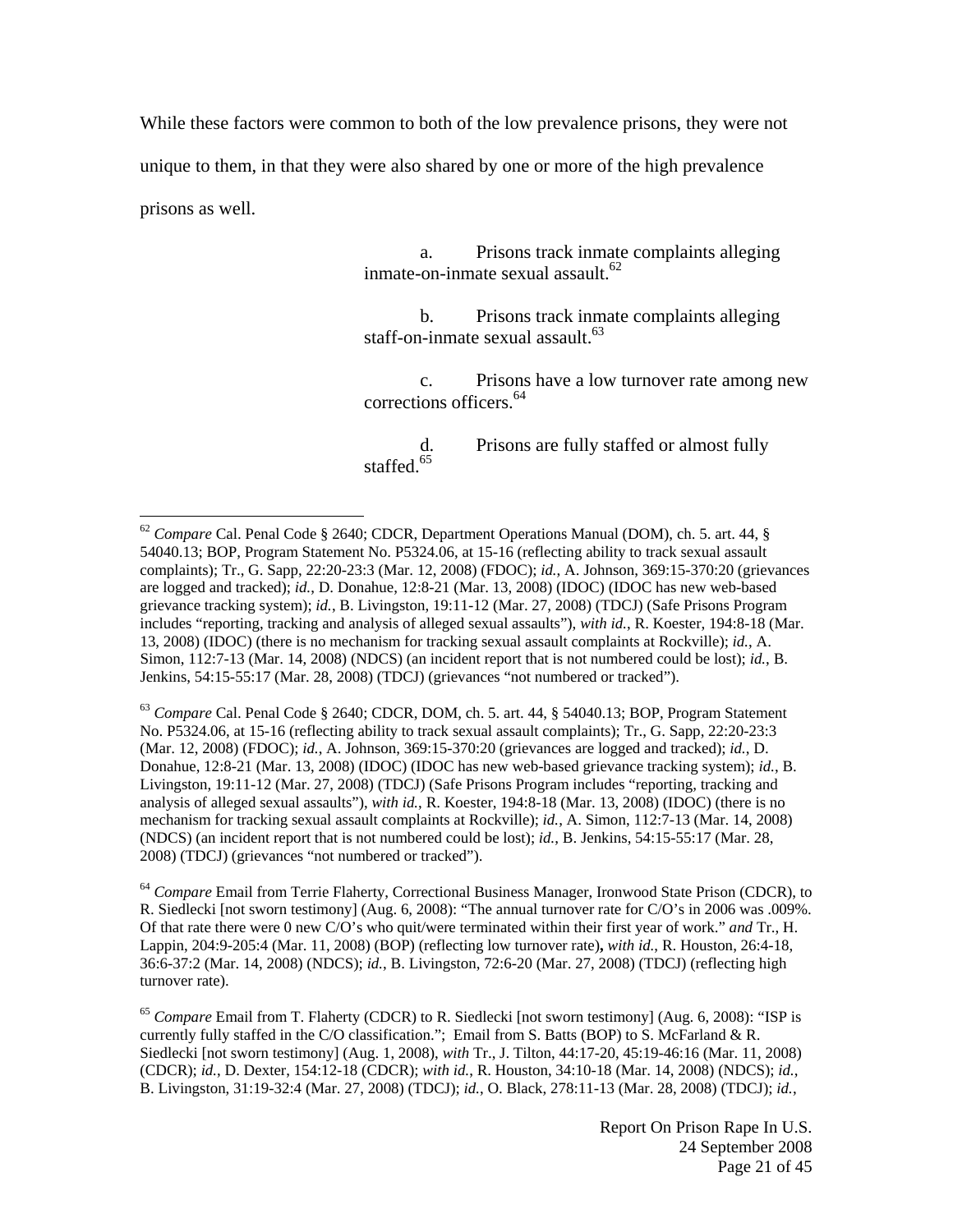While these factors were common to both of the low prevalence prisons, they were not unique to them, in that they were also shared by one or more of the high prevalence prisons as well.

a. Prisons track inmate complaints alleging inmate-on-inmate sexual assault.[62]

b. Prisons track inmate complaints alleging staff-on-inmate sexual assault.[63]

c. Prisons have a low turnover rate among new corrections officers.[64]

d. Prisons are fully staffed or almost fully staffed.[65]

---

[62] *Compare* Cal. Penal Code § 2640; CDCR, Department Operations Manual (DOM), ch. 5. art. 44, § 54040.13; BOP, Program Statement No. P5324.06, at 15-16 (reflecting ability to track sexual assault complaints); Tr., G. Sapp, 22:20-23:3 (Mar. 12, 2008) (FDOC); *id.*, A. Johnson, 369:15-370:20 (grievances are logged and tracked); *id.*, D. Donahue, 12:8-21 (Mar. 13, 2008) (IDOC) (IDOC has new web-based grievance tracking system); *id.*, B. Livingston, 19:11-12 (Mar. 27, 2008) (TDCJ) (Safe Prisons Program includes "reporting, tracking and analysis of alleged sexual assaults"), *with id.*, R. Koester, 194:8-18 (Mar. 13, 2008) (IDOC) (there is no mechanism for tracking sexual assault complaints at Rockville); *id.*, A. Simon, 112:7-13 (Mar. 14, 2008) (NDCS) (an incident report that is not numbered could be lost); *id.*, B. Jenkins, 54:15-55:17 (Mar. 28, 2008) (TDCJ) (grievances "not numbered or tracked").

[63] *Compare* Cal. Penal Code § 2640; CDCR, DOM, ch. 5. art. 44, § 54040.13; BOP, Program Statement No. P5324.06, at 15-16 (reflecting ability to track sexual assault complaints); Tr., G. Sapp, 22:20-23:3 (Mar. 12, 2008) (FDOC); *id.*, A. Johnson, 369:15-370:20 (grievances are logged and tracked); *id.*, D. Donahue, 12:8-21 (Mar. 13, 2008) (IDOC) (IDOC has new web-based grievance tracking system); *id.*, B. Livingston, 19:11-12 (Mar. 27, 2008) (TDCJ) (Safe Prisons Program includes "reporting, tracking and analysis of alleged sexual assaults"), *with id.*, R. Koester, 194:8-18 (Mar. 13, 2008) (IDOC) (there is no mechanism for tracking sexual assault complaints at Rockville); *id.*, A. Simon, 112:7-13 (Mar. 14, 2008) (NDCS) (an incident report that is not numbered could be lost); *id.*, B. Jenkins, 54:15-55:17 (Mar. 28, 2008) (TDCJ) (grievances "not numbered or tracked").

[64] *Compare* Email from Terrie Flaherty, Correctional Business Manager, Ironwood State Prison (CDCR), to R. Siedlecki [not sworn testimony] (Aug. 6, 2008): "The annual turnover rate for C/O's in 2006 was .009%. Of that rate there were 0 new C/O's who quit/were terminated within their first year of work." *and* Tr., H. Lappin, 204:9-205:4 (Mar. 11, 2008) (BOP) (reflecting low turnover rate)**,** *with id.*, R. Houston, 26:4-18, 36:6-37:2 (Mar. 14, 2008) (NDCS); *id.*, B. Livingston, 72:6-20 (Mar. 27, 2008) (TDCJ) (reflecting high turnover rate).

[65] *Compare* Email from T. Flaherty (CDCR) to R. Siedlecki [not sworn testimony] (Aug. 6, 2008): "ISP is currently fully staffed in the C/O classification."; Email from S. Batts (BOP) to S. McFarland & R. Siedlecki [not sworn testimony] (Aug. 1, 2008), *with* Tr., J. Tilton, 44:17-20, 45:19-46:16 (Mar. 11, 2008) (CDCR); *id.*, D. Dexter, 154:12-18 (CDCR); *with id.*, R. Houston, 34:10-18 (Mar. 14, 2008) (NDCS); *id.*, B. Livingston, 31:19-32:4 (Mar. 27, 2008) (TDCJ); *id.*, O. Black, 278:11-13 (Mar. 28, 2008) (TDCJ); *id.*,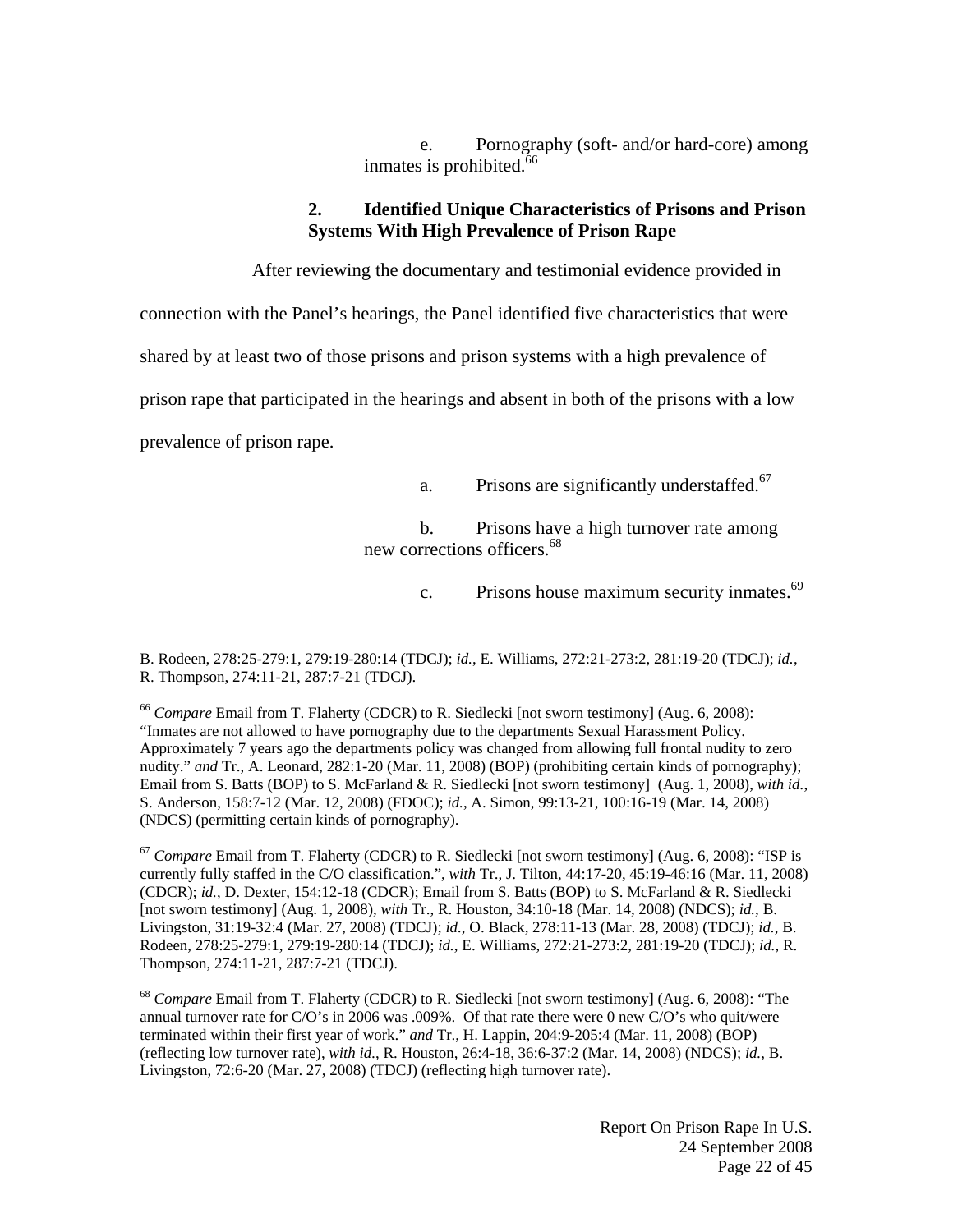e. Pornography (soft- and/or hard-core) among inmates is prohibited.[66]

### 2. Identified Unique Characteristics of Prisons and Prison Systems With High Prevalence of Prison Rape

After reviewing the documentary and testimonial evidence provided in connection with the Panel's hearings, the Panel identified five characteristics that were shared by at least two of those prisons and prison systems with a high prevalence of prison rape that participated in the hearings and absent in both of the prisons with a low prevalence of prison rape.

a. Prisons are significantly understaffed.[67]

b. Prisons have a high turnover rate among new corrections officers.[68]

c. Prisons house maximum security inmates.[69]

---

B. Rodeen, 278:25-279:1, 279:19-280:14 (TDCJ); *id.*, E. Williams, 272:21-273:2, 281:19-20 (TDCJ); *id.*, R. Thompson, 274:11-21, 287:7-21 (TDCJ).

[66] *Compare* Email from T. Flaherty (CDCR) to R. Siedlecki [not sworn testimony] (Aug. 6, 2008): "Inmates are not allowed to have pornography due to the departments Sexual Harassment Policy. Approximately 7 years ago the departments policy was changed from allowing full frontal nudity to zero nudity." *and* Tr., A. Leonard, 282:1-20 (Mar. 11, 2008) (BOP) (prohibiting certain kinds of pornography); Email from S. Batts (BOP) to S. McFarland & R. Siedlecki [not sworn testimony] (Aug. 1, 2008), *with id.*, S. Anderson, 158:7-12 (Mar. 12, 2008) (FDOC); *id.*, A. Simon, 99:13-21, 100:16-19 (Mar. 14, 2008) (NDCS) (permitting certain kinds of pornography).

[67] *Compare* Email from T. Flaherty (CDCR) to R. Siedlecki [not sworn testimony] (Aug. 6, 2008): "ISP is currently fully staffed in the C/O classification.", *with* Tr., J. Tilton, 44:17-20, 45:19-46:16 (Mar. 11, 2008) (CDCR); *id.*, D. Dexter, 154:12-18 (CDCR); Email from S. Batts (BOP) to S. McFarland & R. Siedlecki [not sworn testimony] (Aug. 1, 2008), *with* Tr., R. Houston, 34:10-18 (Mar. 14, 2008) (NDCS); *id.*, B. Livingston, 31:19-32:4 (Mar. 27, 2008) (TDCJ); *id.*, O. Black, 278:11-13 (Mar. 28, 2008) (TDCJ); *id.*, B. Rodeen, 278:25-279:1, 279:19-280:14 (TDCJ); *id.*, E. Williams, 272:21-273:2, 281:19-20 (TDCJ); *id.*, R. Thompson, 274:11-21, 287:7-21 (TDCJ).

[68] *Compare* Email from T. Flaherty (CDCR) to R. Siedlecki [not sworn testimony] (Aug. 6, 2008): "The annual turnover rate for C/O's in 2006 was .009%. Of that rate there were 0 new C/O's who quit/were terminated within their first year of work." *and* Tr., H. Lappin, 204:9-205:4 (Mar. 11, 2008) (BOP) (reflecting low turnover rate), *with id.*, R. Houston, 26:4-18, 36:6-37:2 (Mar. 14, 2008) (NDCS); *id.*, B. Livingston, 72:6-20 (Mar. 27, 2008) (TDCJ) (reflecting high turnover rate).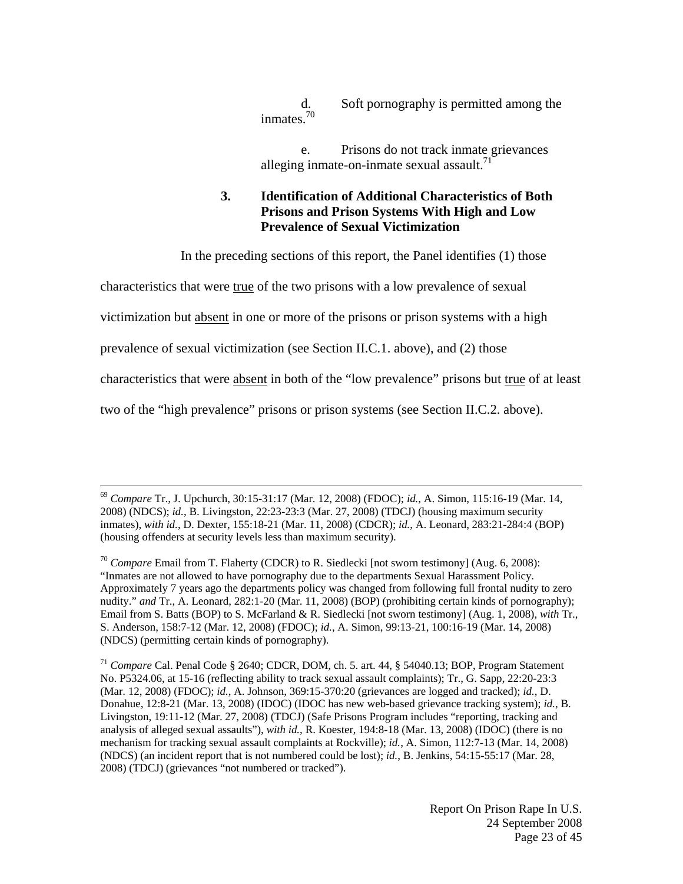d. Soft pornography is permitted among the inmates.[70]

e. Prisons do not track inmate grievances alleging inmate-on-inmate sexual assault.[71]

### 3. Identification of Additional Characteristics of Both Prisons and Prison Systems With High and Low Prevalence of Sexual Victimization

In the preceding sections of this report, the Panel identifies (1) those characteristics that were <u>true</u> of the two prisons with a low prevalence of sexual victimization but <u>absent</u> in one or more of the prisons or prison systems with a high prevalence of sexual victimization (see Section II.C.1. above), and (2) those characteristics that were <u>absent</u> in both of the "low prevalence" prisons but <u>true</u> of at least two of the "high prevalence" prisons or prison systems (see Section II.C.2. above).

---

[69] *Compare* Tr., J. Upchurch, 30:15-31:17 (Mar. 12, 2008) (FDOC); *id.*, A. Simon, 115:16-19 (Mar. 14, 2008) (NDCS); *id.*, B. Livingston, 22:23-23:3 (Mar. 27, 2008) (TDCJ) (housing maximum security inmates), *with id.*, D. Dexter, 155:18-21 (Mar. 11, 2008) (CDCR); *id.*, A. Leonard, 283:21-284:4 (BOP) (housing offenders at security levels less than maximum security).

[70] *Compare* Email from T. Flaherty (CDCR) to R. Siedlecki [not sworn testimony] (Aug. 6, 2008): "Inmates are not allowed to have pornography due to the departments Sexual Harassment Policy. Approximately 7 years ago the departments policy was changed from following full frontal nudity to zero nudity." *and* Tr., A. Leonard, 282:1-20 (Mar. 11, 2008) (BOP) (prohibiting certain kinds of pornography); Email from S. Batts (BOP) to S. McFarland & R. Siedlecki [not sworn testimony] (Aug. 1, 2008), *with* Tr., S. Anderson, 158:7-12 (Mar. 12, 2008) (FDOC); *id.*, A. Simon, 99:13-21, 100:16-19 (Mar. 14, 2008) (NDCS) (permitting certain kinds of pornography).

[71] *Compare* Cal. Penal Code § 2640; CDCR, DOM, ch. 5. art. 44, § 54040.13; BOP, Program Statement No. P5324.06, at 15-16 (reflecting ability to track sexual assault complaints); Tr., G. Sapp, 22:20-23:3 (Mar. 12, 2008) (FDOC); *id.*, A. Johnson, 369:15-370:20 (grievances are logged and tracked); *id.*, D. Donahue, 12:8-21 (Mar. 13, 2008) (IDOC) (IDOC has new web-based grievance tracking system); *id.*, B. Livingston, 19:11-12 (Mar. 27, 2008) (TDCJ) (Safe Prisons Program includes "reporting, tracking and analysis of alleged sexual assaults"), *with id.*, R. Koester, 194:8-18 (Mar. 13, 2008) (IDOC) (there is no mechanism for tracking sexual assault complaints at Rockville); *id.*, A. Simon, 112:7-13 (Mar. 14, 2008) (NDCS) (an incident report that is not numbered could be lost); *id.*, B. Jenkins, 54:15-55:17 (Mar. 28, 2008) (TDCJ) (grievances "not numbered or tracked").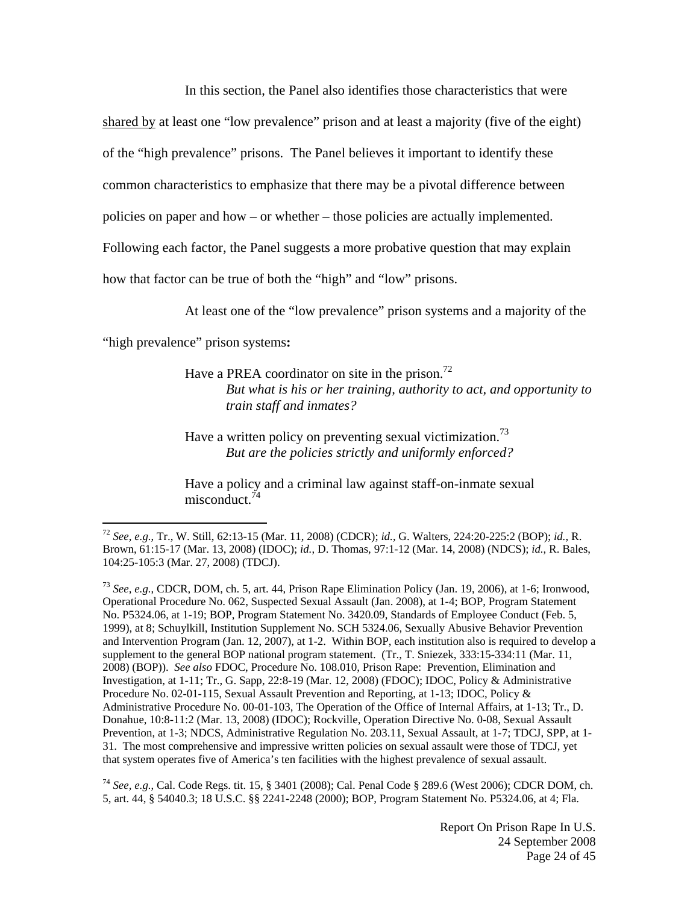In this section, the Panel also identifies those characteristics that were shared by at least one "low prevalence" prison and at least a majority (five of the eight) of the "high prevalence" prisons. The Panel believes it important to identify these common characteristics to emphasize that there may be a pivotal difference between policies on paper and how – or whether – those policies are actually implemented. Following each factor, the Panel suggests a more probative question that may explain how that factor can be true of both the "high" and "low" prisons.

At least one of the "low prevalence" prison systems and a majority of the "high prevalence" prison systems**:**

> Have a PREA coordinator on site in the prison.[72]
> *But what is his or her training, authority to act, and opportunity to train staff and inmates?*
>
> Have a written policy on preventing sexual victimization.[73]
> *But are the policies strictly and uniformly enforced?*
>
> Have a policy and a criminal law against staff-on-inmate sexual misconduct.[74]

---

[72] *See, e.g.*, Tr., W. Still, 62:13-15 (Mar. 11, 2008) (CDCR); *id.*, G. Walters, 224:20-225:2 (BOP); *id.*, R. Brown, 61:15-17 (Mar. 13, 2008) (IDOC); *id.*, D. Thomas, 97:1-12 (Mar. 14, 2008) (NDCS); *id.*, R. Bales, 104:25-105:3 (Mar. 27, 2008) (TDCJ).

[73] *See, e.g.*, CDCR, DOM, ch. 5, art. 44, Prison Rape Elimination Policy (Jan. 19, 2006), at 1-6; Ironwood, Operational Procedure No. 062, Suspected Sexual Assault (Jan. 2008), at 1-4; BOP, Program Statement No. P5324.06, at 1-19; BOP, Program Statement No. 3420.09, Standards of Employee Conduct (Feb. 5, 1999), at 8; Schuylkill, Institution Supplement No. SCH 5324.06, Sexually Abusive Behavior Prevention and Intervention Program (Jan. 12, 2007), at 1-2. Within BOP, each institution also is required to develop a supplement to the general BOP national program statement. (Tr., T. Sniezek, 333:15-334:11 (Mar. 11, 2008) (BOP)). *See also* FDOC, Procedure No. 108.010, Prison Rape: Prevention, Elimination and Investigation, at 1-11; Tr., G. Sapp, 22:8-19 (Mar. 12, 2008) (FDOC); IDOC, Policy & Administrative Procedure No. 02-01-115, Sexual Assault Prevention and Reporting, at 1-13; IDOC, Policy & Administrative Procedure No. 00-01-103, The Operation of the Office of Internal Affairs, at 1-13; Tr., D. Donahue, 10:8-11:2 (Mar. 13, 2008) (IDOC); Rockville, Operation Directive No. 0-08, Sexual Assault Prevention, at 1-3; NDCS, Administrative Regulation No. 203.11, Sexual Assault, at 1-7; TDCJ, SPP, at 1-31. The most comprehensive and impressive written policies on sexual assault were those of TDCJ, yet that system operates five of America's ten facilities with the highest prevalence of sexual assault.

[74] *See, e.g.*, Cal. Code Regs. tit. 15, § 3401 (2008); Cal. Penal Code § 289.6 (West 2006); CDCR DOM, ch. 5, art. 44, § 54040.3; 18 U.S.C. §§ 2241-2248 (2000); BOP, Program Statement No. P5324.06, at 4; Fla.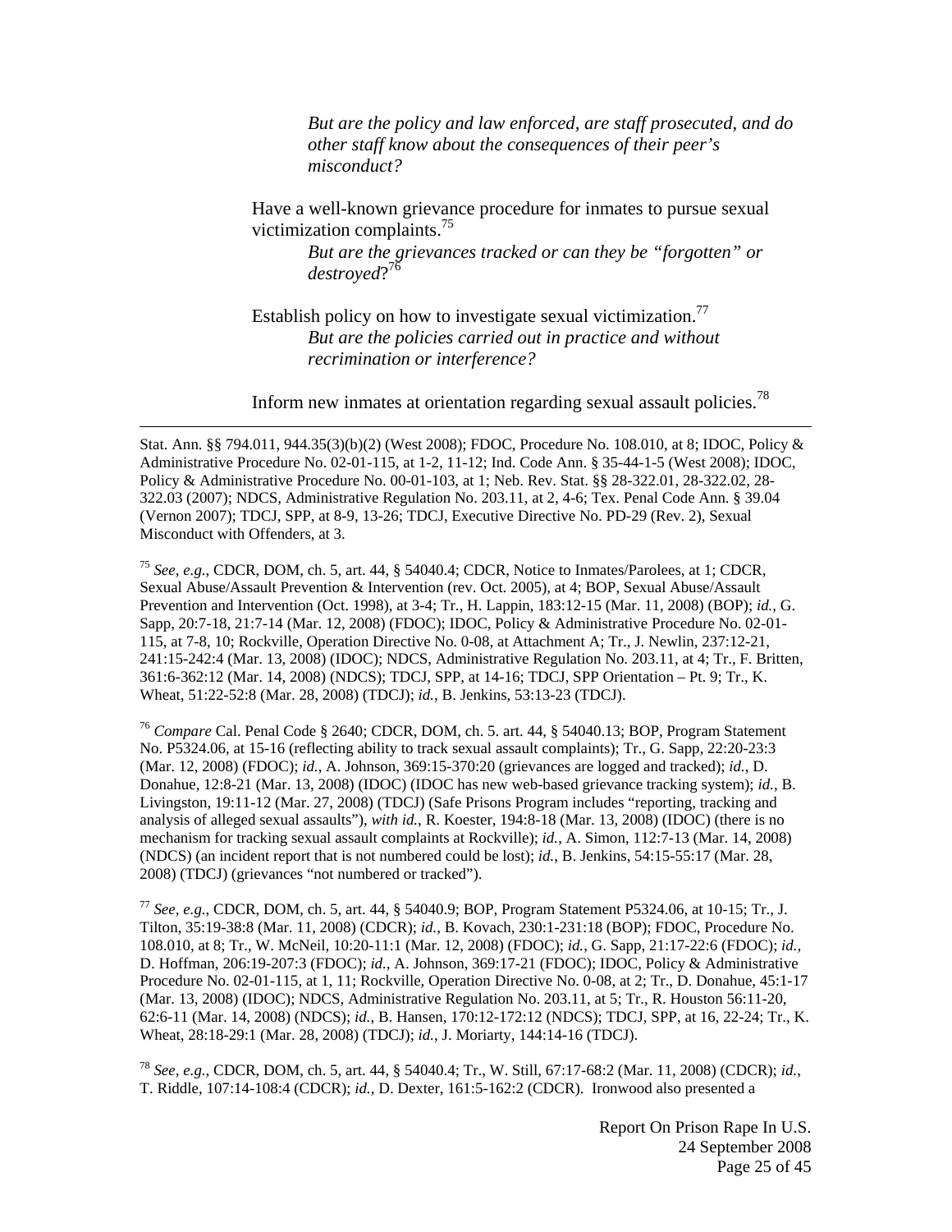*But are the policy and law enforced, are staff prosecuted, and do other staff know about the consequences of their peer's misconduct?*

Have a well-known grievance procedure for inmates to pursue sexual victimization complaints.[75]

*But are the grievances tracked or can they be "forgotten" or destroyed*?[76]

Establish policy on how to investigate sexual victimization.[77]

*But are the policies carried out in practice and without recrimination or interference?*

Inform new inmates at orientation regarding sexual assault policies.[78]

---

Stat. Ann. §§ 794.011, 944.35(3)(b)(2) (West 2008); FDOC, Procedure No. 108.010, at 8; IDOC, Policy & Administrative Procedure No. 02-01-115, at 1-2, 11-12; Ind. Code Ann. § 35-44-1-5 (West 2008); IDOC, Policy & Administrative Procedure No. 00-01-103, at 1; Neb. Rev. Stat. §§ 28-322.01, 28-322.02, 28-322.03 (2007); NDCS, Administrative Regulation No. 203.11, at 2, 4-6; Tex. Penal Code Ann. § 39.04 (Vernon 2007); TDCJ, SPP, at 8-9, 13-26; TDCJ, Executive Directive No. PD-29 (Rev. 2), Sexual Misconduct with Offenders, at 3.

[75] *See, e.g.*, CDCR, DOM, ch. 5, art. 44, § 54040.4; CDCR, Notice to Inmates/Parolees, at 1; CDCR, Sexual Abuse/Assault Prevention & Intervention (rev. Oct. 2005), at 4; BOP, Sexual Abuse/Assault Prevention and Intervention (Oct. 1998), at 3-4; Tr., H. Lappin, 183:12-15 (Mar. 11, 2008) (BOP); *id.*, G. Sapp, 20:7-18, 21:7-14 (Mar. 12, 2008) (FDOC); IDOC, Policy & Administrative Procedure No. 02-01-115, at 7-8, 10; Rockville, Operation Directive No. 0-08, at Attachment A; Tr., J. Newlin, 237:12-21, 241:15-242:4 (Mar. 13, 2008) (IDOC); NDCS, Administrative Regulation No. 203.11, at 4; Tr., F. Britten, 361:6-362:12 (Mar. 14, 2008) (NDCS); TDCJ, SPP, at 14-16; TDCJ, SPP Orientation – Pt. 9; Tr., K. Wheat, 51:22-52:8 (Mar. 28, 2008) (TDCJ); *id.*, B. Jenkins, 53:13-23 (TDCJ).

[76] *Compare* Cal. Penal Code § 2640; CDCR, DOM, ch. 5. art. 44, § 54040.13; BOP, Program Statement No. P5324.06, at 15-16 (reflecting ability to track sexual assault complaints); Tr., G. Sapp, 22:20-23:3 (Mar. 12, 2008) (FDOC); *id.*, A. Johnson, 369:15-370:20 (grievances are logged and tracked); *id.*, D. Donahue, 12:8-21 (Mar. 13, 2008) (IDOC) (IDOC has new web-based grievance tracking system); *id.*, B. Livingston, 19:11-12 (Mar. 27, 2008) (TDCJ) (Safe Prisons Program includes "reporting, tracking and analysis of alleged sexual assaults"), *with id.*, R. Koester, 194:8-18 (Mar. 13, 2008) (IDOC) (there is no mechanism for tracking sexual assault complaints at Rockville); *id.*, A. Simon, 112:7-13 (Mar. 14, 2008) (NDCS) (an incident report that is not numbered could be lost); *id.*, B. Jenkins, 54:15-55:17 (Mar. 28, 2008) (TDCJ) (grievances "not numbered or tracked").

[77] *See, e.g.*, CDCR, DOM, ch. 5, art. 44, § 54040.9; BOP, Program Statement P5324.06, at 10-15; Tr., J. Tilton, 35:19-38:8 (Mar. 11, 2008) (CDCR); *id.*, B. Kovach, 230:1-231:18 (BOP); FDOC, Procedure No. 108.010, at 8; Tr., W. McNeil, 10:20-11:1 (Mar. 12, 2008) (FDOC); *id.*, G. Sapp, 21:17-22:6 (FDOC); *id.*, D. Hoffman, 206:19-207:3 (FDOC); *id.*, A. Johnson, 369:17-21 (FDOC); IDOC, Policy & Administrative Procedure No. 02-01-115, at 1, 11; Rockville, Operation Directive No. 0-08, at 2; Tr., D. Donahue, 45:1-17 (Mar. 13, 2008) (IDOC); NDCS, Administrative Regulation No. 203.11, at 5; Tr., R. Houston 56:11-20, 62:6-11 (Mar. 14, 2008) (NDCS); *id.*, B. Hansen, 170:12-172:12 (NDCS); TDCJ, SPP, at 16, 22-24; Tr., K. Wheat, 28:18-29:1 (Mar. 28, 2008) (TDCJ); *id.*, J. Moriarty, 144:14-16 (TDCJ).

[78] *See, e.g.*, CDCR, DOM, ch. 5, art. 44, § 54040.4; Tr., W. Still, 67:17-68:2 (Mar. 11, 2008) (CDCR); *id.*, T. Riddle, 107:14-108:4 (CDCR); *id.*, D. Dexter, 161:5-162:2 (CDCR). Ironwood also presented a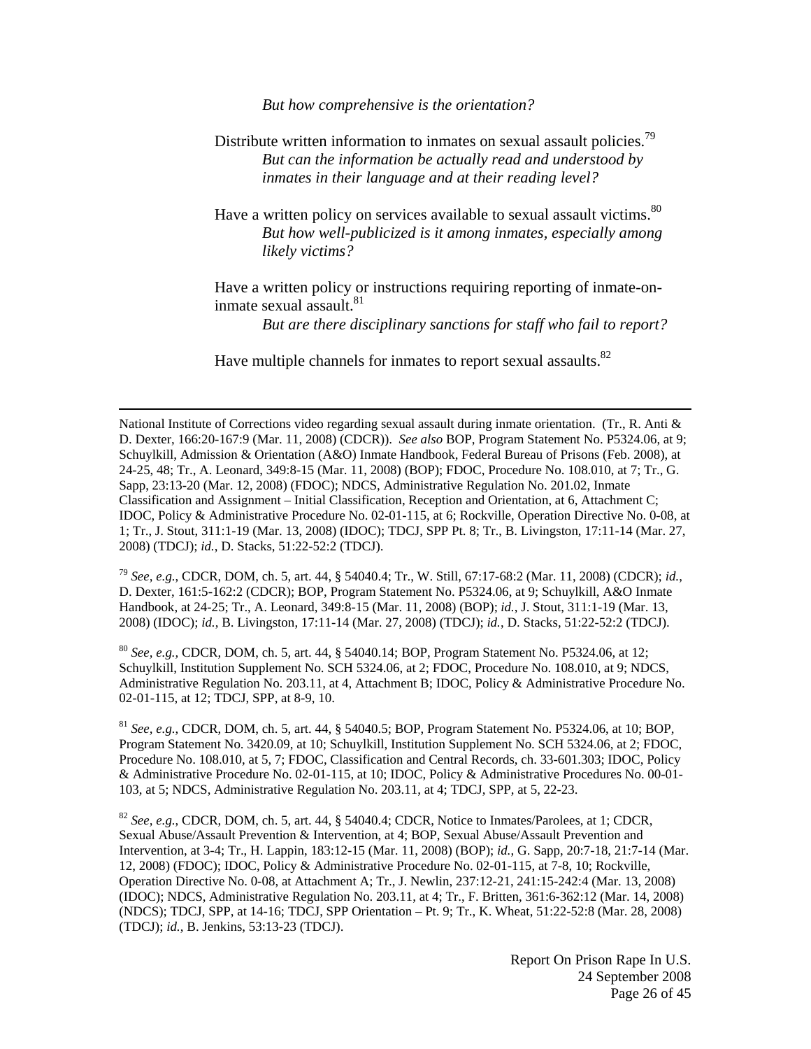*But how comprehensive is the orientation?*

Distribute written information to inmates on sexual assault policies.[79]
*But can the information be actually read and understood by inmates in their language and at their reading level?*

Have a written policy on services available to sexual assault victims.[80]
*But how well-publicized is it among inmates, especially among likely victims?*

Have a written policy or instructions requiring reporting of inmate-on-inmate sexual assault.[81]
*But are there disciplinary sanctions for staff who fail to report?*

Have multiple channels for inmates to report sexual assaults.[82]

---

National Institute of Corrections video regarding sexual assault during inmate orientation. (Tr., R. Anti & D. Dexter, 166:20-167:9 (Mar. 11, 2008) (CDCR)). *See also* BOP, Program Statement No. P5324.06, at 9; Schuylkill, Admission & Orientation (A&O) Inmate Handbook, Federal Bureau of Prisons (Feb. 2008), at 24-25, 48; Tr., A. Leonard, 349:8-15 (Mar. 11, 2008) (BOP); FDOC, Procedure No. 108.010, at 7; Tr., G. Sapp, 23:13-20 (Mar. 12, 2008) (FDOC); NDCS, Administrative Regulation No. 201.02, Inmate Classification and Assignment – Initial Classification, Reception and Orientation, at 6, Attachment C; IDOC, Policy & Administrative Procedure No. 02-01-115, at 6; Rockville, Operation Directive No. 0-08, at 1; Tr., J. Stout, 311:1-19 (Mar. 13, 2008) (IDOC); TDCJ, SPP Pt. 8; Tr., B. Livingston, 17:11-14 (Mar. 27, 2008) (TDCJ); *id.*, D. Stacks, 51:22-52:2 (TDCJ).

[79] *See, e.g.*, CDCR, DOM, ch. 5, art. 44, § 54040.4; Tr., W. Still, 67:17-68:2 (Mar. 11, 2008) (CDCR); *id.*, D. Dexter, 161:5-162:2 (CDCR); BOP, Program Statement No. P5324.06, at 9; Schuylkill, A&O Inmate Handbook, at 24-25; Tr., A. Leonard, 349:8-15 (Mar. 11, 2008) (BOP); *id.*, J. Stout, 311:1-19 (Mar. 13, 2008) (IDOC); *id.*, B. Livingston, 17:11-14 (Mar. 27, 2008) (TDCJ); *id.*, D. Stacks, 51:22-52:2 (TDCJ).

[80] *See, e.g.*, CDCR, DOM, ch. 5, art. 44, § 54040.14; BOP, Program Statement No. P5324.06, at 12; Schuylkill, Institution Supplement No. SCH 5324.06, at 2; FDOC, Procedure No. 108.010, at 9; NDCS, Administrative Regulation No. 203.11, at 4, Attachment B; IDOC, Policy & Administrative Procedure No. 02-01-115, at 12; TDCJ, SPP, at 8-9, 10.

[81] *See, e.g.*, CDCR, DOM, ch. 5, art. 44, § 54040.5; BOP, Program Statement No. P5324.06, at 10; BOP, Program Statement No. 3420.09, at 10; Schuylkill, Institution Supplement No. SCH 5324.06, at 2; FDOC, Procedure No. 108.010, at 5, 7; FDOC, Classification and Central Records, ch. 33-601.303; IDOC, Policy & Administrative Procedure No. 02-01-115, at 10; IDOC, Policy & Administrative Procedures No. 00-01-103, at 5; NDCS, Administrative Regulation No. 203.11, at 4; TDCJ, SPP, at 5, 22-23.

[82] *See, e.g.*, CDCR, DOM, ch. 5, art. 44, § 54040.4; CDCR, Notice to Inmates/Parolees, at 1; CDCR, Sexual Abuse/Assault Prevention & Intervention, at 4; BOP, Sexual Abuse/Assault Prevention and Intervention, at 3-4; Tr., H. Lappin, 183:12-15 (Mar. 11, 2008) (BOP); *id.*, G. Sapp, 20:7-18, 21:7-14 (Mar. 12, 2008) (FDOC); IDOC, Policy & Administrative Procedure No. 02-01-115, at 7-8, 10; Rockville, Operation Directive No. 0-08, at Attachment A; Tr., J. Newlin, 237:12-21, 241:15-242:4 (Mar. 13, 2008) (IDOC); NDCS, Administrative Regulation No. 203.11, at 4; Tr., F. Britten, 361:6-362:12 (Mar. 14, 2008) (NDCS); TDCJ, SPP, at 14-16; TDCJ, SPP Orientation – Pt. 9; Tr., K. Wheat, 51:22-52:8 (Mar. 28, 2008) (TDCJ); *id.*, B. Jenkins, 53:13-23 (TDCJ).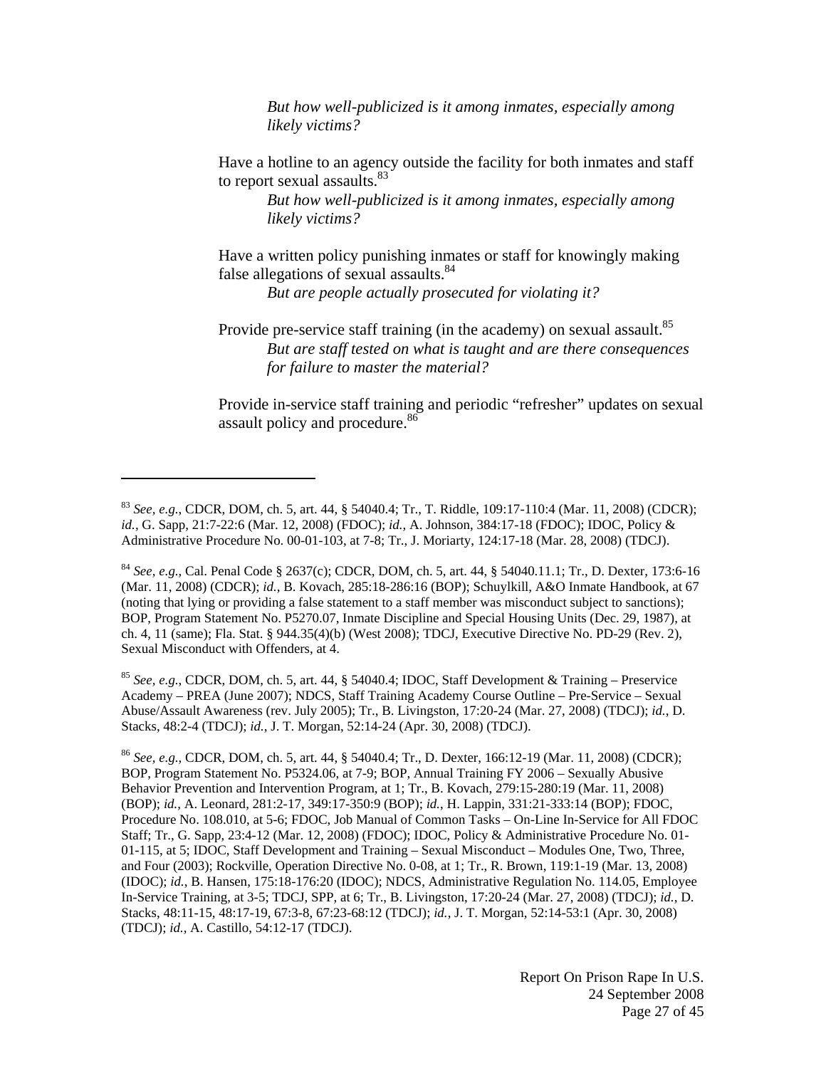*But how well-publicized is it among inmates, especially among likely victims?*

Have a hotline to an agency outside the facility for both inmates and staff to report sexual assaults.[83]

*But how well-publicized is it among inmates, especially among likely victims?*

Have a written policy punishing inmates or staff for knowingly making false allegations of sexual assaults.[84]

*But are people actually prosecuted for violating it?*

Provide pre-service staff training (in the academy) on sexual assault.[85]

*But are staff tested on what is taught and are there consequences for failure to master the material?*

Provide in-service staff training and periodic "refresher" updates on sexual assault policy and procedure.[86]

---

[83] *See, e.g.*, CDCR, DOM, ch. 5, art. 44, § 54040.4; Tr., T. Riddle, 109:17-110:4 (Mar. 11, 2008) (CDCR); *id.*, G. Sapp, 21:7-22:6 (Mar. 12, 2008) (FDOC); *id.*, A. Johnson, 384:17-18 (FDOC); IDOC, Policy & Administrative Procedure No. 00-01-103, at 7-8; Tr., J. Moriarty, 124:17-18 (Mar. 28, 2008) (TDCJ).

[84] *See, e.g.*, Cal. Penal Code § 2637(c); CDCR, DOM, ch. 5, art. 44, § 54040.11.1; Tr., D. Dexter, 173:6-16 (Mar. 11, 2008) (CDCR); *id.*, B. Kovach, 285:18-286:16 (BOP); Schuylkill, A&O Inmate Handbook, at 67 (noting that lying or providing a false statement to a staff member was misconduct subject to sanctions); BOP, Program Statement No. P5270.07, Inmate Discipline and Special Housing Units (Dec. 29, 1987), at ch. 4, 11 (same); Fla. Stat. § 944.35(4)(b) (West 2008); TDCJ, Executive Directive No. PD-29 (Rev. 2), Sexual Misconduct with Offenders, at 4.

[85] *See, e.g.*, CDCR, DOM, ch. 5, art. 44, § 54040.4; IDOC, Staff Development & Training – Preservice Academy – PREA (June 2007); NDCS, Staff Training Academy Course Outline – Pre-Service – Sexual Abuse/Assault Awareness (rev. July 2005); Tr., B. Livingston, 17:20-24 (Mar. 27, 2008) (TDCJ); *id.*, D. Stacks, 48:2-4 (TDCJ); *id.*, J. T. Morgan, 52:14-24 (Apr. 30, 2008) (TDCJ).

[86] *See, e.g.*, CDCR, DOM, ch. 5, art. 44, § 54040.4; Tr., D. Dexter, 166:12-19 (Mar. 11, 2008) (CDCR); BOP, Program Statement No. P5324.06, at 7-9; BOP, Annual Training FY 2006 – Sexually Abusive Behavior Prevention and Intervention Program, at 1; Tr., B. Kovach, 279:15-280:19 (Mar. 11, 2008) (BOP); *id.*, A. Leonard, 281:2-17, 349:17-350:9 (BOP); *id.*, H. Lappin, 331:21-333:14 (BOP); FDOC, Procedure No. 108.010, at 5-6; FDOC, Job Manual of Common Tasks – On-Line In-Service for All FDOC Staff; Tr., G. Sapp, 23:4-12 (Mar. 12, 2008) (FDOC); IDOC, Policy & Administrative Procedure No. 01-01-115, at 5; IDOC, Staff Development and Training – Sexual Misconduct – Modules One, Two, Three, and Four (2003); Rockville, Operation Directive No. 0-08, at 1; Tr., R. Brown, 119:1-19 (Mar. 13, 2008) (IDOC); *id.*, B. Hansen, 175:18-176:20 (IDOC); NDCS, Administrative Regulation No. 114.05, Employee In-Service Training, at 3-5; TDCJ, SPP, at 6; Tr., B. Livingston, 17:20-24 (Mar. 27, 2008) (TDCJ); *id.*, D. Stacks, 48:11-15, 48:17-19, 67:3-8, 67:23-68:12 (TDCJ); *id.*, J. T. Morgan, 52:14-53:1 (Apr. 30, 2008) (TDCJ); *id.*, A. Castillo, 54:12-17 (TDCJ).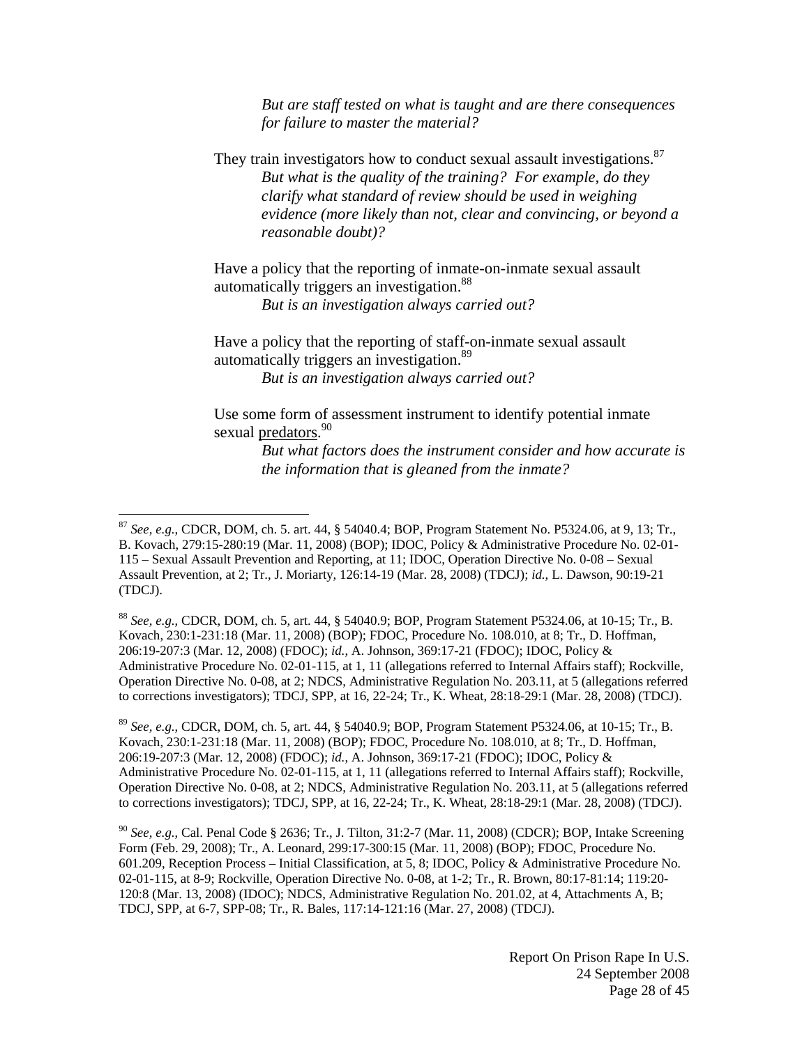*But are staff tested on what is taught and are there consequences for failure to master the material?*

They train investigators how to conduct sexual assault investigations.[87]

*But what is the quality of the training? For example, do they clarify what standard of review should be used in weighing evidence (more likely than not, clear and convincing, or beyond a reasonable doubt)?*

Have a policy that the reporting of inmate-on-inmate sexual assault automatically triggers an investigation.[88]

*But is an investigation always carried out?*

Have a policy that the reporting of staff-on-inmate sexual assault automatically triggers an investigation.[89]

*But is an investigation always carried out?*

Use some form of assessment instrument to identify potential inmate sexual <u>predators</u>.[90]

*But what factors does the instrument consider and how accurate is the information that is gleaned from the inmate?*

---

[87] *See, e.g.*, CDCR, DOM, ch. 5. art. 44, § 54040.4; BOP, Program Statement No. P5324.06, at 9, 13; Tr., B. Kovach, 279:15-280:19 (Mar. 11, 2008) (BOP); IDOC, Policy & Administrative Procedure No. 02-01-115 – Sexual Assault Prevention and Reporting, at 11; IDOC, Operation Directive No. 0-08 – Sexual Assault Prevention, at 2; Tr., J. Moriarty, 126:14-19 (Mar. 28, 2008) (TDCJ); *id.*, L. Dawson, 90:19-21 (TDCJ).

[88] *See, e.g.*, CDCR, DOM, ch. 5, art. 44, § 54040.9; BOP, Program Statement P5324.06, at 10-15; Tr., B. Kovach, 230:1-231:18 (Mar. 11, 2008) (BOP); FDOC, Procedure No. 108.010, at 8; Tr., D. Hoffman, 206:19-207:3 (Mar. 12, 2008) (FDOC); *id.*, A. Johnson, 369:17-21 (FDOC); IDOC, Policy & Administrative Procedure No. 02-01-115, at 1, 11 (allegations referred to Internal Affairs staff); Rockville, Operation Directive No. 0-08, at 2; NDCS, Administrative Regulation No. 203.11, at 5 (allegations referred to corrections investigators); TDCJ, SPP, at 16, 22-24; Tr., K. Wheat, 28:18-29:1 (Mar. 28, 2008) (TDCJ).

[89] *See, e.g.*, CDCR, DOM, ch. 5, art. 44, § 54040.9; BOP, Program Statement P5324.06, at 10-15; Tr., B. Kovach, 230:1-231:18 (Mar. 11, 2008) (BOP); FDOC, Procedure No. 108.010, at 8; Tr., D. Hoffman, 206:19-207:3 (Mar. 12, 2008) (FDOC); *id.*, A. Johnson, 369:17-21 (FDOC); IDOC, Policy & Administrative Procedure No. 02-01-115, at 1, 11 (allegations referred to Internal Affairs staff); Rockville, Operation Directive No. 0-08, at 2; NDCS, Administrative Regulation No. 203.11, at 5 (allegations referred to corrections investigators); TDCJ, SPP, at 16, 22-24; Tr., K. Wheat, 28:18-29:1 (Mar. 28, 2008) (TDCJ).

[90] *See, e.g.*, Cal. Penal Code § 2636; Tr., J. Tilton, 31:2-7 (Mar. 11, 2008) (CDCR); BOP, Intake Screening Form (Feb. 29, 2008); Tr., A. Leonard, 299:17-300:15 (Mar. 11, 2008) (BOP); FDOC, Procedure No. 601.209, Reception Process – Initial Classification, at 5, 8; IDOC, Policy & Administrative Procedure No. 02-01-115, at 8-9; Rockville, Operation Directive No. 0-08, at 1-2; Tr., R. Brown, 80:17-81:14; 119:20-120:8 (Mar. 13, 2008) (IDOC); NDCS, Administrative Regulation No. 201.02, at 4, Attachments A, B; TDCJ, SPP, at 6-7, SPP-08; Tr., R. Bales, 117:14-121:16 (Mar. 27, 2008) (TDCJ).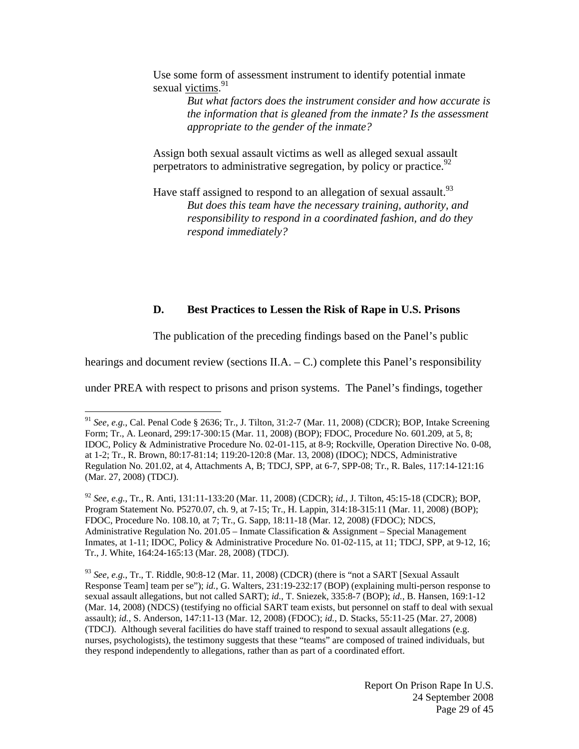Use some form of assessment instrument to identify potential inmate sexual victims.[91]

*But what factors does the instrument consider and how accurate is the information that is gleaned from the inmate? Is the assessment appropriate to the gender of the inmate?*

Assign both sexual assault victims as well as alleged sexual assault perpetrators to administrative segregation, by policy or practice.[92]

Have staff assigned to respond to an allegation of sexual assault.[93]

*But does this team have the necessary training, authority, and responsibility to respond in a coordinated fashion, and do they respond immediately?*

### D. Best Practices to Lessen the Risk of Rape in U.S. Prisons

The publication of the preceding findings based on the Panel's public hearings and document review (sections II.A. – C.) complete this Panel's responsibility under PREA with respect to prisons and prison systems. The Panel's findings, together

---

[91] *See, e.g.*, Cal. Penal Code § 2636; Tr., J. Tilton, 31:2-7 (Mar. 11, 2008) (CDCR); BOP, Intake Screening Form; Tr., A. Leonard, 299:17-300:15 (Mar. 11, 2008) (BOP); FDOC, Procedure No. 601.209, at 5, 8; IDOC, Policy & Administrative Procedure No. 02-01-115, at 8-9; Rockville, Operation Directive No. 0-08, at 1-2; Tr., R. Brown, 80:17-81:14; 119:20-120:8 (Mar. 13, 2008) (IDOC); NDCS, Administrative Regulation No. 201.02, at 4, Attachments A, B; TDCJ, SPP, at 6-7, SPP-08; Tr., R. Bales, 117:14-121:16 (Mar. 27, 2008) (TDCJ).

[92] *See, e.g.*, Tr., R. Anti, 131:11-133:20 (Mar. 11, 2008) (CDCR); *id.*, J. Tilton, 45:15-18 (CDCR); BOP, Program Statement No. P5270.07, ch. 9, at 7-15; Tr., H. Lappin, 314:18-315:11 (Mar. 11, 2008) (BOP); FDOC, Procedure No. 108.10, at 7; Tr., G. Sapp, 18:11-18 (Mar. 12, 2008) (FDOC); NDCS, Administrative Regulation No. 201.05 – Inmate Classification & Assignment – Special Management Inmates, at 1-11; IDOC, Policy & Administrative Procedure No. 01-02-115, at 11; TDCJ, SPP, at 9-12, 16; Tr., J. White, 164:24-165:13 (Mar. 28, 2008) (TDCJ).

[93] *See, e.g.*, Tr., T. Riddle, 90:8-12 (Mar. 11, 2008) (CDCR) (there is "not a SART [Sexual Assault Response Team] team per se"); *id.*, G. Walters, 231:19-232:17 (BOP) (explaining multi-person response to sexual assault allegations, but not called SART); *id.*, T. Sniezek, 335:8-7 (BOP); *id.*, B. Hansen, 169:1-12 (Mar. 14, 2008) (NDCS) (testifying no official SART team exists, but personnel on staff to deal with sexual assault); *id.*, S. Anderson, 147:11-13 (Mar. 12, 2008) (FDOC); *id.*, D. Stacks, 55:11-25 (Mar. 27, 2008) (TDCJ). Although several facilities do have staff trained to respond to sexual assault allegations (e.g. nurses, psychologists), the testimony suggests that these "teams" are composed of trained individuals, but they respond independently to allegations, rather than as part of a coordinated effort.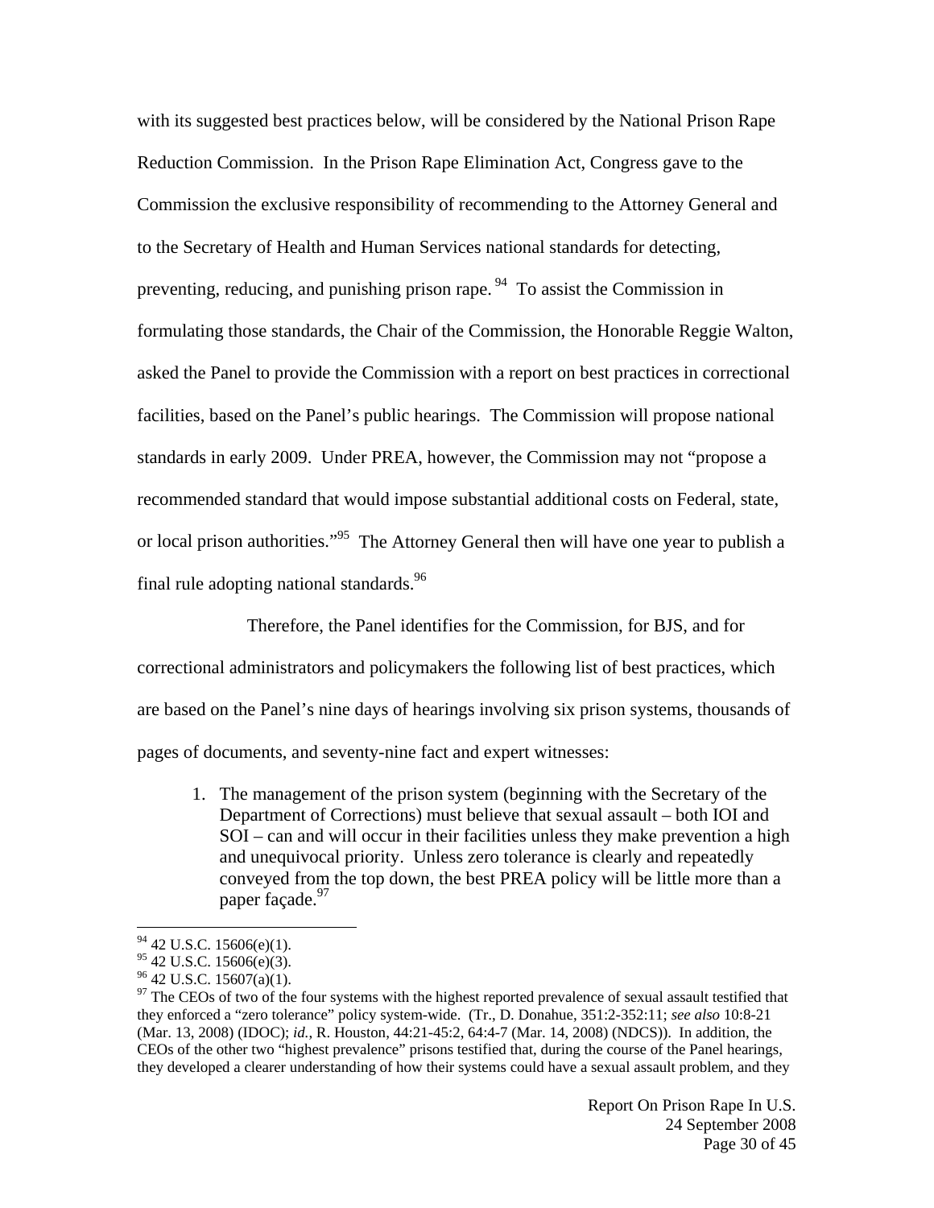with its suggested best practices below, will be considered by the National Prison Rape Reduction Commission. In the Prison Rape Elimination Act, Congress gave to the Commission the exclusive responsibility of recommending to the Attorney General and to the Secretary of Health and Human Services national standards for detecting, preventing, reducing, and punishing prison rape.[94] To assist the Commission in formulating those standards, the Chair of the Commission, the Honorable Reggie Walton, asked the Panel to provide the Commission with a report on best practices in correctional facilities, based on the Panel's public hearings. The Commission will propose national standards in early 2009. Under PREA, however, the Commission may not "propose a recommended standard that would impose substantial additional costs on Federal, state, or local prison authorities."[95] The Attorney General then will have one year to publish a final rule adopting national standards.[96]

Therefore, the Panel identifies for the Commission, for BJS, and for correctional administrators and policymakers the following list of best practices, which are based on the Panel's nine days of hearings involving six prison systems, thousands of pages of documents, and seventy-nine fact and expert witnesses:

1. The management of the prison system (beginning with the Secretary of the Department of Corrections) must believe that sexual assault – both IOI and SOI – can and will occur in their facilities unless they make prevention a high and unequivocal priority. Unless zero tolerance is clearly and repeatedly conveyed from the top down, the best PREA policy will be little more than a paper façade.[97]

---

[94] 42 U.S.C. 15606(e)(1).

[95] 42 U.S.C. 15606(e)(3).

[96] 42 U.S.C. 15607(a)(1).

[97] The CEOs of two of the four systems with the highest reported prevalence of sexual assault testified that they enforced a "zero tolerance" policy system-wide. (Tr., D. Donahue, 351:2-352:11; *see also* 10:8-21 (Mar. 13, 2008) (IDOC); *id.*, R. Houston, 44:21-45:2, 64:4-7 (Mar. 14, 2008) (NDCS)). In addition, the CEOs of the other two "highest prevalence" prisons testified that, during the course of the Panel hearings, they developed a clearer understanding of how their systems could have a sexual assault problem, and they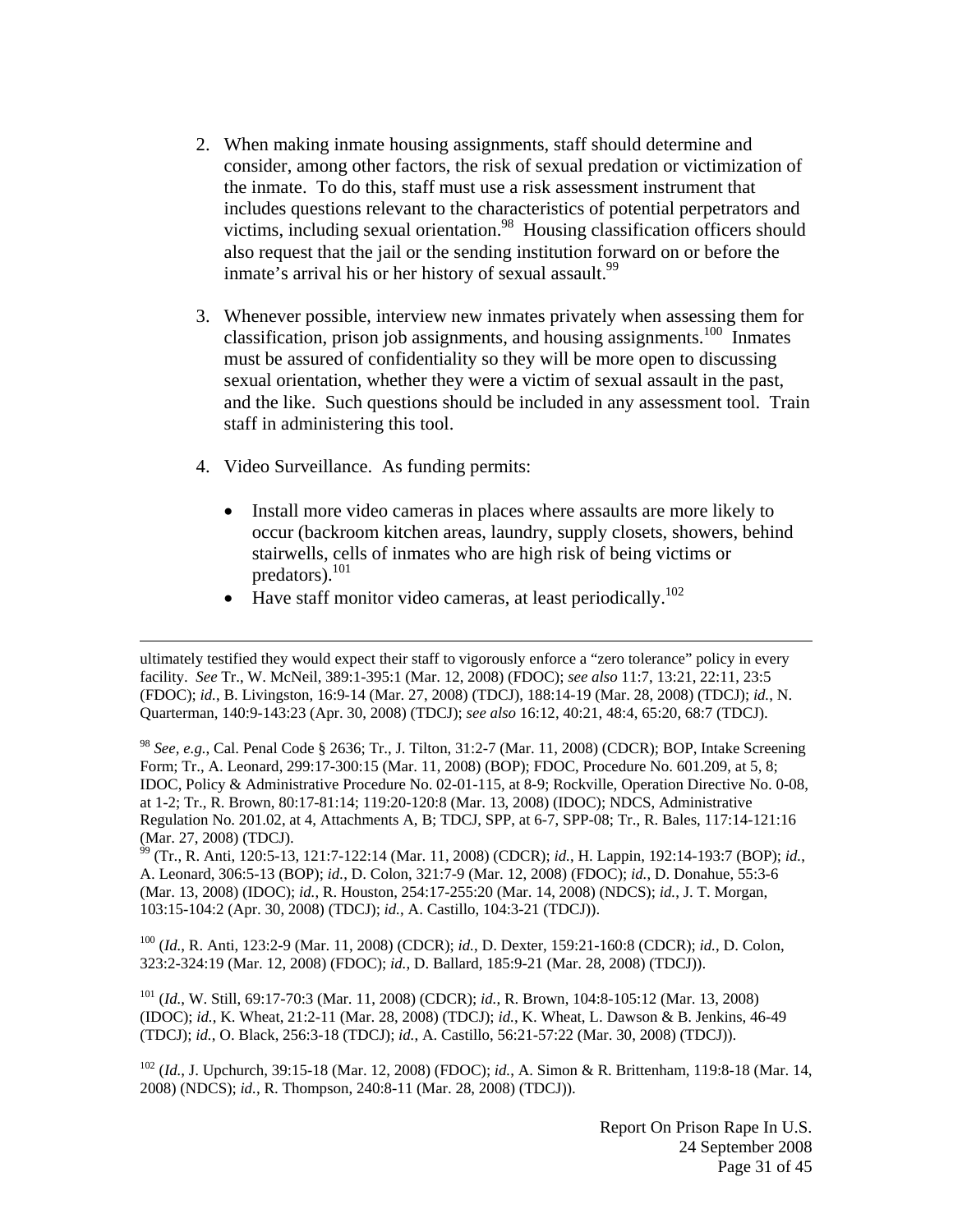2. When making inmate housing assignments, staff should determine and consider, among other factors, the risk of sexual predation or victimization of the inmate. To do this, staff must use a risk assessment instrument that includes questions relevant to the characteristics of potential perpetrators and victims, including sexual orientation.[98] Housing classification officers should also request that the jail or the sending institution forward on or before the inmate's arrival his or her history of sexual assault.[99]

3. Whenever possible, interview new inmates privately when assessing them for classification, prison job assignments, and housing assignments.[100] Inmates must be assured of confidentiality so they will be more open to discussing sexual orientation, whether they were a victim of sexual assault in the past, and the like. Such questions should be included in any assessment tool. Train staff in administering this tool.

4. Video Surveillance. As funding permits:

   - Install more video cameras in places where assaults are more likely to occur (backroom kitchen areas, laundry, supply closets, showers, behind stairwells, cells of inmates who are high risk of being victims or predators).[101]
   - Have staff monitor video cameras, at least periodically.[102]

---

ultimately testified they would expect their staff to vigorously enforce a "zero tolerance" policy in every facility. *See* Tr., W. McNeil, 389:1-395:1 (Mar. 12, 2008) (FDOC); *see also* 11:7, 13:21, 22:11, 23:5 (FDOC); *id.*, B. Livingston, 16:9-14 (Mar. 27, 2008) (TDCJ), 188:14-19 (Mar. 28, 2008) (TDCJ); *id.*, N. Quarterman, 140:9-143:23 (Apr. 30, 2008) (TDCJ); *see also* 16:12, 40:21, 48:4, 65:20, 68:7 (TDCJ).

[98] *See, e.g.*, Cal. Penal Code § 2636; Tr., J. Tilton, 31:2-7 (Mar. 11, 2008) (CDCR); BOP, Intake Screening Form; Tr., A. Leonard, 299:17-300:15 (Mar. 11, 2008) (BOP); FDOC, Procedure No. 601.209, at 5, 8; IDOC, Policy & Administrative Procedure No. 02-01-115, at 8-9; Rockville, Operation Directive No. 0-08, at 1-2; Tr., R. Brown, 80:17-81:14; 119:20-120:8 (Mar. 13, 2008) (IDOC); NDCS, Administrative Regulation No. 201.02, at 4, Attachments A, B; TDCJ, SPP, at 6-7, SPP-08; Tr., R. Bales, 117:14-121:16 (Mar. 27, 2008) (TDCJ).

[99] (Tr., R. Anti, 120:5-13, 121:7-122:14 (Mar. 11, 2008) (CDCR); *id.*, H. Lappin, 192:14-193:7 (BOP); *id.*, A. Leonard, 306:5-13 (BOP); *id.*, D. Colon, 321:7-9 (Mar. 12, 2008) (FDOC); *id.*, D. Donahue, 55:3-6 (Mar. 13, 2008) (IDOC); *id.*, R. Houston, 254:17-255:20 (Mar. 14, 2008) (NDCS); *id.*, J. T. Morgan, 103:15-104:2 (Apr. 30, 2008) (TDCJ); *id.*, A. Castillo, 104:3-21 (TDCJ)).

[100] (*Id.*, R. Anti, 123:2-9 (Mar. 11, 2008) (CDCR); *id.*, D. Dexter, 159:21-160:8 (CDCR); *id.*, D. Colon, 323:2-324:19 (Mar. 12, 2008) (FDOC); *id.*, D. Ballard, 185:9-21 (Mar. 28, 2008) (TDCJ)).

[101] (*Id.*, W. Still, 69:17-70:3 (Mar. 11, 2008) (CDCR); *id.*, R. Brown, 104:8-105:12 (Mar. 13, 2008) (IDOC); *id.*, K. Wheat, 21:2-11 (Mar. 28, 2008) (TDCJ); *id.*, K. Wheat, L. Dawson & B. Jenkins, 46-49 (TDCJ); *id.*, O. Black, 256:3-18 (TDCJ); *id.*, A. Castillo, 56:21-57:22 (Mar. 30, 2008) (TDCJ)).

[102] (*Id.*, J. Upchurch, 39:15-18 (Mar. 12, 2008) (FDOC); *id.*, A. Simon & R. Brittenham, 119:8-18 (Mar. 14, 2008) (NDCS); *id.*, R. Thompson, 240:8-11 (Mar. 28, 2008) (TDCJ)).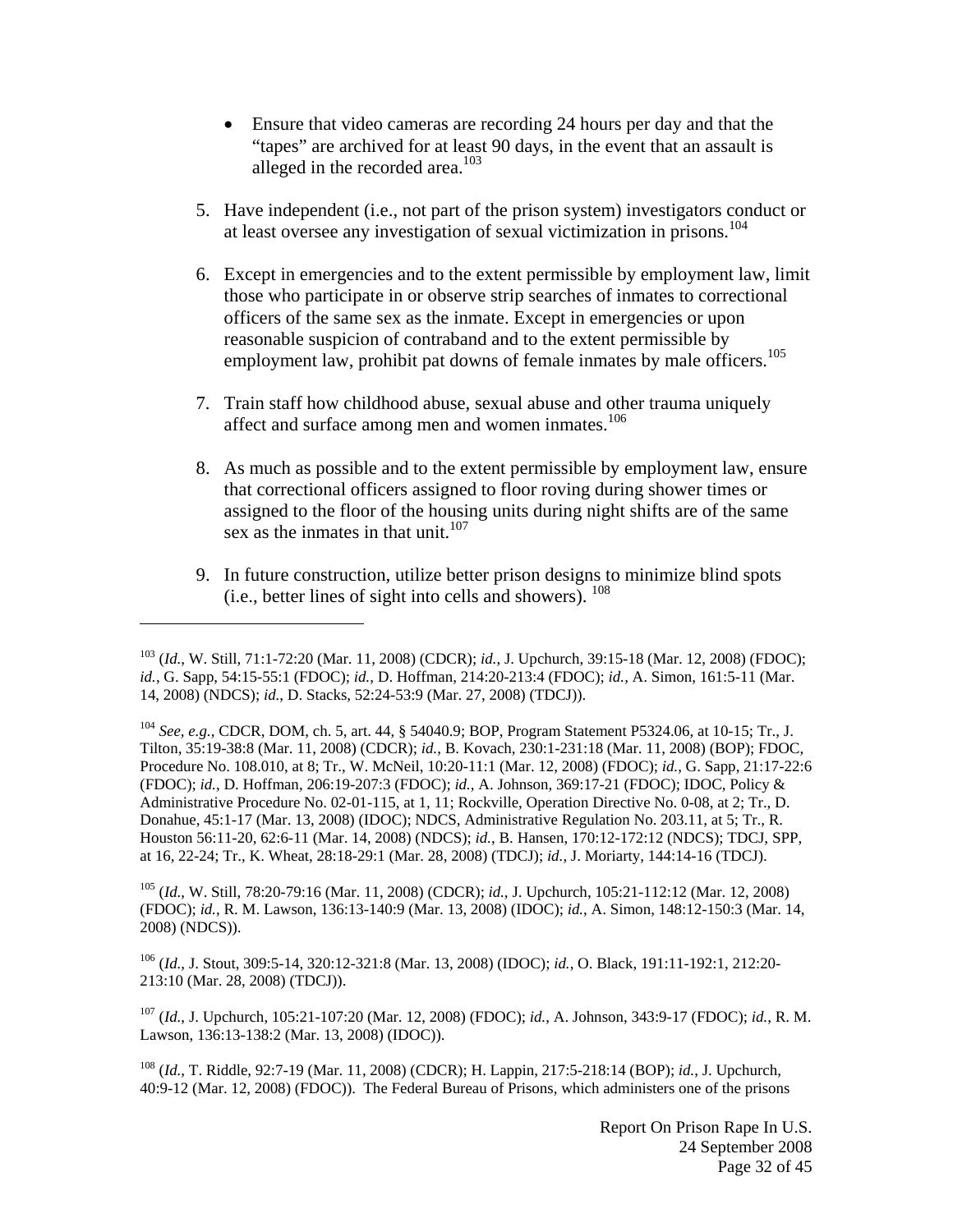- Ensure that video cameras are recording 24 hours per day and that the "tapes" are archived for at least 90 days, in the event that an assault is alleged in the recorded area.[103]

5. Have independent (i.e., not part of the prison system) investigators conduct or at least oversee any investigation of sexual victimization in prisons.[104]

6. Except in emergencies and to the extent permissible by employment law, limit those who participate in or observe strip searches of inmates to correctional officers of the same sex as the inmate. Except in emergencies or upon reasonable suspicion of contraband and to the extent permissible by employment law, prohibit pat downs of female inmates by male officers.[105]

7. Train staff how childhood abuse, sexual abuse and other trauma uniquely affect and surface among men and women inmates.[106]

8. As much as possible and to the extent permissible by employment law, ensure that correctional officers assigned to floor roving during shower times or assigned to the floor of the housing units during night shifts are of the same sex as the inmates in that unit.[107]

9. In future construction, utilize better prison designs to minimize blind spots (i.e., better lines of sight into cells and showers).[108]

---

[103] (*Id.*, W. Still, 71:1-72:20 (Mar. 11, 2008) (CDCR); *id.*, J. Upchurch, 39:15-18 (Mar. 12, 2008) (FDOC); *id.*, G. Sapp, 54:15-55:1 (FDOC); *id.*, D. Hoffman, 214:20-213:4 (FDOC); *id.*, A. Simon, 161:5-11 (Mar. 14, 2008) (NDCS); *id.*, D. Stacks, 52:24-53:9 (Mar. 27, 2008) (TDCJ)).

[104] *See, e.g.*, CDCR, DOM, ch. 5, art. 44, § 54040.9; BOP, Program Statement P5324.06, at 10-15; Tr., J. Tilton, 35:19-38:8 (Mar. 11, 2008) (CDCR); *id.*, B. Kovach, 230:1-231:18 (Mar. 11, 2008) (BOP); FDOC, Procedure No. 108.010, at 8; Tr., W. McNeil, 10:20-11:1 (Mar. 12, 2008) (FDOC); *id.*, G. Sapp, 21:17-22:6 (FDOC); *id.*, D. Hoffman, 206:19-207:3 (FDOC); *id.*, A. Johnson, 369:17-21 (FDOC); IDOC, Policy & Administrative Procedure No. 02-01-115, at 1, 11; Rockville, Operation Directive No. 0-08, at 2; Tr., D. Donahue, 45:1-17 (Mar. 13, 2008) (IDOC); NDCS, Administrative Regulation No. 203.11, at 5; Tr., R. Houston 56:11-20, 62:6-11 (Mar. 14, 2008) (NDCS); *id.*, B. Hansen, 170:12-172:12 (NDCS); TDCJ, SPP, at 16, 22-24; Tr., K. Wheat, 28:18-29:1 (Mar. 28, 2008) (TDCJ); *id.*, J. Moriarty, 144:14-16 (TDCJ).

[105] (*Id.*, W. Still, 78:20-79:16 (Mar. 11, 2008) (CDCR); *id.*, J. Upchurch, 105:21-112:12 (Mar. 12, 2008) (FDOC); *id.*, R. M. Lawson, 136:13-140:9 (Mar. 13, 2008) (IDOC); *id.*, A. Simon, 148:12-150:3 (Mar. 14, 2008) (NDCS)).

[106] (*Id.*, J. Stout, 309:5-14, 320:12-321:8 (Mar. 13, 2008) (IDOC); *id.*, O. Black, 191:11-192:1, 212:20-213:10 (Mar. 28, 2008) (TDCJ)).

[107] (*Id.*, J. Upchurch, 105:21-107:20 (Mar. 12, 2008) (FDOC); *id.*, A. Johnson, 343:9-17 (FDOC); *id.*, R. M. Lawson, 136:13-138:2 (Mar. 13, 2008) (IDOC)).

[108] (*Id.*, T. Riddle, 92:7-19 (Mar. 11, 2008) (CDCR); H. Lappin, 217:5-218:14 (BOP); *id.*, J. Upchurch, 40:9-12 (Mar. 12, 2008) (FDOC)). The Federal Bureau of Prisons, which administers one of the prisons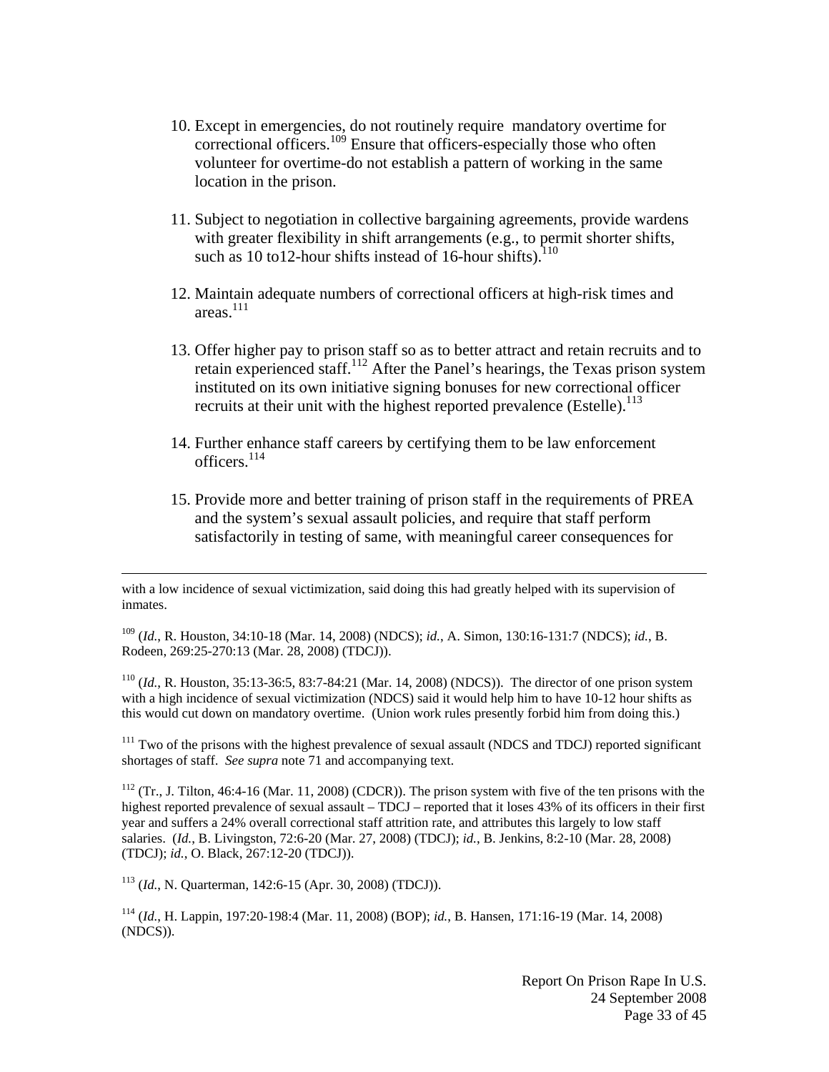10. Except in emergencies, do not routinely require mandatory overtime for correctional officers.[109] Ensure that officers-especially those who often volunteer for overtime-do not establish a pattern of working in the same location in the prison.

11. Subject to negotiation in collective bargaining agreements, provide wardens with greater flexibility in shift arrangements (e.g., to permit shorter shifts, such as 10 to12-hour shifts instead of 16-hour shifts).[110]

12. Maintain adequate numbers of correctional officers at high-risk times and areas.[111]

13. Offer higher pay to prison staff so as to better attract and retain recruits and to retain experienced staff.[112] After the Panel's hearings, the Texas prison system instituted on its own initiative signing bonuses for new correctional officer recruits at their unit with the highest reported prevalence (Estelle).[113]

14. Further enhance staff careers by certifying them to be law enforcement officers.[114]

15. Provide more and better training of prison staff in the requirements of PREA and the system's sexual assault policies, and require that staff perform satisfactorily in testing of same, with meaningful career consequences for

---

with a low incidence of sexual victimization, said doing this had greatly helped with its supervision of inmates.

[109] (*Id.*, R. Houston, 34:10-18 (Mar. 14, 2008) (NDCS); *id.*, A. Simon, 130:16-131:7 (NDCS); *id.*, B. Rodeen, 269:25-270:13 (Mar. 28, 2008) (TDCJ)).

[110] (*Id.*, R. Houston, 35:13-36:5, 83:7-84:21 (Mar. 14, 2008) (NDCS)). The director of one prison system with a high incidence of sexual victimization (NDCS) said it would help him to have 10-12 hour shifts as this would cut down on mandatory overtime. (Union work rules presently forbid him from doing this.)

[111] Two of the prisons with the highest prevalence of sexual assault (NDCS and TDCJ) reported significant shortages of staff. *See supra* note 71 and accompanying text.

[112] (Tr., J. Tilton, 46:4-16 (Mar. 11, 2008) (CDCR)). The prison system with five of the ten prisons with the highest reported prevalence of sexual assault – TDCJ – reported that it loses 43% of its officers in their first year and suffers a 24% overall correctional staff attrition rate, and attributes this largely to low staff salaries. (*Id.*, B. Livingston, 72:6-20 (Mar. 27, 2008) (TDCJ); *id.*, B. Jenkins, 8:2-10 (Mar. 28, 2008) (TDCJ); *id.*, O. Black, 267:12-20 (TDCJ)).

[113] (*Id.*, N. Quarterman, 142:6-15 (Apr. 30, 2008) (TDCJ)).

[114] (*Id.*, H. Lappin, 197:20-198:4 (Mar. 11, 2008) (BOP); *id.*, B. Hansen, 171:16-19 (Mar. 14, 2008) (NDCS)).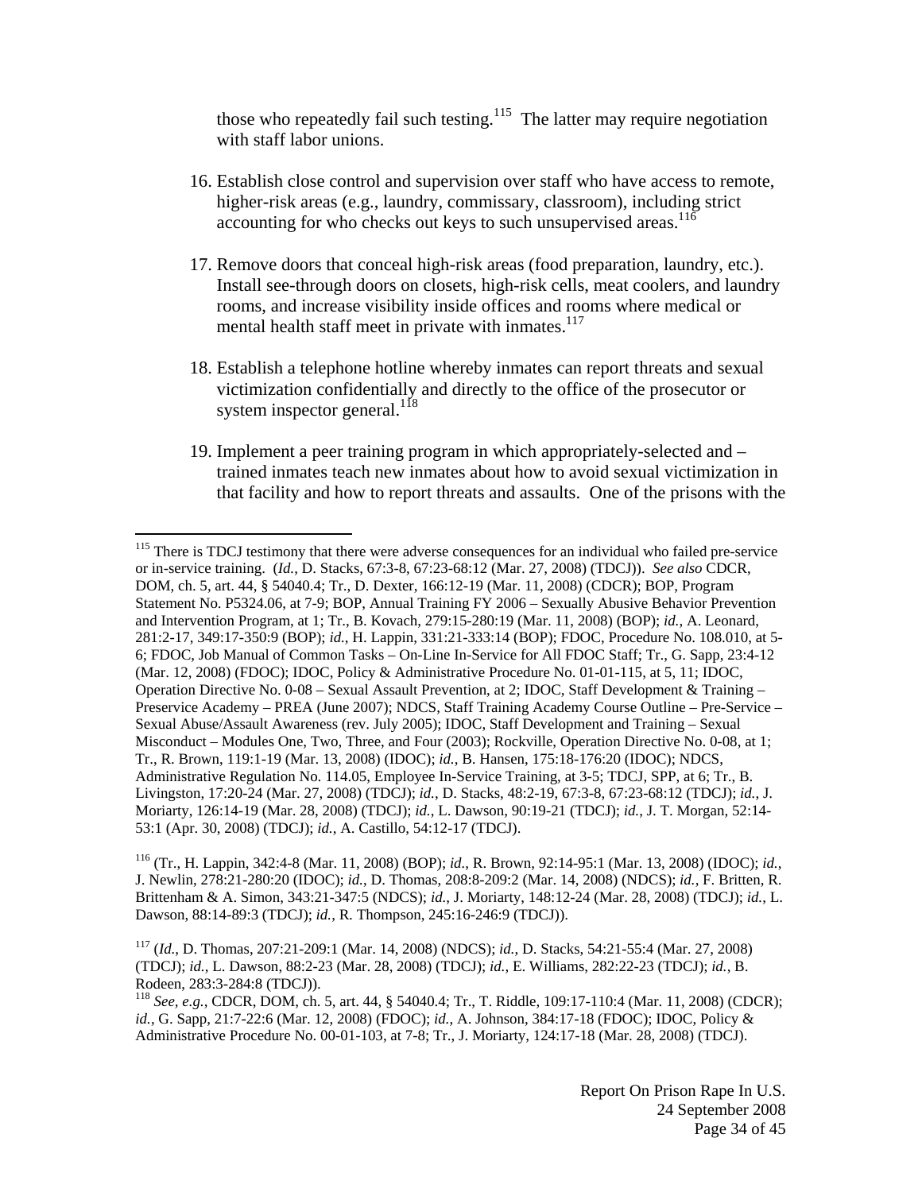those who repeatedly fail such testing.[115] The latter may require negotiation with staff labor unions.

16. Establish close control and supervision over staff who have access to remote, higher-risk areas (e.g., laundry, commissary, classroom), including strict accounting for who checks out keys to such unsupervised areas.[116]

17. Remove doors that conceal high-risk areas (food preparation, laundry, etc.). Install see-through doors on closets, high-risk cells, meat coolers, and laundry rooms, and increase visibility inside offices and rooms where medical or mental health staff meet in private with inmates.[117]

18. Establish a telephone hotline whereby inmates can report threats and sexual victimization confidentially and directly to the office of the prosecutor or system inspector general.[118]

19. Implement a peer training program in which appropriately-selected and – trained inmates teach new inmates about how to avoid sexual victimization in that facility and how to report threats and assaults. One of the prisons with the

---

[115] There is TDCJ testimony that there were adverse consequences for an individual who failed pre-service or in-service training. (*Id.*, D. Stacks, 67:3-8, 67:23-68:12 (Mar. 27, 2008) (TDCJ)). *See also* CDCR, DOM, ch. 5, art. 44, § 54040.4; Tr., D. Dexter, 166:12-19 (Mar. 11, 2008) (CDCR); BOP, Program Statement No. P5324.06, at 7-9; BOP, Annual Training FY 2006 – Sexually Abusive Behavior Prevention and Intervention Program, at 1; Tr., B. Kovach, 279:15-280:19 (Mar. 11, 2008) (BOP); *id.*, A. Leonard, 281:2-17, 349:17-350:9 (BOP); *id.*, H. Lappin, 331:21-333:14 (BOP); FDOC, Procedure No. 108.010, at 5-6; FDOC, Job Manual of Common Tasks – On-Line In-Service for All FDOC Staff; Tr., G. Sapp, 23:4-12 (Mar. 12, 2008) (FDOC); IDOC, Policy & Administrative Procedure No. 01-01-115, at 5, 11; IDOC, Operation Directive No. 0-08 – Sexual Assault Prevention, at 2; IDOC, Staff Development & Training – Preservice Academy – PREA (June 2007); NDCS, Staff Training Academy Course Outline – Pre-Service – Sexual Abuse/Assault Awareness (rev. July 2005); IDOC, Staff Development and Training – Sexual Misconduct – Modules One, Two, Three, and Four (2003); Rockville, Operation Directive No. 0-08, at 1; Tr., R. Brown, 119:1-19 (Mar. 13, 2008) (IDOC); *id.*, B. Hansen, 175:18-176:20 (IDOC); NDCS, Administrative Regulation No. 114.05, Employee In-Service Training, at 3-5; TDCJ, SPP, at 6; Tr., B. Livingston, 17:20-24 (Mar. 27, 2008) (TDCJ); *id.*, D. Stacks, 48:2-19, 67:3-8, 67:23-68:12 (TDCJ); *id.*, J. Moriarty, 126:14-19 (Mar. 28, 2008) (TDCJ); *id.*, L. Dawson, 90:19-21 (TDCJ); *id.*, J. T. Morgan, 52:14-53:1 (Apr. 30, 2008) (TDCJ); *id.*, A. Castillo, 54:12-17 (TDCJ).

[116] (Tr., H. Lappin, 342:4-8 (Mar. 11, 2008) (BOP); *id.*, R. Brown, 92:14-95:1 (Mar. 13, 2008) (IDOC); *id.*, J. Newlin, 278:21-280:20 (IDOC); *id.*, D. Thomas, 208:8-209:2 (Mar. 14, 2008) (NDCS); *id.*, F. Britten, R. Brittenham & A. Simon, 343:21-347:5 (NDCS); *id.*, J. Moriarty, 148:12-24 (Mar. 28, 2008) (TDCJ); *id.*, L. Dawson, 88:14-89:3 (TDCJ); *id.*, R. Thompson, 245:16-246:9 (TDCJ)).

[117] (*Id.*, D. Thomas, 207:21-209:1 (Mar. 14, 2008) (NDCS); *id.*, D. Stacks, 54:21-55:4 (Mar. 27, 2008) (TDCJ); *id.*, L. Dawson, 88:2-23 (Mar. 28, 2008) (TDCJ); *id.*, E. Williams, 282:22-23 (TDCJ); *id.*, B. Rodeen, 283:3-284:8 (TDCJ)).

[118] *See, e.g.*, CDCR, DOM, ch. 5, art. 44, § 54040.4; Tr., T. Riddle, 109:17-110:4 (Mar. 11, 2008) (CDCR); *id.*, G. Sapp, 21:7-22:6 (Mar. 12, 2008) (FDOC); *id.*, A. Johnson, 384:17-18 (FDOC); IDOC, Policy & Administrative Procedure No. 00-01-103, at 7-8; Tr., J. Moriarty, 124:17-18 (Mar. 28, 2008) (TDCJ).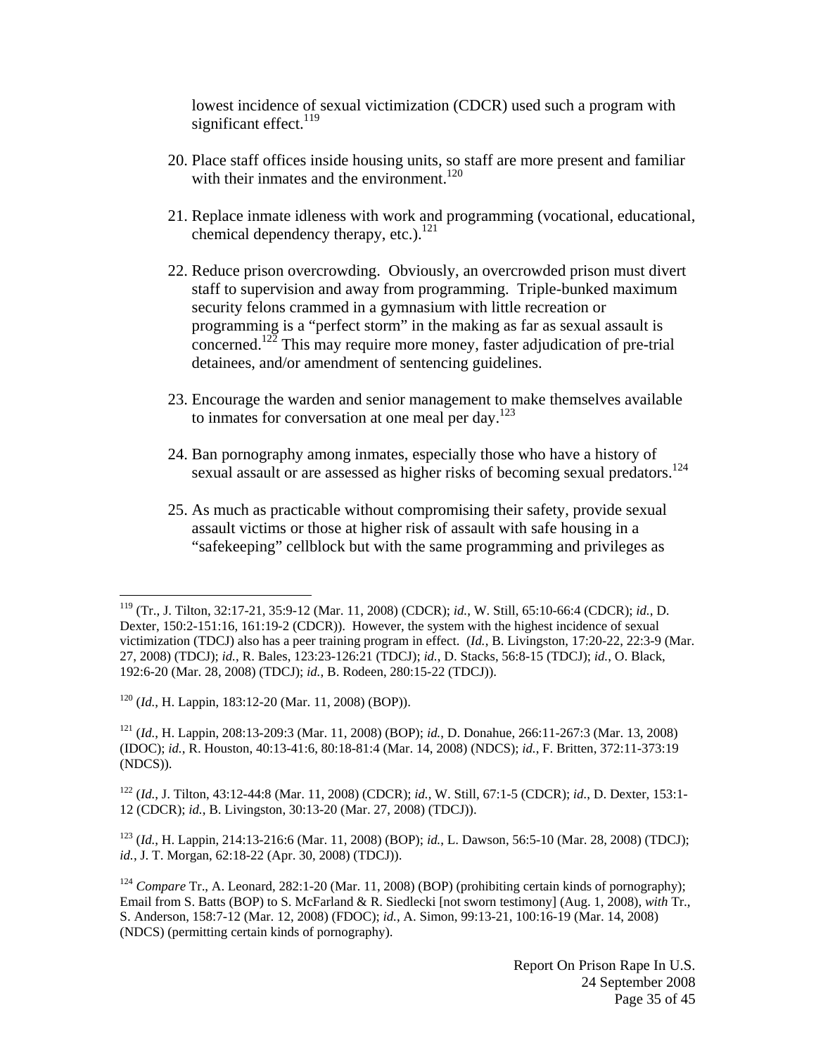lowest incidence of sexual victimization (CDCR) used such a program with significant effect.[119]

20. Place staff offices inside housing units, so staff are more present and familiar with their inmates and the environment.[120]

21. Replace inmate idleness with work and programming (vocational, educational, chemical dependency therapy, etc.).[121]

22. Reduce prison overcrowding. Obviously, an overcrowded prison must divert staff to supervision and away from programming. Triple-bunked maximum security felons crammed in a gymnasium with little recreation or programming is a "perfect storm" in the making as far as sexual assault is concerned.[122] This may require more money, faster adjudication of pre-trial detainees, and/or amendment of sentencing guidelines.

23. Encourage the warden and senior management to make themselves available to inmates for conversation at one meal per day.[123]

24. Ban pornography among inmates, especially those who have a history of sexual assault or are assessed as higher risks of becoming sexual predators.[124]

25. As much as practicable without compromising their safety, provide sexual assault victims or those at higher risk of assault with safe housing in a "safekeeping" cellblock but with the same programming and privileges as

---

[119] (Tr., J. Tilton, 32:17-21, 35:9-12 (Mar. 11, 2008) (CDCR); *id.*, W. Still, 65:10-66:4 (CDCR); *id.*, D. Dexter, 150:2-151:16, 161:19-2 (CDCR)). However, the system with the highest incidence of sexual victimization (TDCJ) also has a peer training program in effect. (*Id.*, B. Livingston, 17:20-22, 22:3-9 (Mar. 27, 2008) (TDCJ); *id.*, R. Bales, 123:23-126:21 (TDCJ); *id.*, D. Stacks, 56:8-15 (TDCJ); *id.*, O. Black, 192:6-20 (Mar. 28, 2008) (TDCJ); *id.*, B. Rodeen, 280:15-22 (TDCJ)).

[120] (*Id.*, H. Lappin, 183:12-20 (Mar. 11, 2008) (BOP)).

[121] (*Id.*, H. Lappin, 208:13-209:3 (Mar. 11, 2008) (BOP); *id.*, D. Donahue, 266:11-267:3 (Mar. 13, 2008) (IDOC); *id.*, R. Houston, 40:13-41:6, 80:18-81:4 (Mar. 14, 2008) (NDCS); *id.*, F. Britten, 372:11-373:19 (NDCS)).

[122] (*Id.*, J. Tilton, 43:12-44:8 (Mar. 11, 2008) (CDCR); *id.*, W. Still, 67:1-5 (CDCR); *id.*, D. Dexter, 153:1-12 (CDCR); *id.*, B. Livingston, 30:13-20 (Mar. 27, 2008) (TDCJ)).

[123] (*Id.*, H. Lappin, 214:13-216:6 (Mar. 11, 2008) (BOP); *id.*, L. Dawson, 56:5-10 (Mar. 28, 2008) (TDCJ); *id.*, J. T. Morgan, 62:18-22 (Apr. 30, 2008) (TDCJ)).

[124] *Compare* Tr., A. Leonard, 282:1-20 (Mar. 11, 2008) (BOP) (prohibiting certain kinds of pornography); Email from S. Batts (BOP) to S. McFarland & R. Siedlecki [not sworn testimony] (Aug. 1, 2008), *with* Tr., S. Anderson, 158:7-12 (Mar. 12, 2008) (FDOC); *id.*, A. Simon, 99:13-21, 100:16-19 (Mar. 14, 2008) (NDCS) (permitting certain kinds of pornography).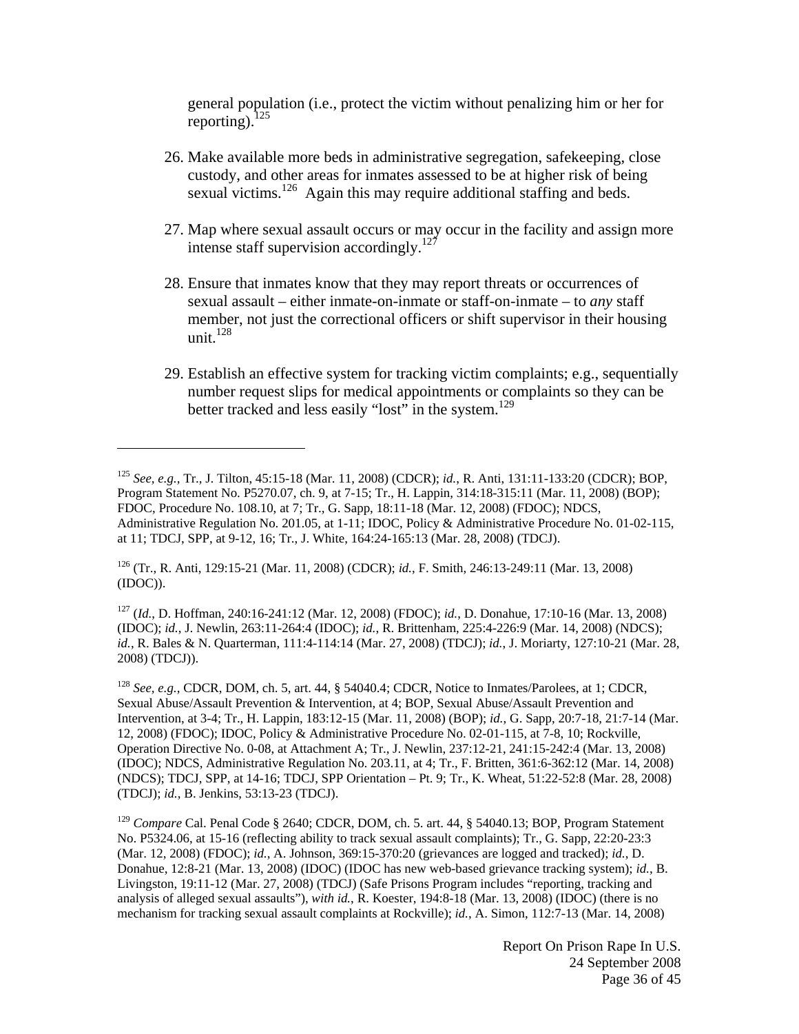general population (i.e., protect the victim without penalizing him or her for reporting).[125]

26. Make available more beds in administrative segregation, safekeeping, close custody, and other areas for inmates assessed to be at higher risk of being sexual victims.[126] Again this may require additional staffing and beds.

27. Map where sexual assault occurs or may occur in the facility and assign more intense staff supervision accordingly.[127]

28. Ensure that inmates know that they may report threats or occurrences of sexual assault – either inmate-on-inmate or staff-on-inmate – to *any* staff member, not just the correctional officers or shift supervisor in their housing unit.[128]

29. Establish an effective system for tracking victim complaints; e.g., sequentially number request slips for medical appointments or complaints so they can be better tracked and less easily "lost" in the system.[129]

---

[125] *See, e.g.*, Tr., J. Tilton, 45:15-18 (Mar. 11, 2008) (CDCR); *id.*, R. Anti, 131:11-133:20 (CDCR); BOP, Program Statement No. P5270.07, ch. 9, at 7-15; Tr., H. Lappin, 314:18-315:11 (Mar. 11, 2008) (BOP); FDOC, Procedure No. 108.10, at 7; Tr., G. Sapp, 18:11-18 (Mar. 12, 2008) (FDOC); NDCS, Administrative Regulation No. 201.05, at 1-11; IDOC, Policy & Administrative Procedure No. 01-02-115, at 11; TDCJ, SPP, at 9-12, 16; Tr., J. White, 164:24-165:13 (Mar. 28, 2008) (TDCJ).

[126] (Tr., R. Anti, 129:15-21 (Mar. 11, 2008) (CDCR); *id.*, F. Smith, 246:13-249:11 (Mar. 13, 2008) (IDOC)).

[127] (*Id.*, D. Hoffman, 240:16-241:12 (Mar. 12, 2008) (FDOC); *id.*, D. Donahue, 17:10-16 (Mar. 13, 2008) (IDOC); *id.*, J. Newlin, 263:11-264:4 (IDOC); *id.*, R. Brittenham, 225:4-226:9 (Mar. 14, 2008) (NDCS); *id.*, R. Bales & N. Quarterman, 111:4-114:14 (Mar. 27, 2008) (TDCJ); *id.*, J. Moriarty, 127:10-21 (Mar. 28, 2008) (TDCJ)).

[128] *See, e.g.*, CDCR, DOM, ch. 5, art. 44, § 54040.4; CDCR, Notice to Inmates/Parolees, at 1; CDCR, Sexual Abuse/Assault Prevention & Intervention, at 4; BOP, Sexual Abuse/Assault Prevention and Intervention, at 3-4; Tr., H. Lappin, 183:12-15 (Mar. 11, 2008) (BOP); *id.*, G. Sapp, 20:7-18, 21:7-14 (Mar. 12, 2008) (FDOC); IDOC, Policy & Administrative Procedure No. 02-01-115, at 7-8, 10; Rockville, Operation Directive No. 0-08, at Attachment A; Tr., J. Newlin, 237:12-21, 241:15-242:4 (Mar. 13, 2008) (IDOC); NDCS, Administrative Regulation No. 203.11, at 4; Tr., F. Britten, 361:6-362:12 (Mar. 14, 2008) (NDCS); TDCJ, SPP, at 14-16; TDCJ, SPP Orientation – Pt. 9; Tr., K. Wheat, 51:22-52:8 (Mar. 28, 2008) (TDCJ); *id.*, B. Jenkins, 53:13-23 (TDCJ).

[129] *Compare* Cal. Penal Code § 2640; CDCR, DOM, ch. 5. art. 44, § 54040.13; BOP, Program Statement No. P5324.06, at 15-16 (reflecting ability to track sexual assault complaints); Tr., G. Sapp, 22:20-23:3 (Mar. 12, 2008) (FDOC); *id.*, A. Johnson, 369:15-370:20 (grievances are logged and tracked); *id.*, D. Donahue, 12:8-21 (Mar. 13, 2008) (IDOC) (IDOC has new web-based grievance tracking system); *id.*, B. Livingston, 19:11-12 (Mar. 27, 2008) (TDCJ) (Safe Prisons Program includes "reporting, tracking and analysis of alleged sexual assaults"), *with id.*, R. Koester, 194:8-18 (Mar. 13, 2008) (IDOC) (there is no mechanism for tracking sexual assault complaints at Rockville); *id.*, A. Simon, 112:7-13 (Mar. 14, 2008)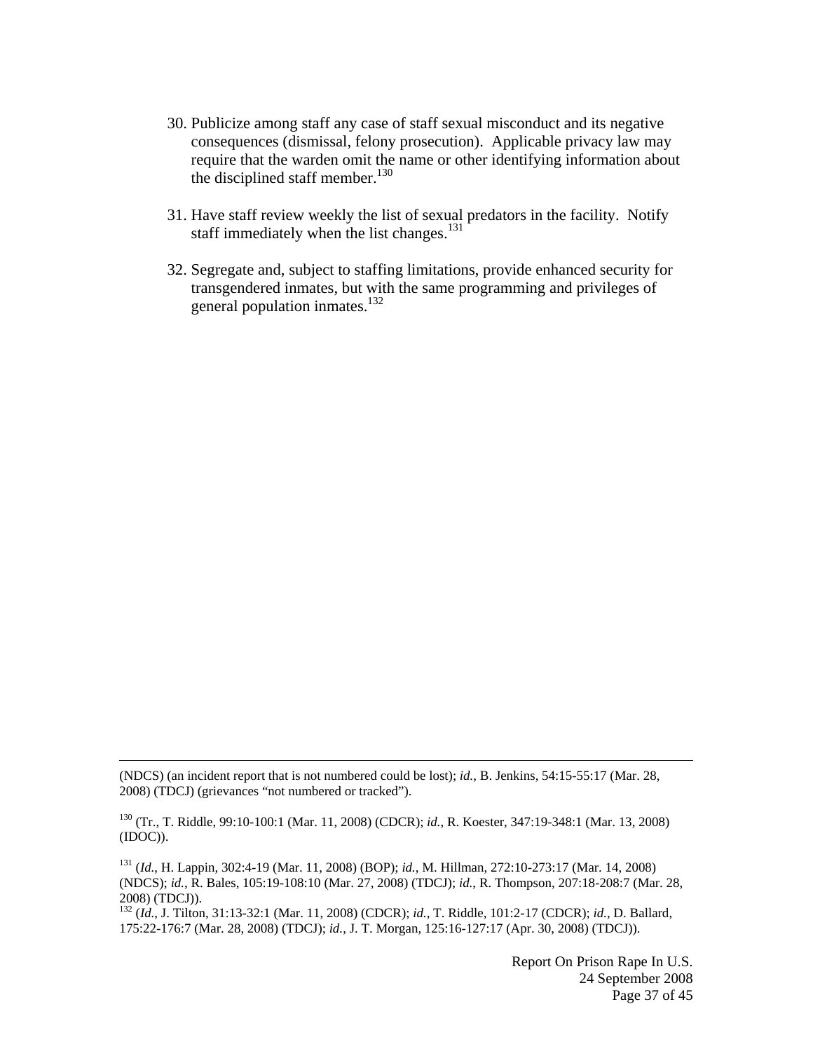30. Publicize among staff any case of staff sexual misconduct and its negative consequences (dismissal, felony prosecution). Applicable privacy law may require that the warden omit the name or other identifying information about the disciplined staff member.[130]

31. Have staff review weekly the list of sexual predators in the facility. Notify staff immediately when the list changes.[131]

32. Segregate and, subject to staffing limitations, provide enhanced security for transgendered inmates, but with the same programming and privileges of general population inmates.[132]

---

(NDCS) (an incident report that is not numbered could be lost); *id.*, B. Jenkins, 54:15-55:17 (Mar. 28, 2008) (TDCJ) (grievances "not numbered or tracked").

[130] (Tr., T. Riddle, 99:10-100:1 (Mar. 11, 2008) (CDCR); *id.*, R. Koester, 347:19-348:1 (Mar. 13, 2008) (IDOC)).

[131] (*Id.*, H. Lappin, 302:4-19 (Mar. 11, 2008) (BOP); *id.*, M. Hillman, 272:10-273:17 (Mar. 14, 2008) (NDCS); *id.*, R. Bales, 105:19-108:10 (Mar. 27, 2008) (TDCJ); *id.*, R. Thompson, 207:18-208:7 (Mar. 28, 2008) (TDCJ)).

[132] (*Id.*, J. Tilton, 31:13-32:1 (Mar. 11, 2008) (CDCR); *id.*, T. Riddle, 101:2-17 (CDCR); *id.*, D. Ballard, 175:22-176:7 (Mar. 28, 2008) (TDCJ); *id.*, J. T. Morgan, 125:16-127:17 (Apr. 30, 2008) (TDCJ)).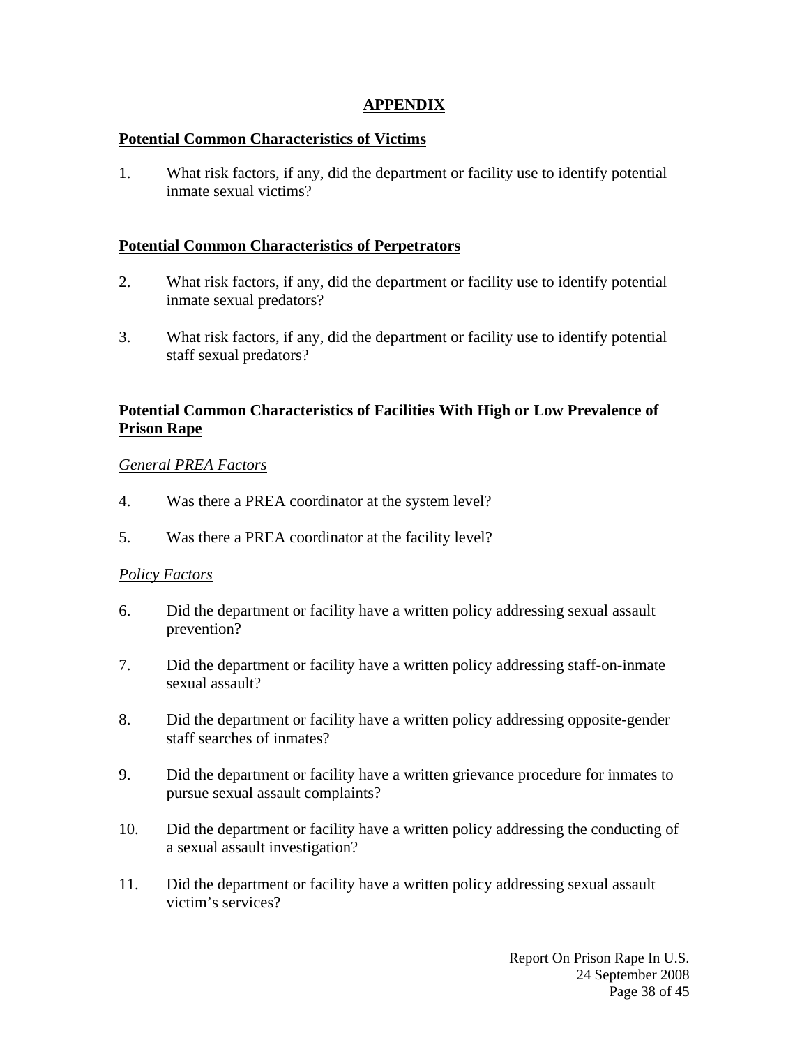## APPENDIX

### Potential Common Characteristics of Victims

1. What risk factors, if any, did the department or facility use to identify potential inmate sexual victims?

### Potential Common Characteristics of Perpetrators

2. What risk factors, if any, did the department or facility use to identify potential inmate sexual predators?

3. What risk factors, if any, did the department or facility use to identify potential staff sexual predators?

### Potential Common Characteristics of Facilities With High or Low Prevalence of Prison Rape

*General PREA Factors*

4. Was there a PREA coordinator at the system level?

5. Was there a PREA coordinator at the facility level?

*Policy Factors*

6. Did the department or facility have a written policy addressing sexual assault prevention?

7. Did the department or facility have a written policy addressing staff-on-inmate sexual assault?

8. Did the department or facility have a written policy addressing opposite-gender staff searches of inmates?

9. Did the department or facility have a written grievance procedure for inmates to pursue sexual assault complaints?

10. Did the department or facility have a written policy addressing the conducting of a sexual assault investigation?

11. Did the department or facility have a written policy addressing sexual assault victim's services?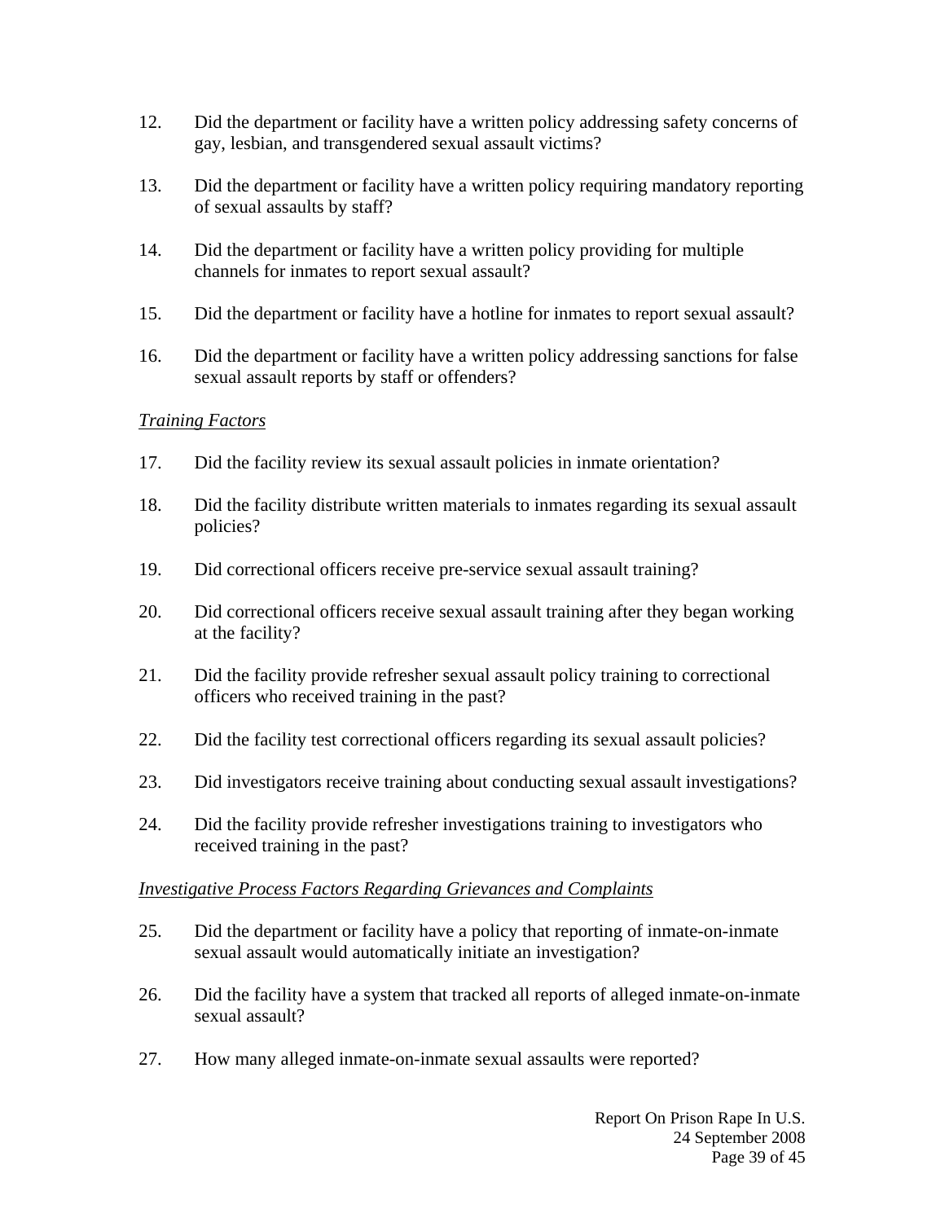12. Did the department or facility have a written policy addressing safety concerns of gay, lesbian, and transgendered sexual assault victims?

13. Did the department or facility have a written policy requiring mandatory reporting of sexual assaults by staff?

14. Did the department or facility have a written policy providing for multiple channels for inmates to report sexual assault?

15. Did the department or facility have a hotline for inmates to report sexual assault?

16. Did the department or facility have a written policy addressing sanctions for false sexual assault reports by staff or offenders?

*Training Factors*

17. Did the facility review its sexual assault policies in inmate orientation?

18. Did the facility distribute written materials to inmates regarding its sexual assault policies?

19. Did correctional officers receive pre-service sexual assault training?

20. Did correctional officers receive sexual assault training after they began working at the facility?

21. Did the facility provide refresher sexual assault policy training to correctional officers who received training in the past?

22. Did the facility test correctional officers regarding its sexual assault policies?

23. Did investigators receive training about conducting sexual assault investigations?

24. Did the facility provide refresher investigations training to investigators who received training in the past?

*Investigative Process Factors Regarding Grievances and Complaints*

25. Did the department or facility have a policy that reporting of inmate-on-inmate sexual assault would automatically initiate an investigation?

26. Did the facility have a system that tracked all reports of alleged inmate-on-inmate sexual assault?

27. How many alleged inmate-on-inmate sexual assaults were reported?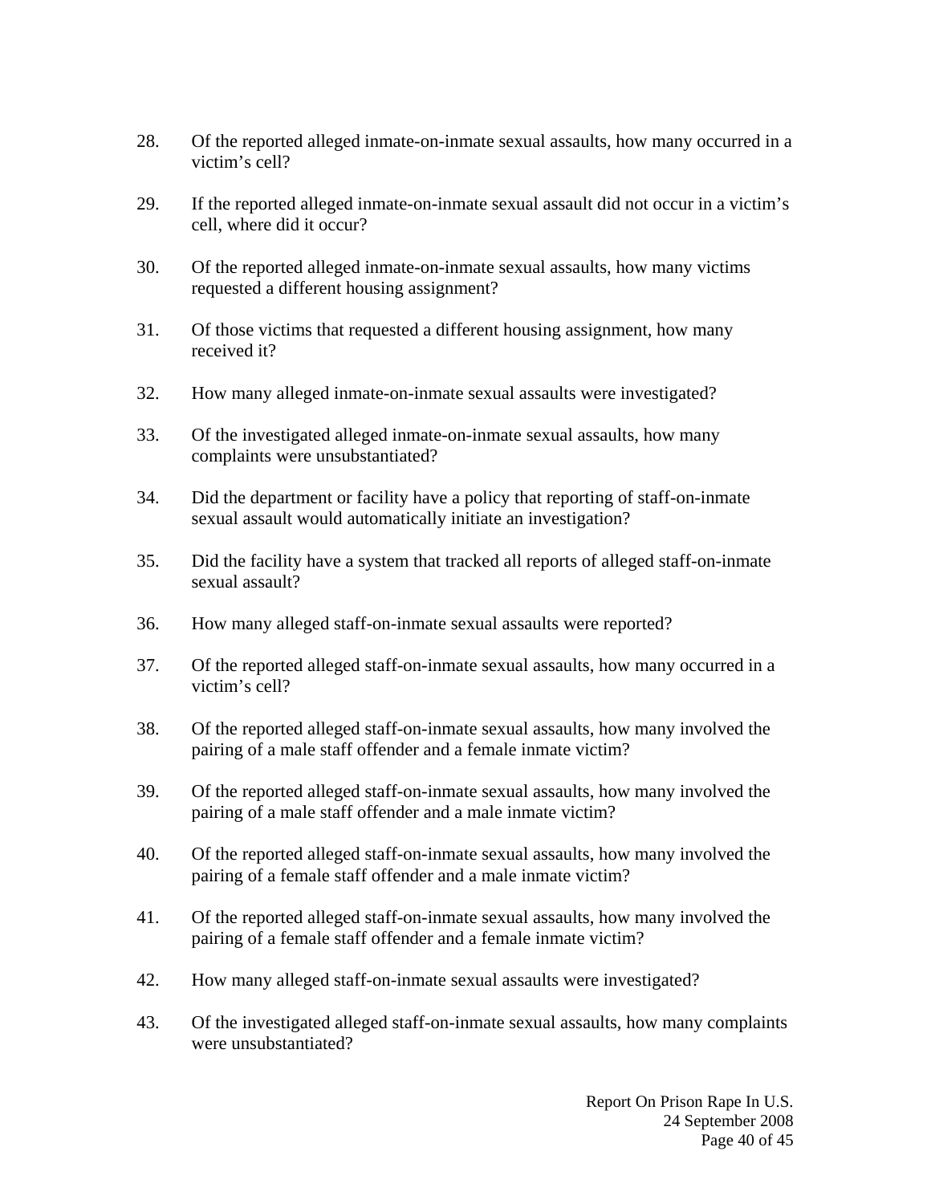28. Of the reported alleged inmate-on-inmate sexual assaults, how many occurred in a victim's cell?

29. If the reported alleged inmate-on-inmate sexual assault did not occur in a victim's cell, where did it occur?

30. Of the reported alleged inmate-on-inmate sexual assaults, how many victims requested a different housing assignment?

31. Of those victims that requested a different housing assignment, how many received it?

32. How many alleged inmate-on-inmate sexual assaults were investigated?

33. Of the investigated alleged inmate-on-inmate sexual assaults, how many complaints were unsubstantiated?

34. Did the department or facility have a policy that reporting of staff-on-inmate sexual assault would automatically initiate an investigation?

35. Did the facility have a system that tracked all reports of alleged staff-on-inmate sexual assault?

36. How many alleged staff-on-inmate sexual assaults were reported?

37. Of the reported alleged staff-on-inmate sexual assaults, how many occurred in a victim's cell?

38. Of the reported alleged staff-on-inmate sexual assaults, how many involved the pairing of a male staff offender and a female inmate victim?

39. Of the reported alleged staff-on-inmate sexual assaults, how many involved the pairing of a male staff offender and a male inmate victim?

40. Of the reported alleged staff-on-inmate sexual assaults, how many involved the pairing of a female staff offender and a male inmate victim?

41. Of the reported alleged staff-on-inmate sexual assaults, how many involved the pairing of a female staff offender and a female inmate victim?

42. How many alleged staff-on-inmate sexual assaults were investigated?

43. Of the investigated alleged staff-on-inmate sexual assaults, how many complaints were unsubstantiated?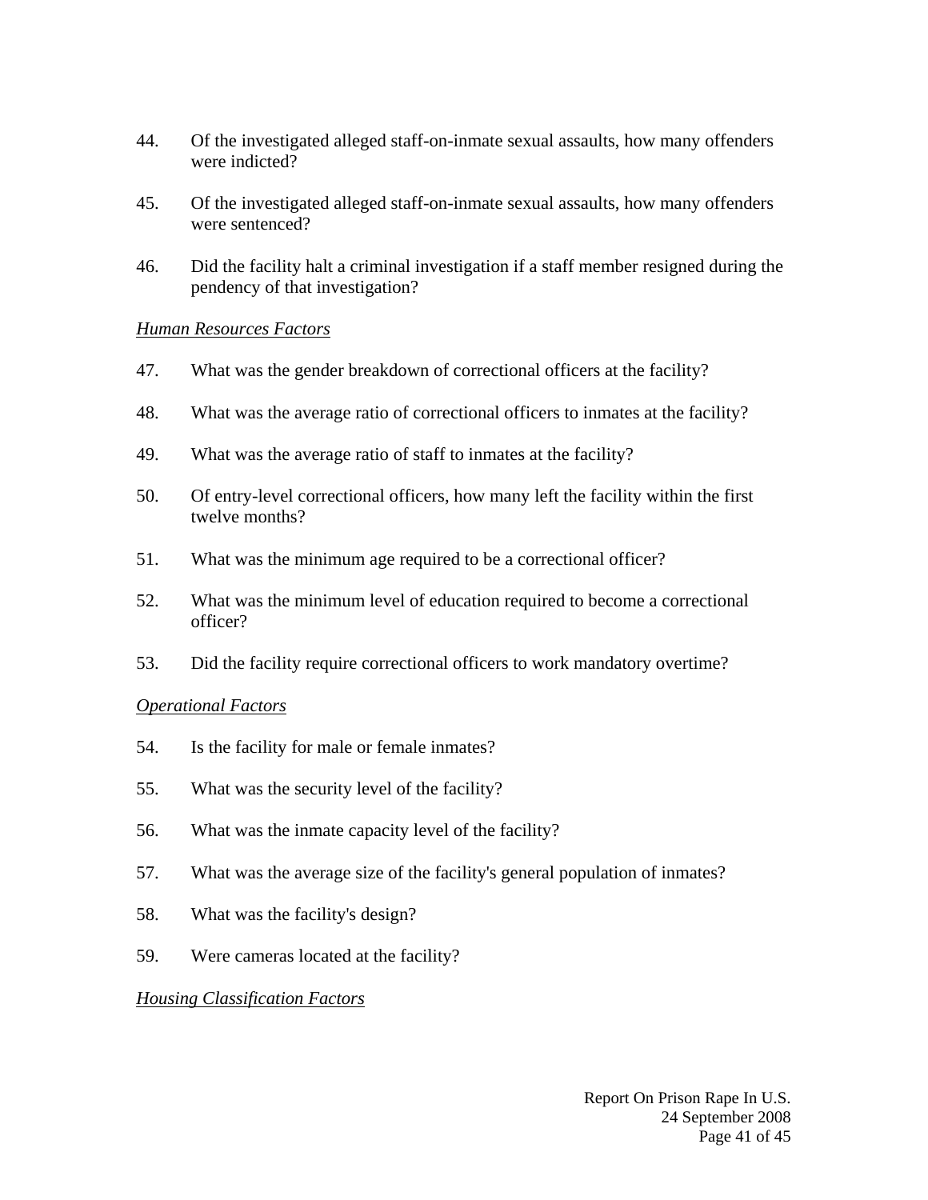44. Of the investigated alleged staff-on-inmate sexual assaults, how many offenders were indicted?

45. Of the investigated alleged staff-on-inmate sexual assaults, how many offenders were sentenced?

46. Did the facility halt a criminal investigation if a staff member resigned during the pendency of that investigation?

*Human Resources Factors*

47. What was the gender breakdown of correctional officers at the facility?

48. What was the average ratio of correctional officers to inmates at the facility?

49. What was the average ratio of staff to inmates at the facility?

50. Of entry-level correctional officers, how many left the facility within the first twelve months?

51. What was the minimum age required to be a correctional officer?

52. What was the minimum level of education required to become a correctional officer?

53. Did the facility require correctional officers to work mandatory overtime?

*Operational Factors*

54. Is the facility for male or female inmates?

55. What was the security level of the facility?

56. What was the inmate capacity level of the facility?

57. What was the average size of the facility's general population of inmates?

58. What was the facility's design?

59. Were cameras located at the facility?

*Housing Classification Factors*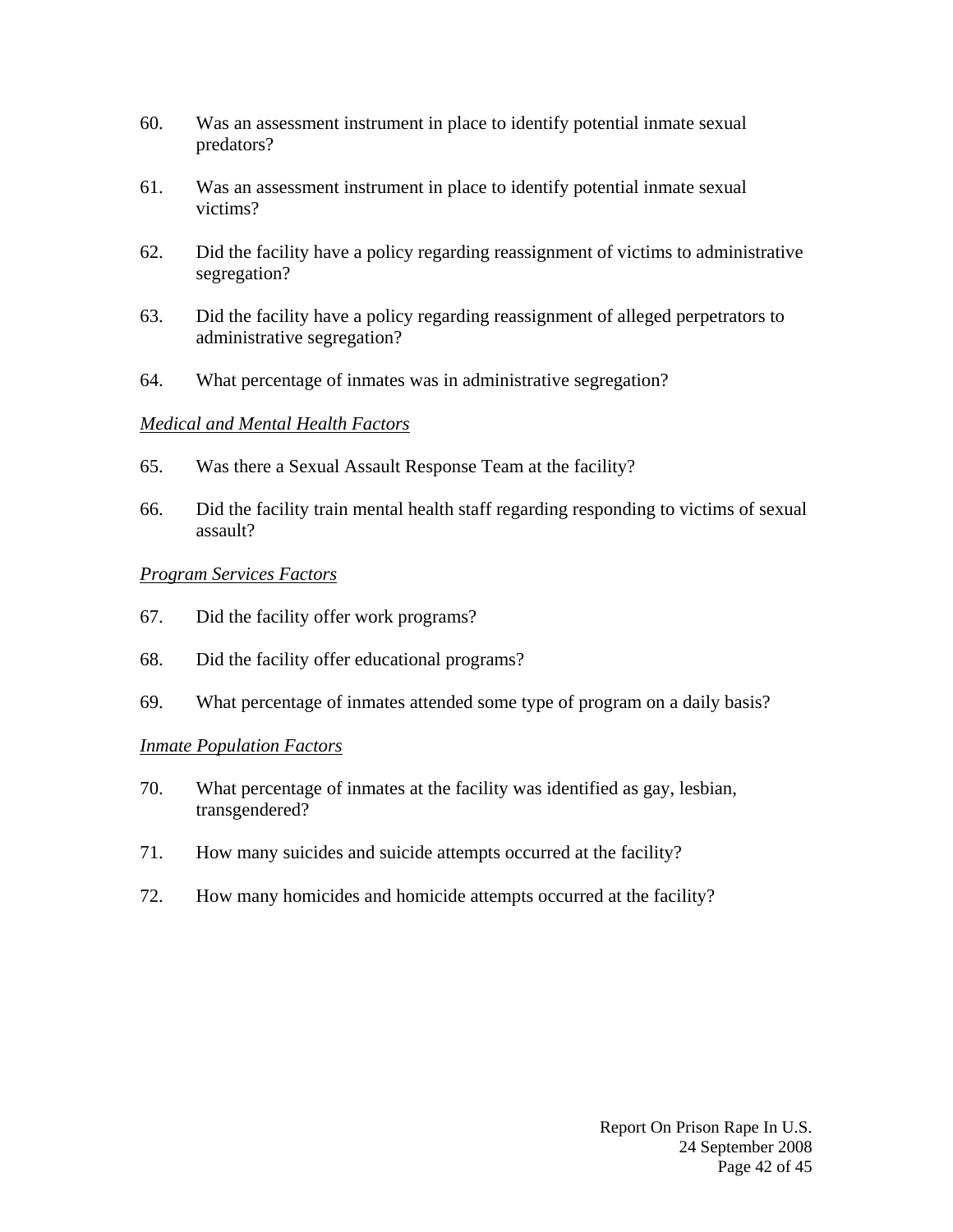60. Was an assessment instrument in place to identify potential inmate sexual predators?

61. Was an assessment instrument in place to identify potential inmate sexual victims?

62. Did the facility have a policy regarding reassignment of victims to administrative segregation?

63. Did the facility have a policy regarding reassignment of alleged perpetrators to administrative segregation?

64. What percentage of inmates was in administrative segregation?

*Medical and Mental Health Factors*

65. Was there a Sexual Assault Response Team at the facility?

66. Did the facility train mental health staff regarding responding to victims of sexual assault?

*Program Services Factors*

67. Did the facility offer work programs?

68. Did the facility offer educational programs?

69. What percentage of inmates attended some type of program on a daily basis?

*Inmate Population Factors*

70. What percentage of inmates at the facility was identified as gay, lesbian, transgendered?

71. How many suicides and suicide attempts occurred at the facility?

72. How many homicides and homicide attempts occurred at the facility?